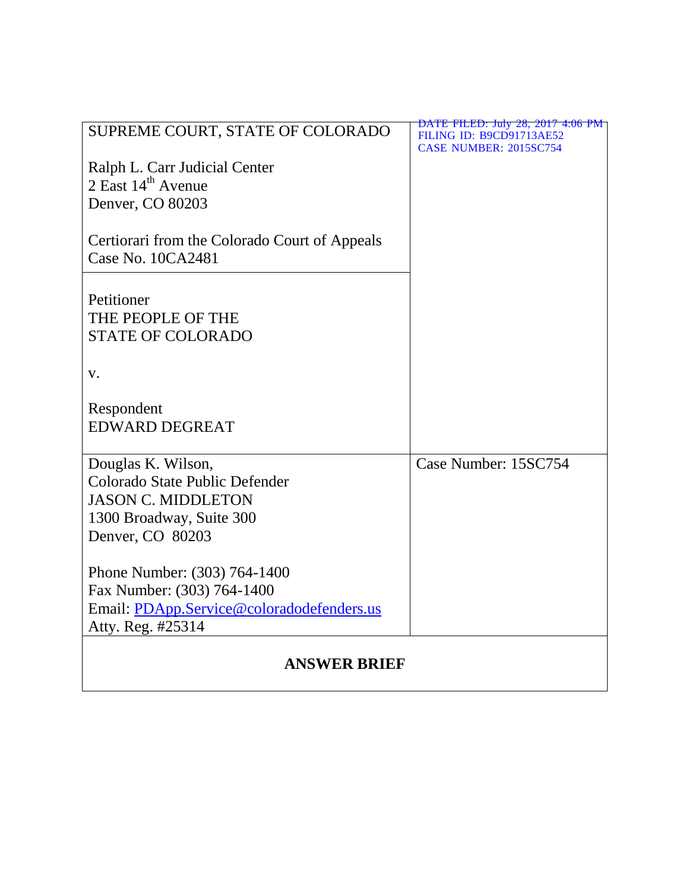| SUPREME COURT, STATE OF COLORADO<br><br>Ralph L. Carr Judicial Center<br>2 East 14th Avenue<br>Denver, CO 80203<br><br>Certiorari from the Colorado Court of Appeals<br>Case No. 10CA2481 | DATE FILED: July 28, 2017 4:06 PM<br>FILING ID: B9CD91713AE52<br>CASE NUMBER: 2015SC754 |
| --- | --- |
| Petitioner<br>THE PEOPLE OF THE<br>STATE OF COLORADO<br><br>v.<br><br>Respondent<br>EDWARD DEGREAT | |
| Douglas K. Wilson,<br>Colorado State Public Defender<br>JASON C. MIDDLETON<br>1300 Broadway, Suite 300<br>Denver, CO 80203<br><br>Phone Number: (303) 764-1400<br>Fax Number: (303) 764-1400<br>Email: PDApp.Service@coloradodefenders.us<br>Atty. Reg. #25314 | Case Number: 15SC754 |

**ANSWER BRIEF**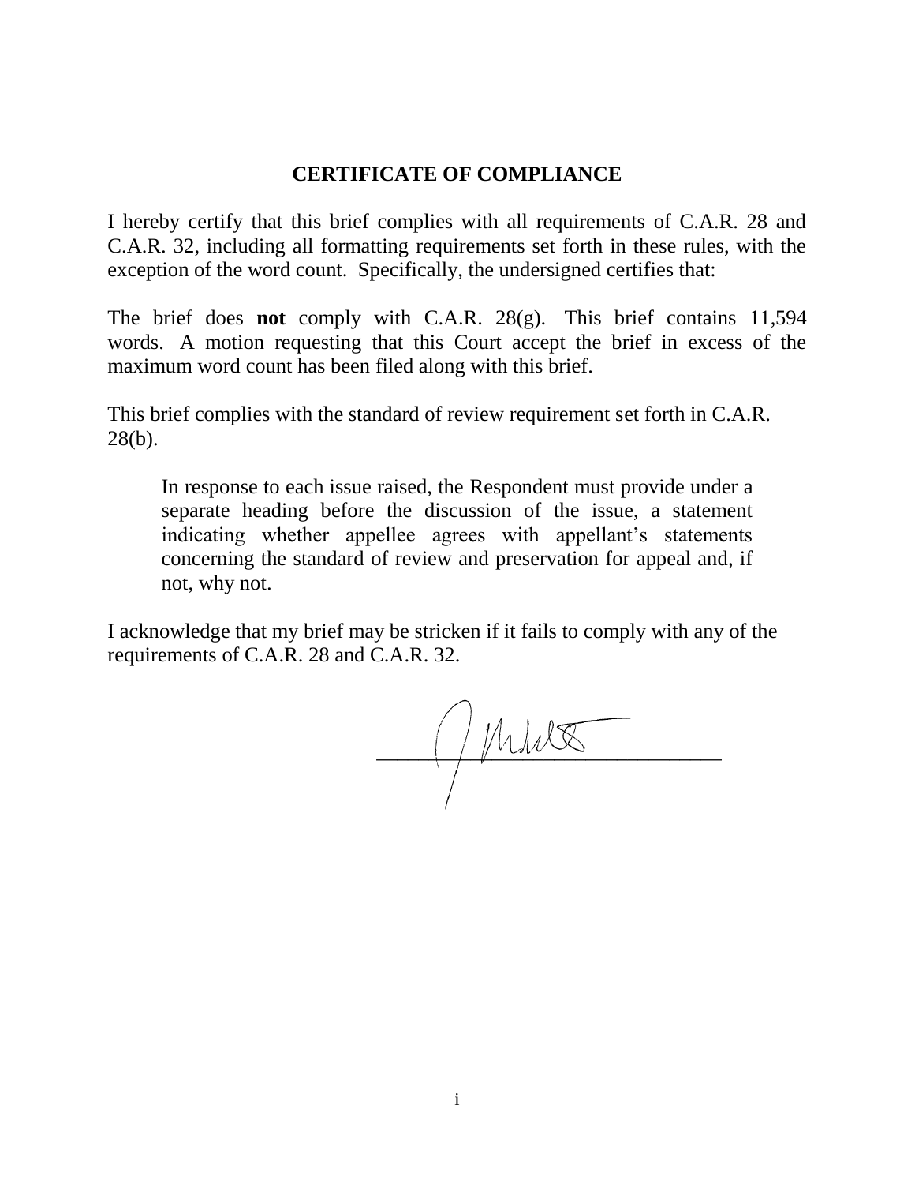## CERTIFICATE OF COMPLIANCE

I hereby certify that this brief complies with all requirements of C.A.R. 28 and C.A.R. 32, including all formatting requirements set forth in these rules, with the exception of the word count. Specifically, the undersigned certifies that:

The brief does **not** comply with C.A.R. 28(g). This brief contains 11,594 words. A motion requesting that this Court accept the brief in excess of the maximum word count has been filed along with this brief.

This brief complies with the standard of review requirement set forth in C.A.R. 28(b).

> In response to each issue raised, the Respondent must provide under a separate heading before the discussion of the issue, a statement indicating whether appellee agrees with appellant's statements concerning the standard of review and preservation for appeal and, if not, why not.

I acknowledge that my brief may be stricken if it fails to comply with any of the requirements of C.A.R. 28 and C.A.R. 32.

\_\_\_\_\_\_\_\_\_\_\_\_\_\_\_\_\_\_\_\_\_\_\_\_\_\_\_\_\_\_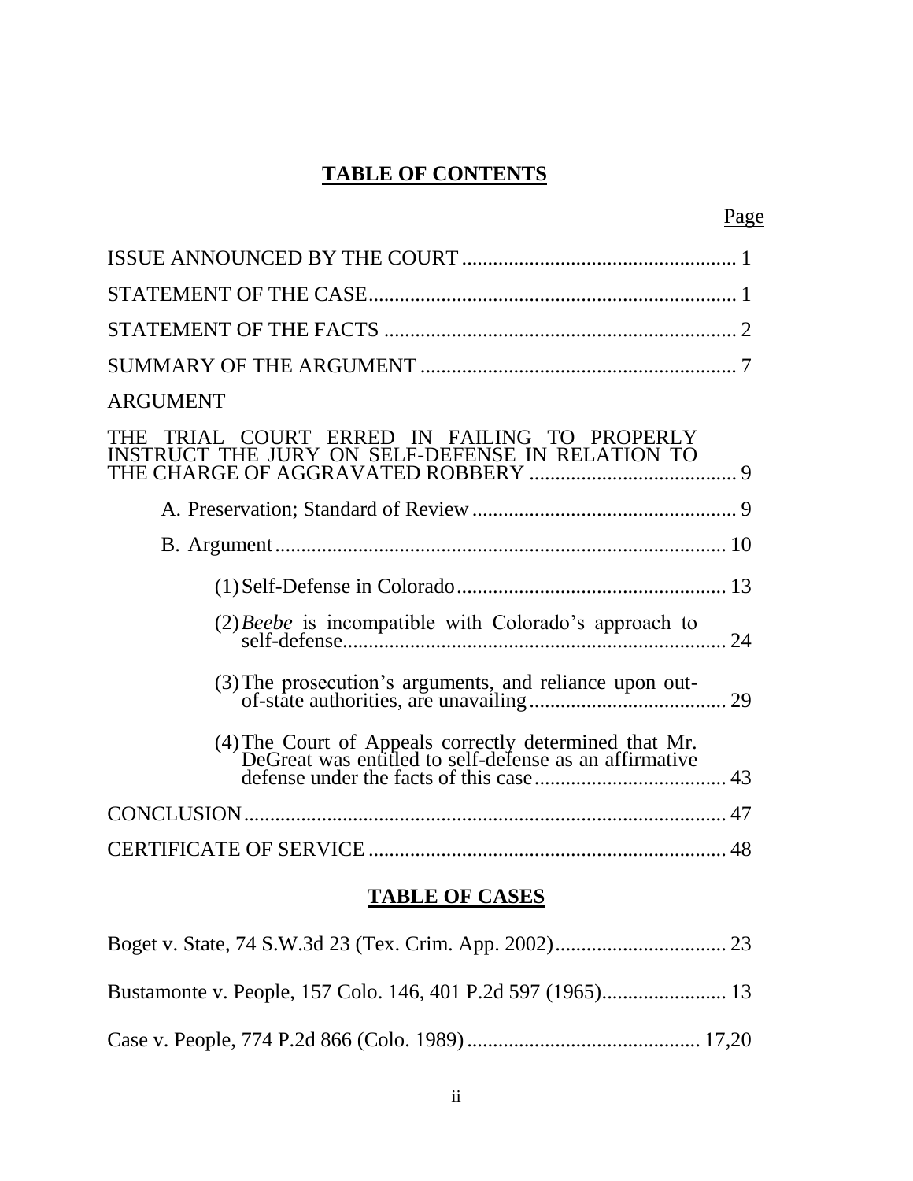## TABLE OF CONTENTS

| | Page |
|---|---|
| ISSUE ANNOUNCED BY THE COURT | 1 |
| STATEMENT OF THE CASE | 1 |
| STATEMENT OF THE FACTS | 2 |
| SUMMARY OF THE ARGUMENT | 7 |
| ARGUMENT | |
| THE TRIAL COURT ERRED IN FAILING TO PROPERLY INSTRUCT THE JURY ON SELF-DEFENSE IN RELATION TO THE CHARGE OF AGGRAVATED ROBBERY | 9 |
| A. Preservation; Standard of Review | 9 |
| B. Argument | 10 |
| (1) Self-Defense in Colorado | 13 |
| (2) *Beebe* is incompatible with Colorado's approach to self-defense | 24 |
| (3) The prosecution's arguments, and reliance upon out-of-state authorities, are unavailing | 29 |
| (4) The Court of Appeals correctly determined that Mr. DeGreat was entitled to self-defense as an affirmative defense under the facts of this case | 43 |
| CONCLUSION | 47 |
| CERTIFICATE OF SERVICE | 48 |

## TABLE OF CASES

| | |
|---|---|
| Boget v. State, 74 S.W.3d 23 (Tex. Crim. App. 2002) | 23 |
| Bustamonte v. People, 157 Colo. 146, 401 P.2d 597 (1965) | 13 |
| Case v. People, 774 P.2d 866 (Colo. 1989) | 17,20 |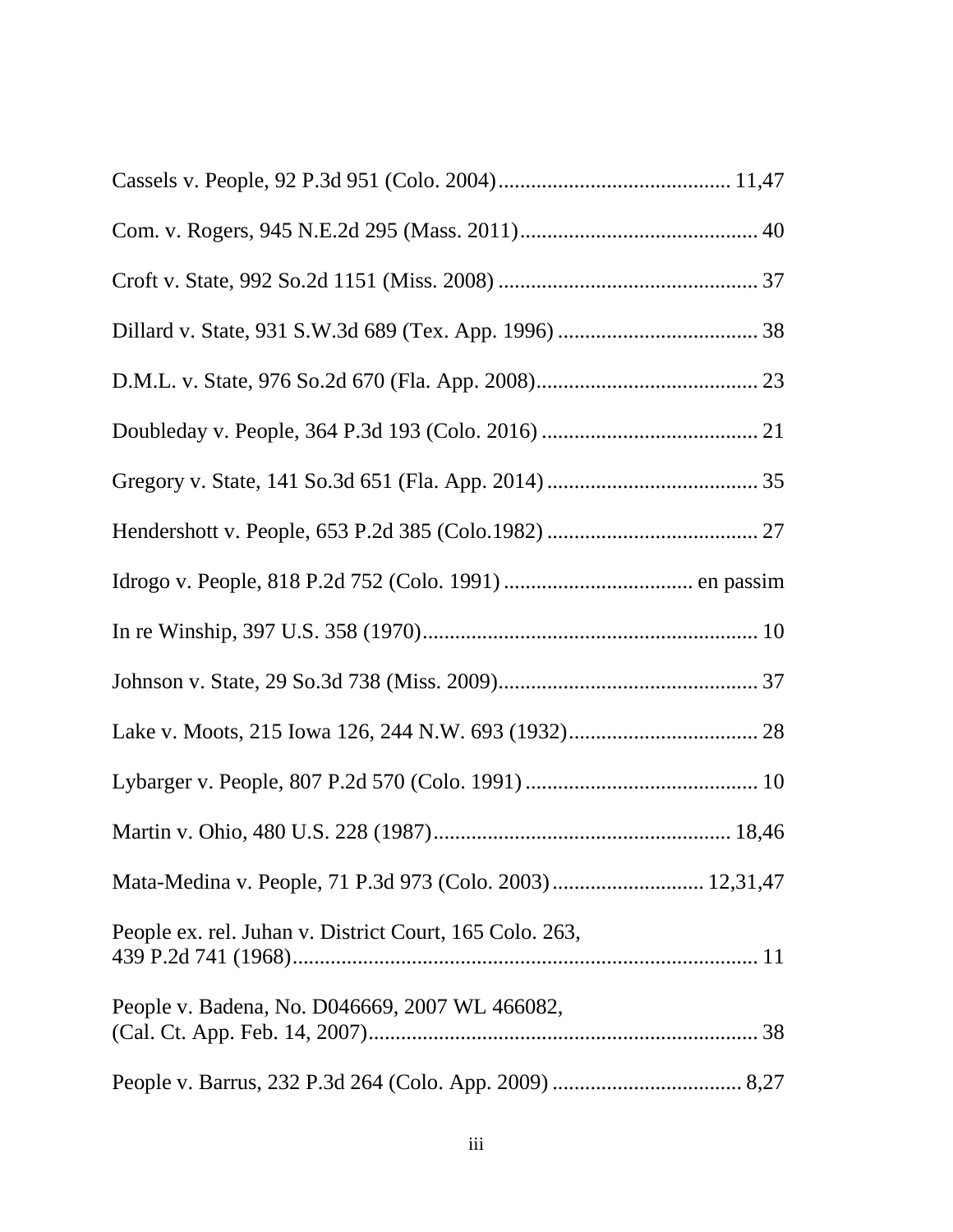Cassels v. People, 92 P.3d 951 (Colo. 2004) .......................................... 11,47

Com. v. Rogers, 945 N.E.2d 295 (Mass. 2011) ........................................... 40

Croft v. State, 992 So.2d 1151 (Miss. 2008) ............................................... 37

Dillard v. State, 931 S.W.3d 689 (Tex. App. 1996) .................................... 38

D.M.L. v. State, 976 So.2d 670 (Fla. App. 2008) ........................................ 23

Doubleday v. People, 364 P.3d 193 (Colo. 2016) ....................................... 21

Gregory v. State, 141 So.3d 651 (Fla. App. 2014) ...................................... 35

Hendershott v. People, 653 P.2d 385 (Colo.1982) ...................................... 27

Idrogo v. People, 818 P.2d 752 (Colo. 1991) .................................. en passim

In re Winship, 397 U.S. 358 (1970) ............................................................ 10

Johnson v. State, 29 So.3d 738 (Miss. 2009) ............................................... 37

Lake v. Moots, 215 Iowa 126, 244 N.W. 693 (1932) .................................. 28

Lybarger v. People, 807 P.2d 570 (Colo. 1991) .......................................... 10

Martin v. Ohio, 480 U.S. 228 (1987) ...................................................... 18,46

Mata-Medina v. People, 71 P.3d 973 (Colo. 2003) ........................... 12,31,47

People ex. rel. Juhan v. District Court, 165 Colo. 263,
439 P.2d 741 (1968) ..................................................................................... 11

People v. Badena, No. D046669, 2007 WL 466082,
(Cal. Ct. App. Feb. 14, 2007) ....................................................................... 38

People v. Barrus, 232 P.3d 264 (Colo. App. 2009) .................................. 8,27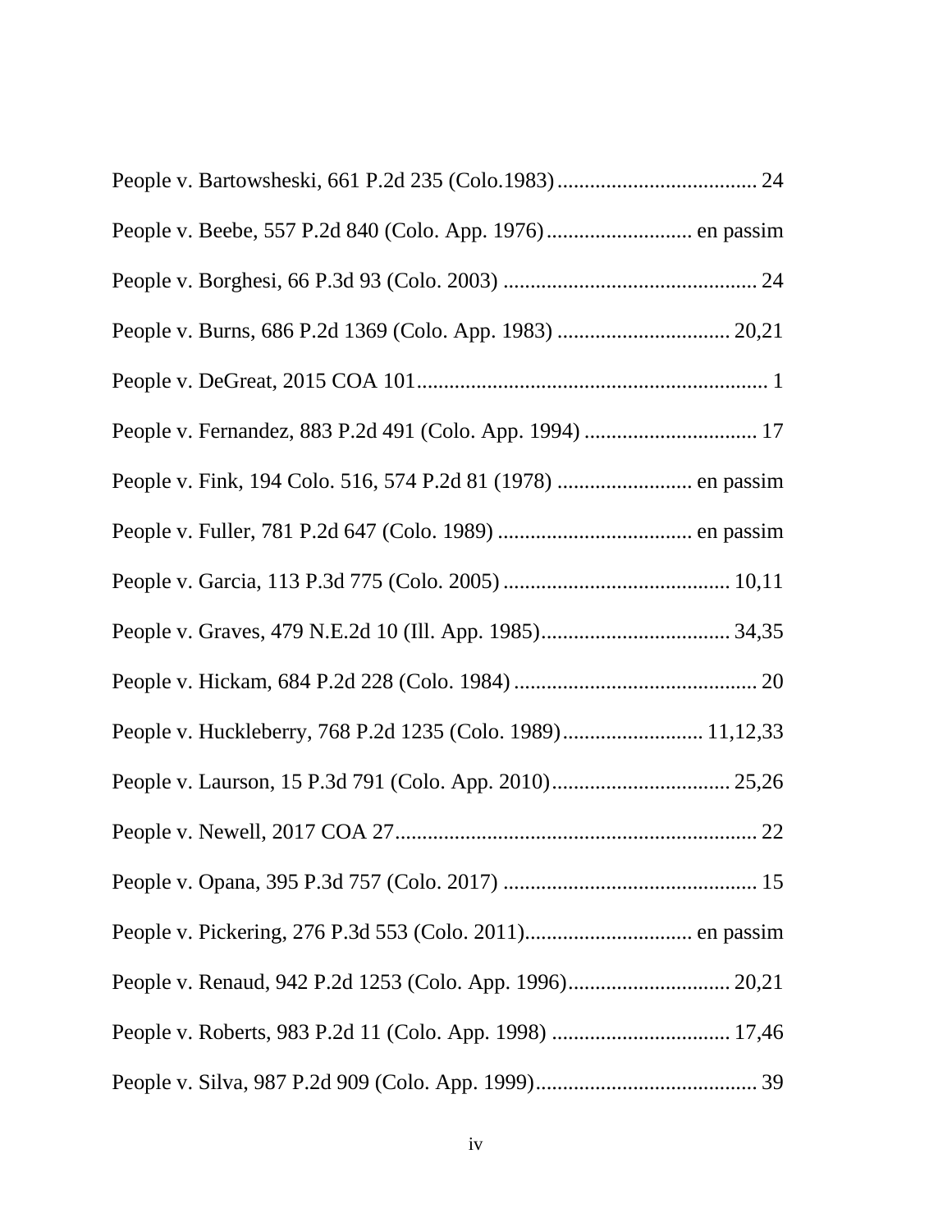People v. Bartowsheski, 661 P.2d 235 (Colo.1983) ..................................... 24

People v. Beebe, 557 P.2d 840 (Colo. App. 1976) ........................... en passim

People v. Borghesi, 66 P.3d 93 (Colo. 2003) ............................................... 24

People v. Burns, 686 P.2d 1369 (Colo. App. 1983) ................................ 20,21

People v. DeGreat, 2015 COA 101................................................................. 1

People v. Fernandez, 883 P.2d 491 (Colo. App. 1994) ................................ 17

People v. Fink, 194 Colo. 516, 574 P.2d 81 (1978) ......................... en passim

People v. Fuller, 781 P.2d 647 (Colo. 1989) .................................... en passim

People v. Garcia, 113 P.3d 775 (Colo. 2005) .......................................... 10,11

People v. Graves, 479 N.E.2d 10 (Ill. App. 1985)................................... 34,35

People v. Hickam, 684 P.2d 228 (Colo. 1984) ............................................. 20

People v. Huckleberry, 768 P.2d 1235 (Colo. 1989).......................... 11,12,33

People v. Laurson, 15 P.3d 791 (Colo. App. 2010)................................. 25,26

People v. Newell, 2017 COA 27................................................................... 22

People v. Opana, 395 P.3d 757 (Colo. 2017) ............................................... 15

People v. Pickering, 276 P.3d 553 (Colo. 2011)............................... en passim

People v. Renaud, 942 P.2d 1253 (Colo. App. 1996).............................. 20,21

People v. Roberts, 983 P.2d 11 (Colo. App. 1998) ................................. 17,46

People v. Silva, 987 P.2d 909 (Colo. App. 1999).......................................... 39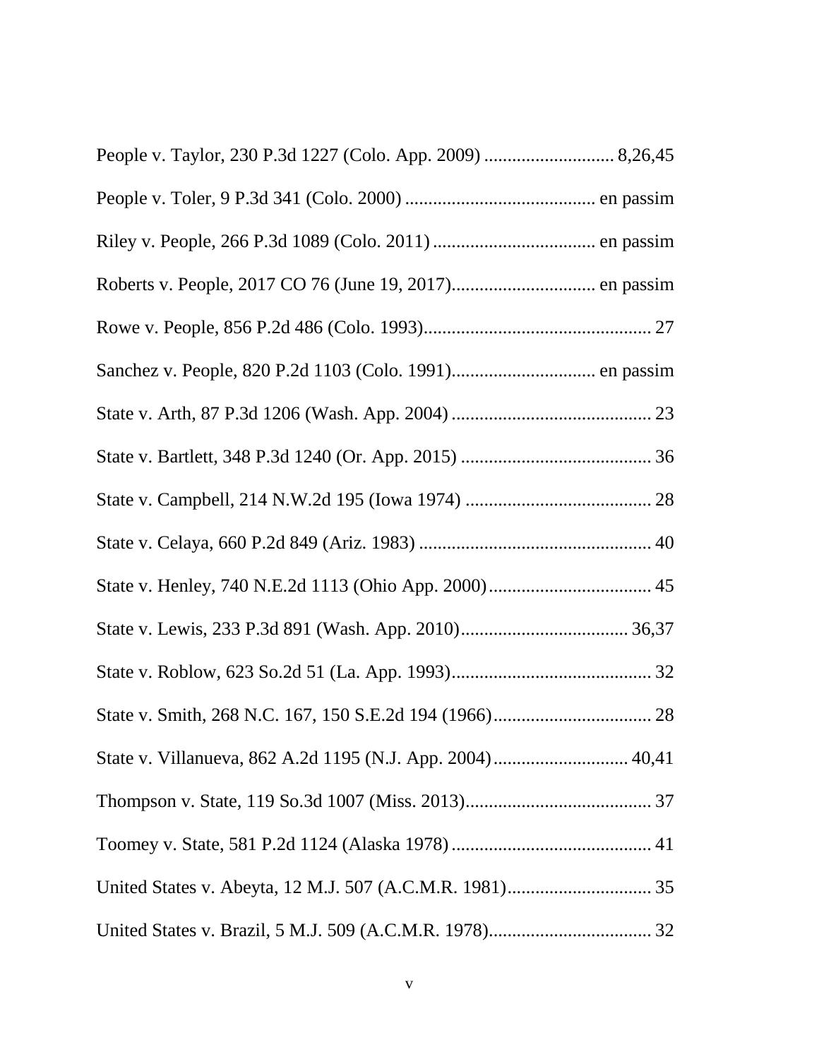People v. Taylor, 230 P.3d 1227 (Colo. App. 2009) ............................ 8,26,45

People v. Toler, 9 P.3d 341 (Colo. 2000) ......................................... en passim

Riley v. People, 266 P.3d 1089 (Colo. 2011) ................................... en passim

Roberts v. People, 2017 CO 76 (June 19, 2017)............................... en passim

Rowe v. People, 856 P.2d 486 (Colo. 1993)................................................. 27

Sanchez v. People, 820 P.2d 1103 (Colo. 1991)............................... en passim

State v. Arth, 87 P.3d 1206 (Wash. App. 2004) ........................................... 23

State v. Bartlett, 348 P.3d 1240 (Or. App. 2015) ......................................... 36

State v. Campbell, 214 N.W.2d 195 (Iowa 1974) ........................................ 28

State v. Celaya, 660 P.2d 849 (Ariz. 1983) .................................................. 40

State v. Henley, 740 N.E.2d 1113 (Ohio App. 2000)................................... 45

State v. Lewis, 233 P.3d 891 (Wash. App. 2010).................................... 36,37

State v. Roblow, 623 So.2d 51 (La. App. 1993)........................................... 32

State v. Smith, 268 N.C. 167, 150 S.E.2d 194 (1966).................................. 28

State v. Villanueva, 862 A.2d 1195 (N.J. App. 2004)............................. 40,41

Thompson v. State, 119 So.3d 1007 (Miss. 2013)........................................ 37

Toomey v. State, 581 P.2d 1124 (Alaska 1978) ........................................... 41

United States v. Abeyta, 12 M.J. 507 (A.C.M.R. 1981)............................... 35

United States v. Brazil, 5 M.J. 509 (A.C.M.R. 1978)................................... 32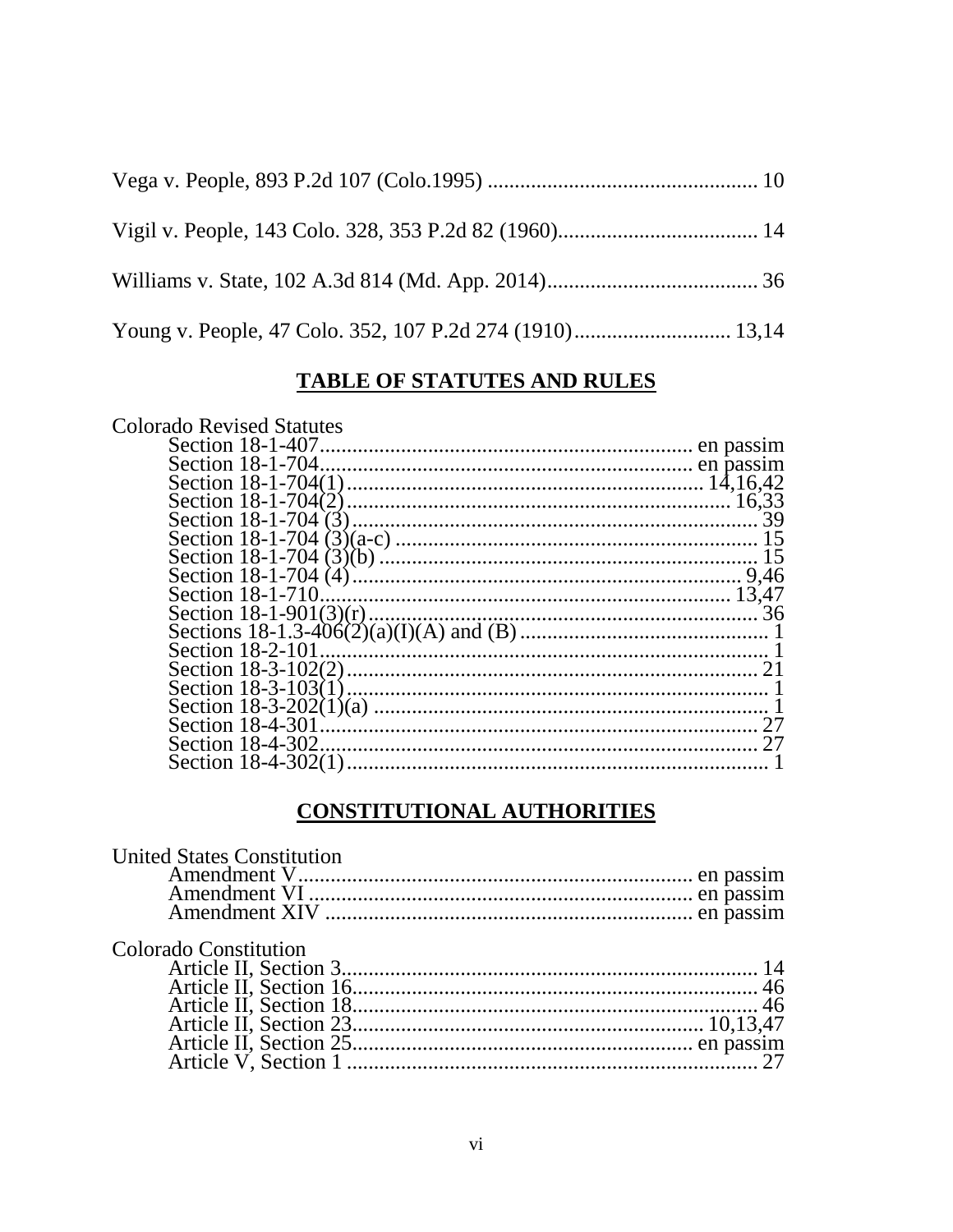Vega v. People, 893 P.2d 107 (Colo.1995) ................................................. 10

Vigil v. People, 143 Colo. 328, 353 P.2d 82 (1960).................................... 14

Williams v. State, 102 A.3d 814 (Md. App. 2014)...................................... 36

Young v. People, 47 Colo. 352, 107 P.2d 274 (1910)............................ 13,14

## TABLE OF STATUTES AND RULES

Colorado Revised Statutes

- Section 18-1-407.................................................................... en passim
- Section 18-1-704.................................................................... en passim
- Section 18-1-704(1)............................................................... 14,16,42
- Section 18-1-704(2)....................................................................... 16,33
- Section 18-1-704 (3)........................................................................... 39
- Section 18-1-704 (3)(a-c) ................................................................... 15
- Section 18-1-704 (3)(b) ...................................................................... 15
- Section 18-1-704 (4)......................................................................... 9,46
- Section 18-1-710............................................................................ 13,47
- Section 18-1-901(3)(r)........................................................................ 36
- Sections 18-1.3-406(2)(a)(I)(A) and (B)............................................... 1
- Section 18-2-101.................................................................................. 1
- Section 18-3-102(2)........................................................................... 21
- Section 18-3-103(1).............................................................................. 1
- Section 18-3-202(1)(a) ......................................................................... 1
- Section 18-4-301................................................................................. 27
- Section 18-4-302................................................................................. 27
- Section 18-4-302(1).............................................................................. 1

## CONSTITUTIONAL AUTHORITIES

United States Constitution

- Amendment V........................................................................ en passim
- Amendment VI ...................................................................... en passim
- Amendment XIV ................................................................... en passim

Colorado Constitution

- Article II, Section 3............................................................................ 14
- Article II, Section 16.......................................................................... 46
- Article II, Section 18.......................................................................... 46
- Article II, Section 23.............................................................. 10,13,47
- Article II, Section 25............................................................. en passim
- Article V, Section 1 ........................................................................... 27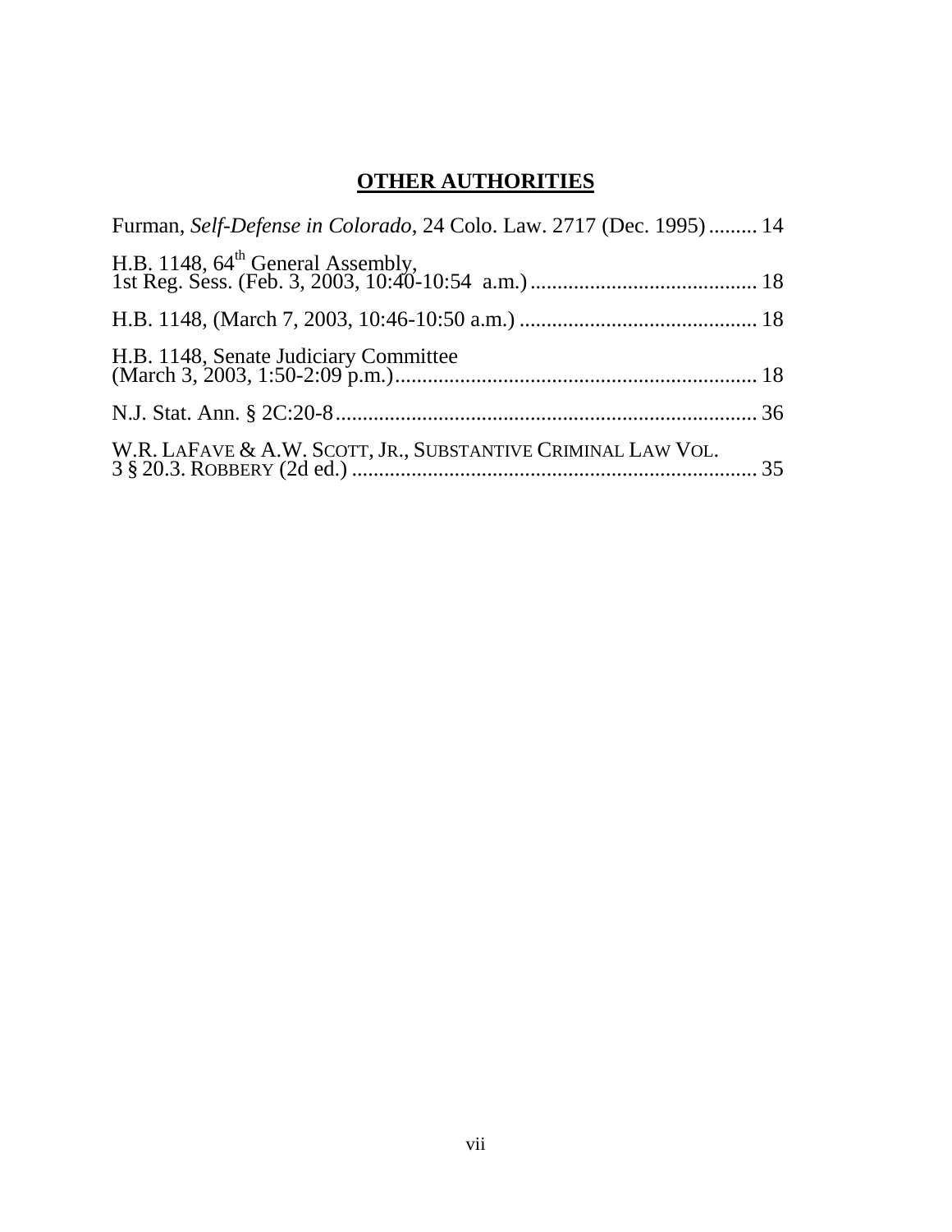# OTHER AUTHORITIES

Furman, *Self-Defense in Colorado*, 24 Colo. Law. 2717 (Dec. 1995) ......... 14

H.B. 1148, 64th General Assembly,
1st Reg. Sess. (Feb. 3, 2003, 10:40-10:54 a.m.) .......................................... 18

H.B. 1148, (March 7, 2003, 10:46-10:50 a.m.) ............................................ 18

H.B. 1148, Senate Judiciary Committee
(March 3, 2003, 1:50-2:09 p.m.) .................................................................. 18

N.J. Stat. Ann. § 2C:20-8 ............................................................................. 36

W.R. LAFAVE & A.W. SCOTT, JR., SUBSTANTIVE CRIMINAL LAW VOL.
3 § 20.3. ROBBERY (2d ed.) .......................................................................... 35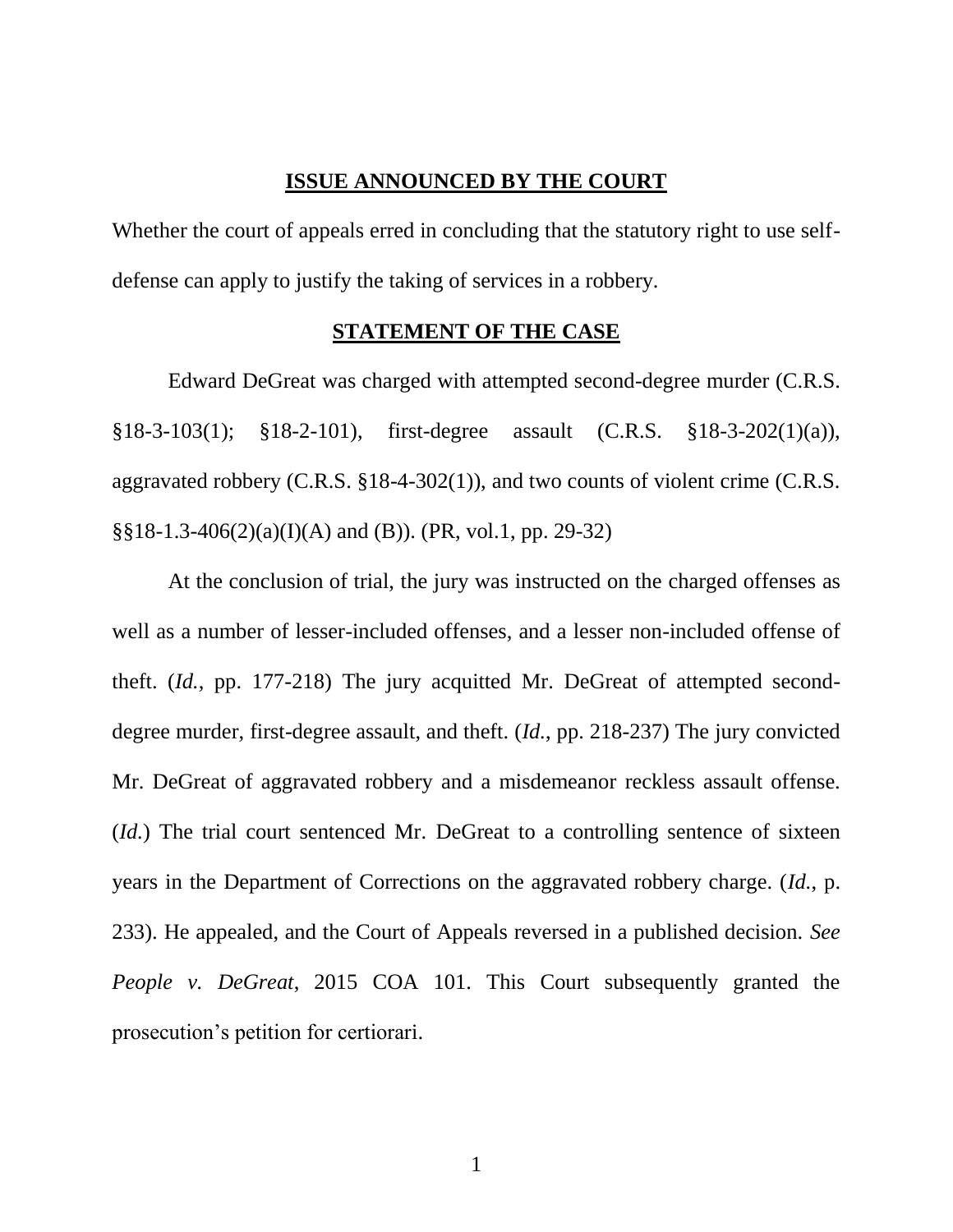## **ISSUE ANNOUNCED BY THE COURT**

Whether the court of appeals erred in concluding that the statutory right to use self-defense can apply to justify the taking of services in a robbery.

## **STATEMENT OF THE CASE**

Edward DeGreat was charged with attempted second-degree murder (C.R.S. §18-3-103(1); §18-2-101), first-degree assault (C.R.S. §18-3-202(1)(a)), aggravated robbery (C.R.S. §18-4-302(1)), and two counts of violent crime (C.R.S. §§18-1.3-406(2)(a)(I)(A) and (B)). (PR, vol.1, pp. 29-32)

At the conclusion of trial, the jury was instructed on the charged offenses as well as a number of lesser-included offenses, and a lesser non-included offense of theft. (*Id.*, pp. 177-218) The jury acquitted Mr. DeGreat of attempted second-degree murder, first-degree assault, and theft. (*Id.*, pp. 218-237) The jury convicted Mr. DeGreat of aggravated robbery and a misdemeanor reckless assault offense. (*Id.*) The trial court sentenced Mr. DeGreat to a controlling sentence of sixteen years in the Department of Corrections on the aggravated robbery charge. (*Id.*, p. 233). He appealed, and the Court of Appeals reversed in a published decision. *See People v. DeGreat*, 2015 COA 101. This Court subsequently granted the prosecution's petition for certiorari.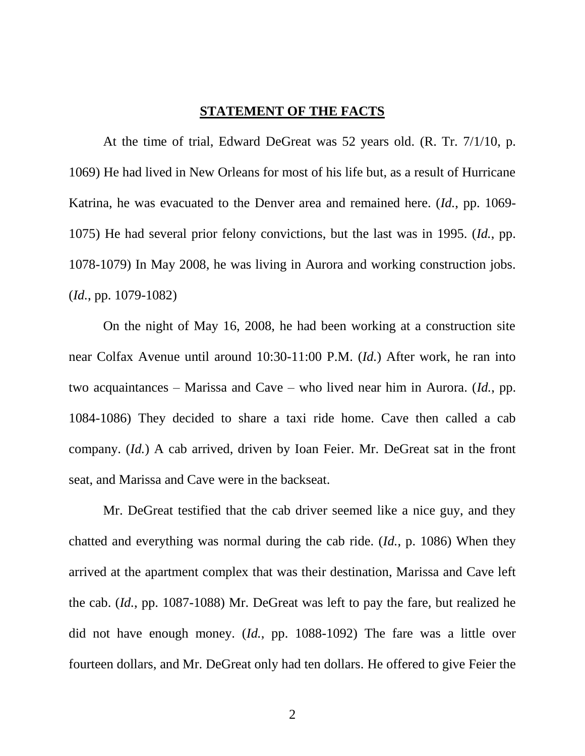## STATEMENT OF THE FACTS

At the time of trial, Edward DeGreat was 52 years old. (R. Tr. 7/1/10, p. 1069) He had lived in New Orleans for most of his life but, as a result of Hurricane Katrina, he was evacuated to the Denver area and remained here. (*Id.*, pp. 1069-1075) He had several prior felony convictions, but the last was in 1995. (*Id.*, pp. 1078-1079) In May 2008, he was living in Aurora and working construction jobs. (*Id.*, pp. 1079-1082)

On the night of May 16, 2008, he had been working at a construction site near Colfax Avenue until around 10:30-11:00 P.M. (*Id.*) After work, he ran into two acquaintances – Marissa and Cave – who lived near him in Aurora. (*Id.*, pp. 1084-1086) They decided to share a taxi ride home. Cave then called a cab company. (*Id.*) A cab arrived, driven by Ioan Feier. Mr. DeGreat sat in the front seat, and Marissa and Cave were in the backseat.

Mr. DeGreat testified that the cab driver seemed like a nice guy, and they chatted and everything was normal during the cab ride. (*Id.*, p. 1086) When they arrived at the apartment complex that was their destination, Marissa and Cave left the cab. (*Id.*, pp. 1087-1088) Mr. DeGreat was left to pay the fare, but realized he did not have enough money. (*Id.*, pp. 1088-1092) The fare was a little over fourteen dollars, and Mr. DeGreat only had ten dollars. He offered to give Feier the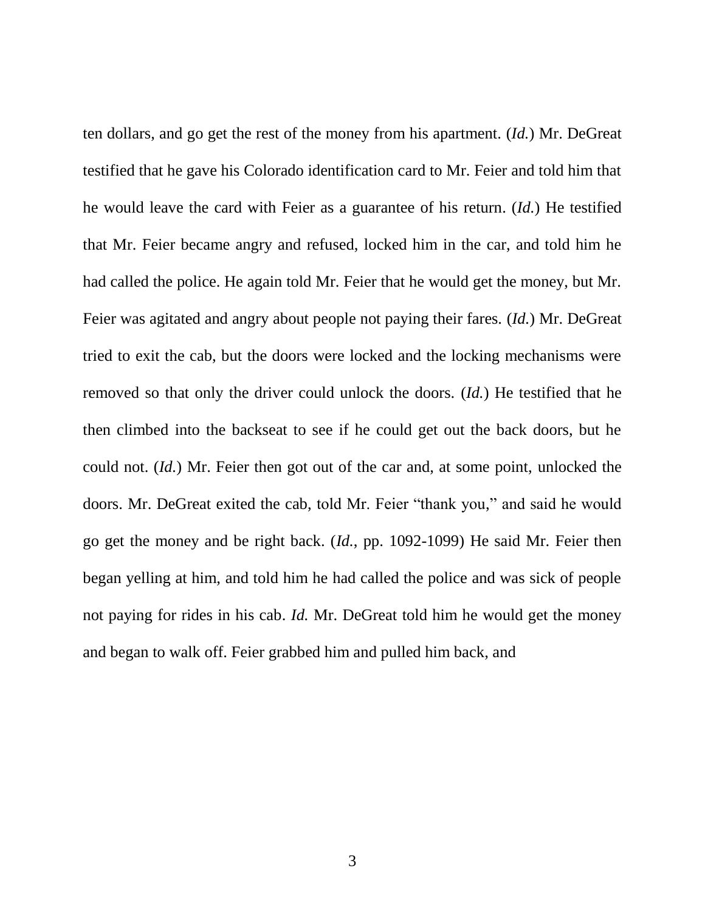ten dollars, and go get the rest of the money from his apartment. (*Id.*) Mr. DeGreat testified that he gave his Colorado identification card to Mr. Feier and told him that he would leave the card with Feier as a guarantee of his return. (*Id.*) He testified that Mr. Feier became angry and refused, locked him in the car, and told him he had called the police. He again told Mr. Feier that he would get the money, but Mr. Feier was agitated and angry about people not paying their fares. (*Id.*) Mr. DeGreat tried to exit the cab, but the doors were locked and the locking mechanisms were removed so that only the driver could unlock the doors. (*Id.*) He testified that he then climbed into the backseat to see if he could get out the back doors, but he could not. (*Id.*) Mr. Feier then got out of the car and, at some point, unlocked the doors. Mr. DeGreat exited the cab, told Mr. Feier "thank you," and said he would go get the money and be right back. (*Id.*, pp. 1092-1099) He said Mr. Feier then began yelling at him, and told him he had called the police and was sick of people not paying for rides in his cab. *Id.* Mr. DeGreat told him he would get the money and began to walk off. Feier grabbed him and pulled him back, and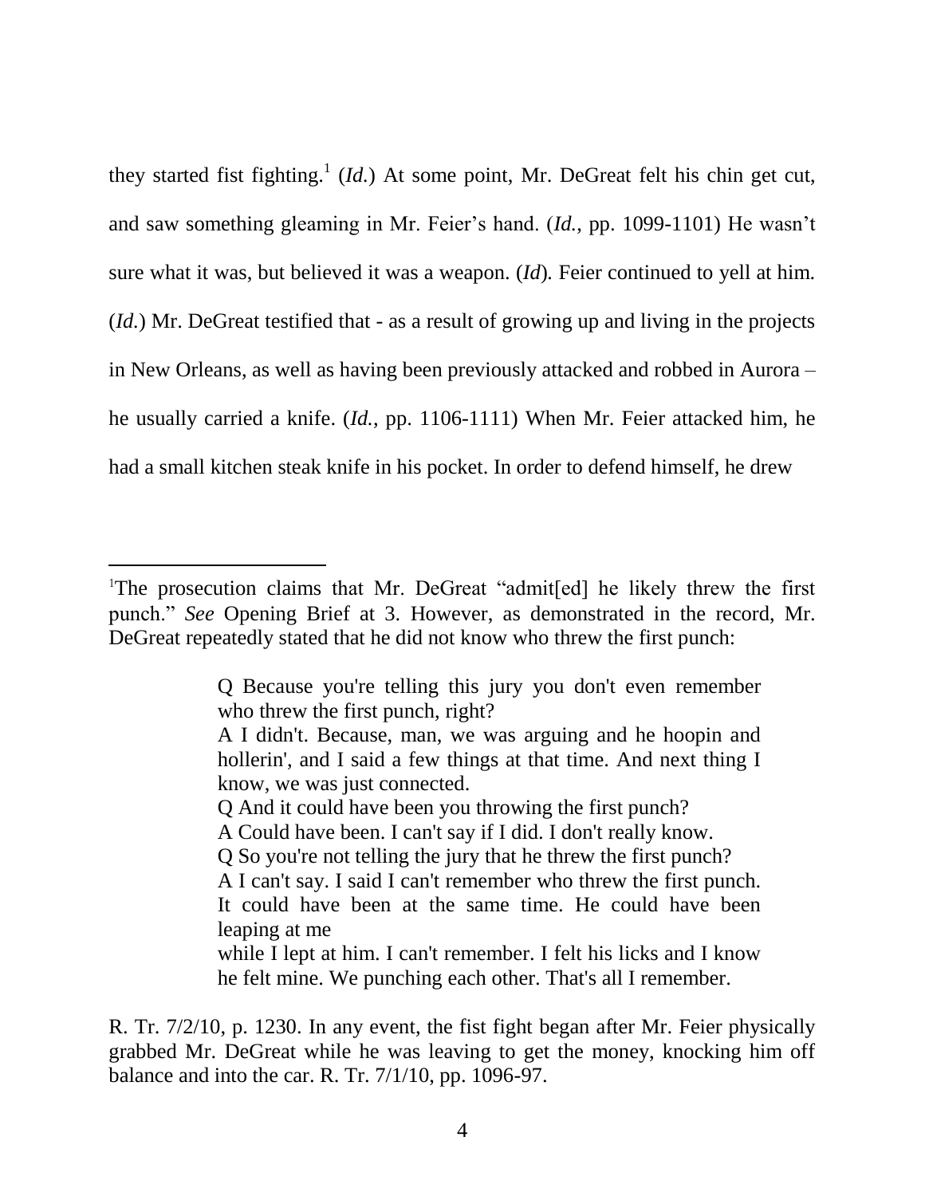they started fist fighting.[1] (*Id.*) At some point, Mr. DeGreat felt his chin get cut, and saw something gleaming in Mr. Feier's hand. (*Id.*, pp. 1099-1101) He wasn't sure what it was, but believed it was a weapon. (*Id*). Feier continued to yell at him. (*Id.*) Mr. DeGreat testified that - as a result of growing up and living in the projects in New Orleans, as well as having been previously attacked and robbed in Aurora – he usually carried a knife. (*Id.*, pp. 1106-1111) When Mr. Feier attacked him, he had a small kitchen steak knife in his pocket. In order to defend himself, he drew

---

[1] The prosecution claims that Mr. DeGreat "admit[ed] he likely threw the first punch." *See* Opening Brief at 3. However, as demonstrated in the record, Mr. DeGreat repeatedly stated that he did not know who threw the first punch:

> Q Because you're telling this jury you don't even remember who threw the first punch, right?
> A I didn't. Because, man, we was arguing and he hoopin and hollerin', and I said a few things at that time. And next thing I know, we was just connected.
> Q And it could have been you throwing the first punch?
> A Could have been. I can't say if I did. I don't really know.
> Q So you're not telling the jury that he threw the first punch?
> A I can't say. I said I can't remember who threw the first punch. It could have been at the same time. He could have been leaping at me
> while I lept at him. I can't remember. I felt his licks and I know he felt mine. We punching each other. That's all I remember.

R. Tr. 7/2/10, p. 1230. In any event, the fist fight began after Mr. Feier physically grabbed Mr. DeGreat while he was leaving to get the money, knocking him off balance and into the car. R. Tr. 7/1/10, pp. 1096-97.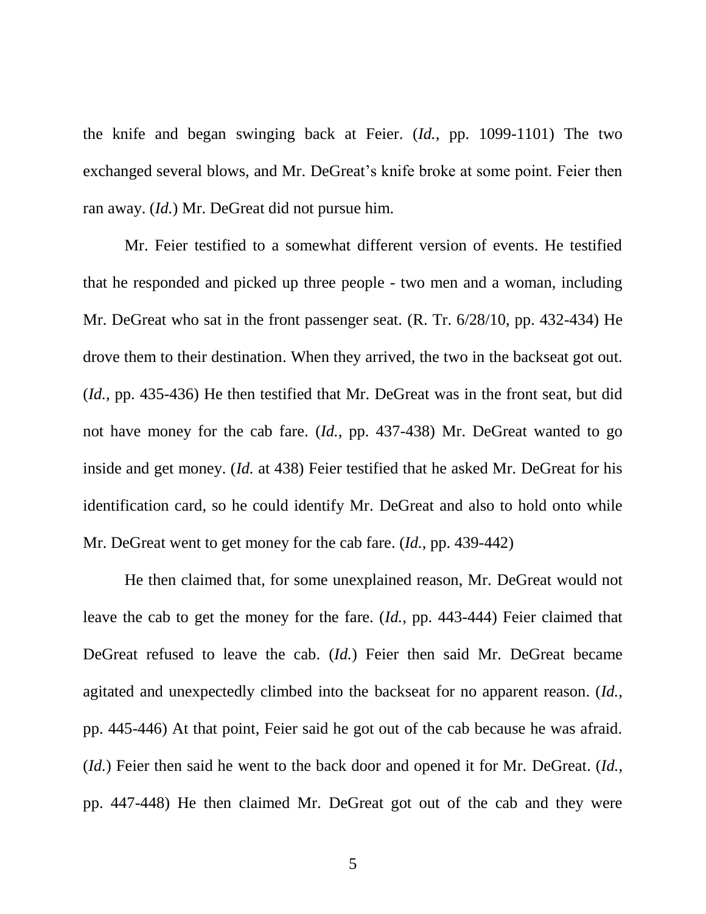the knife and began swinging back at Feier. (*Id.*, pp. 1099-1101) The two exchanged several blows, and Mr. DeGreat's knife broke at some point. Feier then ran away. (*Id.*) Mr. DeGreat did not pursue him.

Mr. Feier testified to a somewhat different version of events. He testified that he responded and picked up three people - two men and a woman, including Mr. DeGreat who sat in the front passenger seat. (R. Tr. 6/28/10, pp. 432-434) He drove them to their destination. When they arrived, the two in the backseat got out. (*Id.*, pp. 435-436) He then testified that Mr. DeGreat was in the front seat, but did not have money for the cab fare. (*Id.*, pp. 437-438) Mr. DeGreat wanted to go inside and get money. (*Id.* at 438) Feier testified that he asked Mr. DeGreat for his identification card, so he could identify Mr. DeGreat and also to hold onto while Mr. DeGreat went to get money for the cab fare. (*Id.*, pp. 439-442)

He then claimed that, for some unexplained reason, Mr. DeGreat would not leave the cab to get the money for the fare. (*Id.*, pp. 443-444) Feier claimed that DeGreat refused to leave the cab. (*Id.*) Feier then said Mr. DeGreat became agitated and unexpectedly climbed into the backseat for no apparent reason. (*Id.*, pp. 445-446) At that point, Feier said he got out of the cab because he was afraid. (*Id.*) Feier then said he went to the back door and opened it for Mr. DeGreat. (*Id.*, pp. 447-448) He then claimed Mr. DeGreat got out of the cab and they were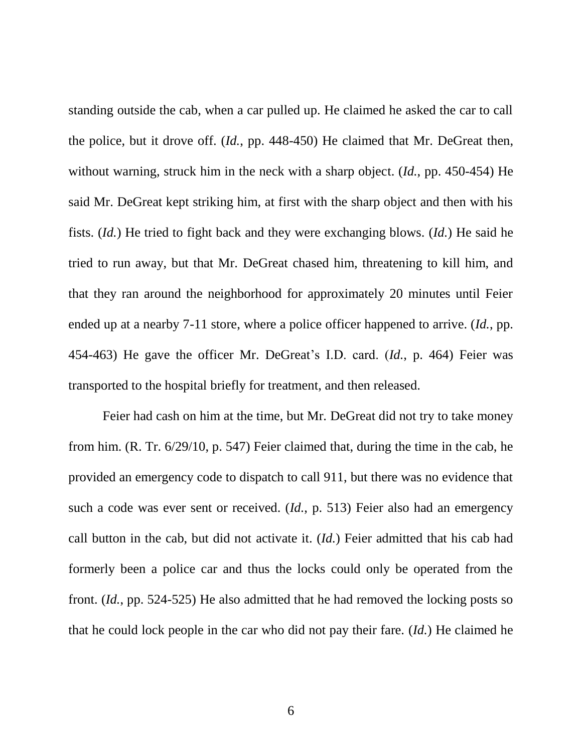standing outside the cab, when a car pulled up. He claimed he asked the car to call the police, but it drove off. (*Id.*, pp. 448-450) He claimed that Mr. DeGreat then, without warning, struck him in the neck with a sharp object. (*Id.*, pp. 450-454) He said Mr. DeGreat kept striking him, at first with the sharp object and then with his fists. (*Id.*) He tried to fight back and they were exchanging blows. (*Id.*) He said he tried to run away, but that Mr. DeGreat chased him, threatening to kill him, and that they ran around the neighborhood for approximately 20 minutes until Feier ended up at a nearby 7-11 store, where a police officer happened to arrive. (*Id.*, pp. 454-463) He gave the officer Mr. DeGreat's I.D. card. (*Id.*, p. 464) Feier was transported to the hospital briefly for treatment, and then released.

Feier had cash on him at the time, but Mr. DeGreat did not try to take money from him. (R. Tr. 6/29/10, p. 547) Feier claimed that, during the time in the cab, he provided an emergency code to dispatch to call 911, but there was no evidence that such a code was ever sent or received. (*Id.*, p. 513) Feier also had an emergency call button in the cab, but did not activate it. (*Id.*) Feier admitted that his cab had formerly been a police car and thus the locks could only be operated from the front. (*Id.*, pp. 524-525) He also admitted that he had removed the locking posts so that he could lock people in the car who did not pay their fare. (*Id.*) He claimed he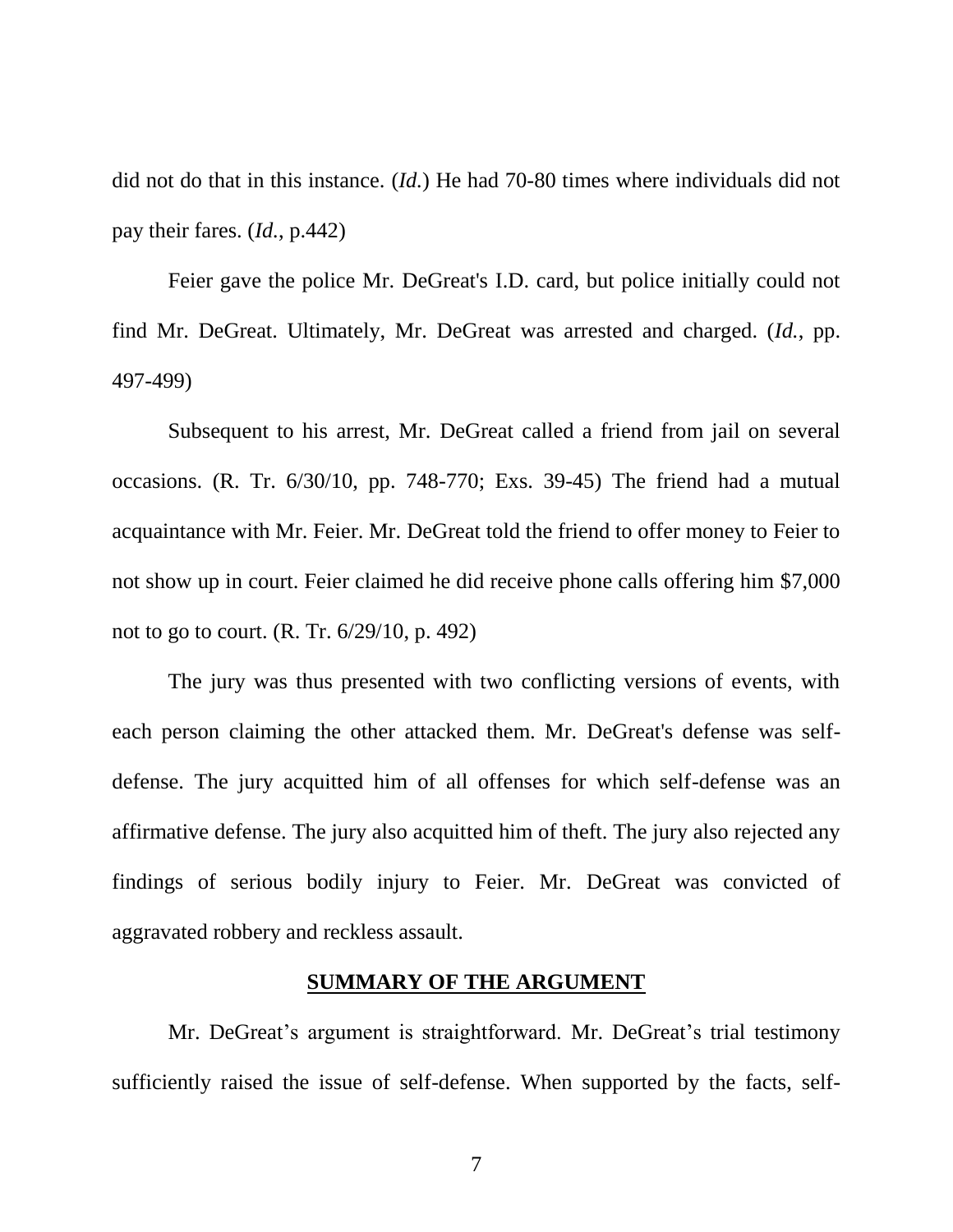did not do that in this instance. (*Id.*) He had 70-80 times where individuals did not pay their fares. (*Id.*, p.442)

Feier gave the police Mr. DeGreat's I.D. card, but police initially could not find Mr. DeGreat. Ultimately, Mr. DeGreat was arrested and charged. (*Id.*, pp. 497-499)

Subsequent to his arrest, Mr. DeGreat called a friend from jail on several occasions. (R. Tr. 6/30/10, pp. 748-770; Exs. 39-45) The friend had a mutual acquaintance with Mr. Feier. Mr. DeGreat told the friend to offer money to Feier to not show up in court. Feier claimed he did receive phone calls offering him $7,000 not to go to court. (R. Tr. 6/29/10, p. 492)

The jury was thus presented with two conflicting versions of events, with each person claiming the other attacked them. Mr. DeGreat's defense was self-defense. The jury acquitted him of all offenses for which self-defense was an affirmative defense. The jury also acquitted him of theft. The jury also rejected any findings of serious bodily injury to Feier. Mr. DeGreat was convicted of aggravated robbery and reckless assault.

## SUMMARY OF THE ARGUMENT

Mr. DeGreat's argument is straightforward. Mr. DeGreat's trial testimony sufficiently raised the issue of self-defense. When supported by the facts, self-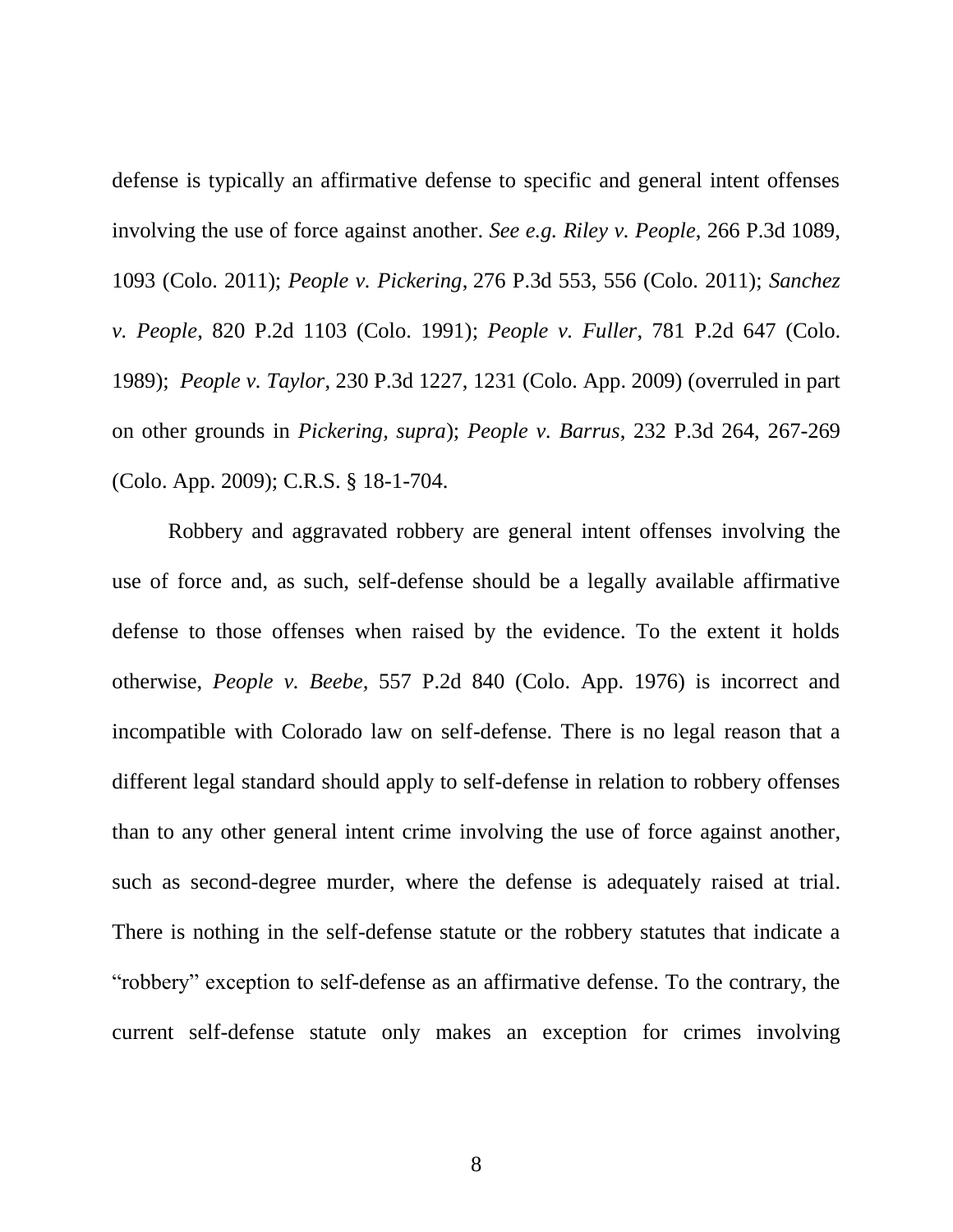defense is typically an affirmative defense to specific and general intent offenses involving the use of force against another. *See e.g. Riley v. People*, 266 P.3d 1089, 1093 (Colo. 2011); *People v. Pickering*, 276 P.3d 553, 556 (Colo. 2011); *Sanchez v. People*, 820 P.2d 1103 (Colo. 1991); *People v. Fuller*, 781 P.2d 647 (Colo. 1989); *People v. Taylor*, 230 P.3d 1227, 1231 (Colo. App. 2009) (overruled in part on other grounds in *Pickering, supra*); *People v. Barrus*, 232 P.3d 264, 267-269 (Colo. App. 2009); C.R.S. § 18-1-704.

Robbery and aggravated robbery are general intent offenses involving the use of force and, as such, self-defense should be a legally available affirmative defense to those offenses when raised by the evidence. To the extent it holds otherwise, *People v. Beebe*, 557 P.2d 840 (Colo. App. 1976) is incorrect and incompatible with Colorado law on self-defense. There is no legal reason that a different legal standard should apply to self-defense in relation to robbery offenses than to any other general intent crime involving the use of force against another, such as second-degree murder, where the defense is adequately raised at trial. There is nothing in the self-defense statute or the robbery statutes that indicate a "robbery" exception to self-defense as an affirmative defense. To the contrary, the current self-defense statute only makes an exception for crimes involving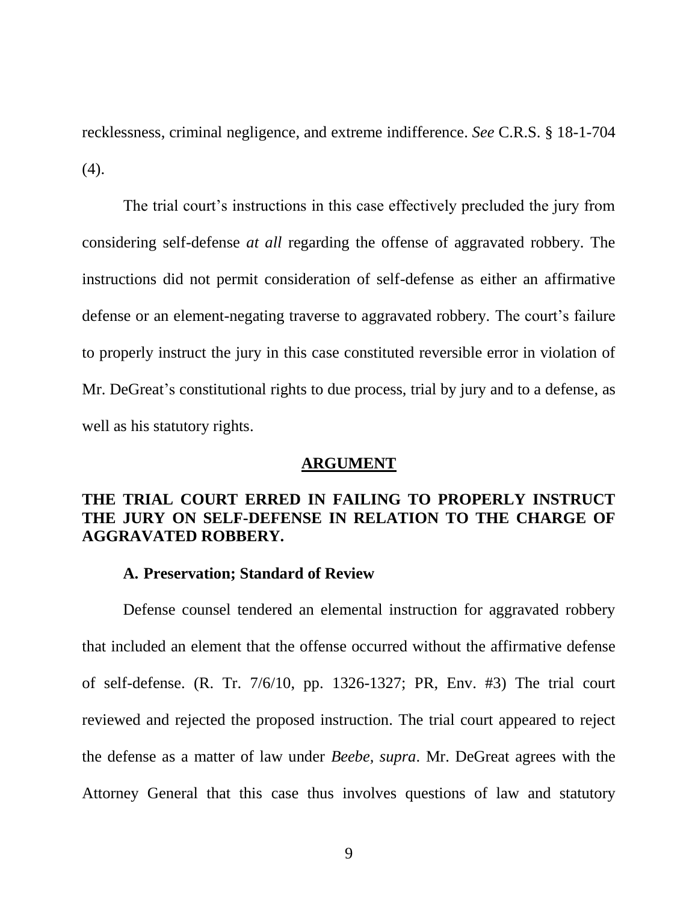recklessness, criminal negligence, and extreme indifference. *See* C.R.S. § 18-1-704 (4).

The trial court's instructions in this case effectively precluded the jury from considering self-defense *at all* regarding the offense of aggravated robbery. The instructions did not permit consideration of self-defense as either an affirmative defense or an element-negating traverse to aggravated robbery. The court's failure to properly instruct the jury in this case constituted reversible error in violation of Mr. DeGreat's constitutional rights to due process, trial by jury and to a defense, as well as his statutory rights.

## ARGUMENT

## THE TRIAL COURT ERRED IN FAILING TO PROPERLY INSTRUCT THE JURY ON SELF-DEFENSE IN RELATION TO THE CHARGE OF AGGRAVATED ROBBERY.

### A. Preservation; Standard of Review

Defense counsel tendered an elemental instruction for aggravated robbery that included an element that the offense occurred without the affirmative defense of self-defense. (R. Tr. 7/6/10, pp. 1326-1327; PR, Env. #3) The trial court reviewed and rejected the proposed instruction. The trial court appeared to reject the defense as a matter of law under *Beebe*, *supra*. Mr. DeGreat agrees with the Attorney General that this case thus involves questions of law and statutory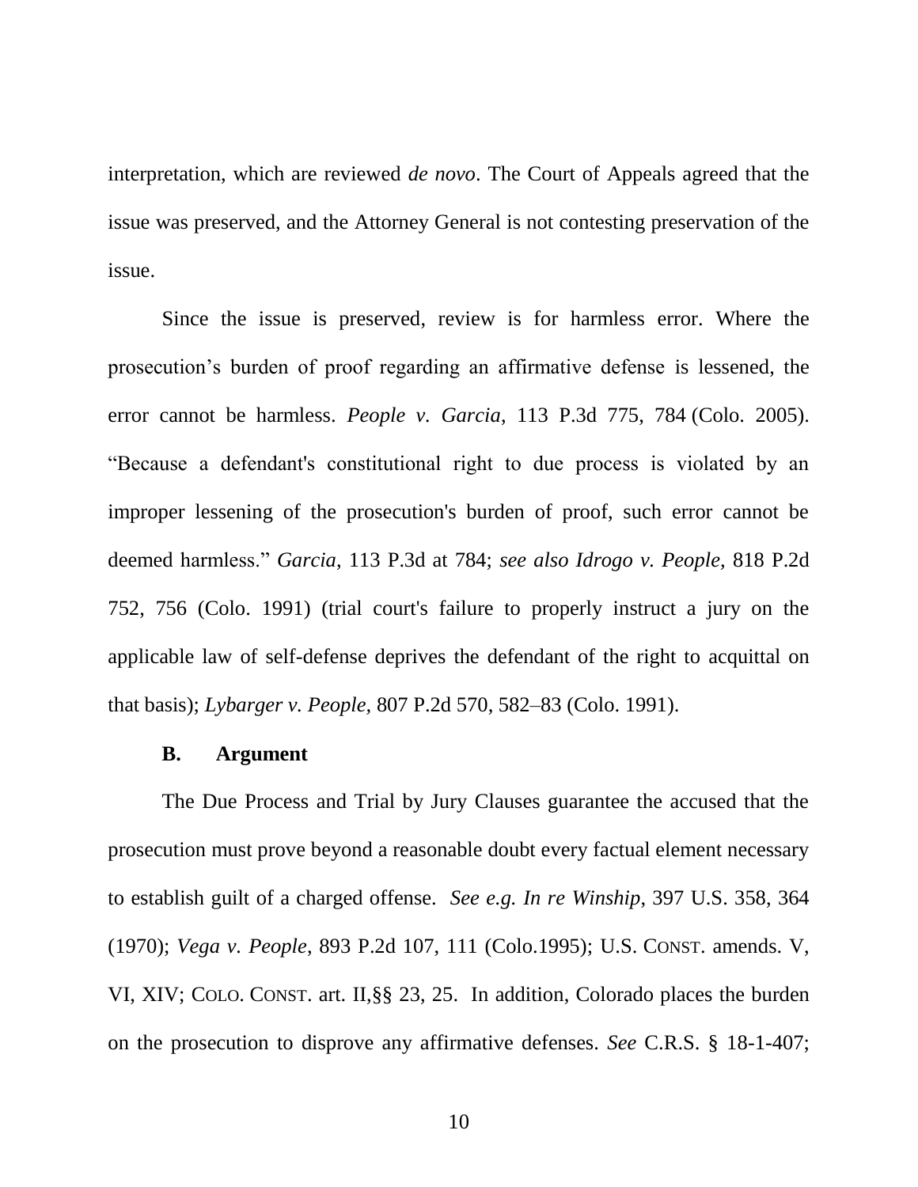interpretation, which are reviewed *de novo*. The Court of Appeals agreed that the issue was preserved, and the Attorney General is not contesting preservation of the issue.

Since the issue is preserved, review is for harmless error. Where the prosecution's burden of proof regarding an affirmative defense is lessened, the error cannot be harmless. *People v. Garcia*, 113 P.3d 775, 784 (Colo. 2005). "Because a defendant's constitutional right to due process is violated by an improper lessening of the prosecution's burden of proof, such error cannot be deemed harmless." *Garcia*, 113 P.3d at 784; *see also Idrogo v. People*, 818 P.2d 752, 756 (Colo. 1991) (trial court's failure to properly instruct a jury on the applicable law of self-defense deprives the defendant of the right to acquittal on that basis); *Lybarger v. People*, 807 P.2d 570, 582–83 (Colo. 1991).

**B. Argument**

The Due Process and Trial by Jury Clauses guarantee the accused that the prosecution must prove beyond a reasonable doubt every factual element necessary to establish guilt of a charged offense. *See e.g. In re Winship*, 397 U.S. 358, 364 (1970); *Vega v. People*, 893 P.2d 107, 111 (Colo.1995); U.S. CONST. amends. V, VI, XIV; COLO. CONST. art. II,§§ 23, 25. In addition, Colorado places the burden on the prosecution to disprove any affirmative defenses. *See* C.R.S. § 18-1-407;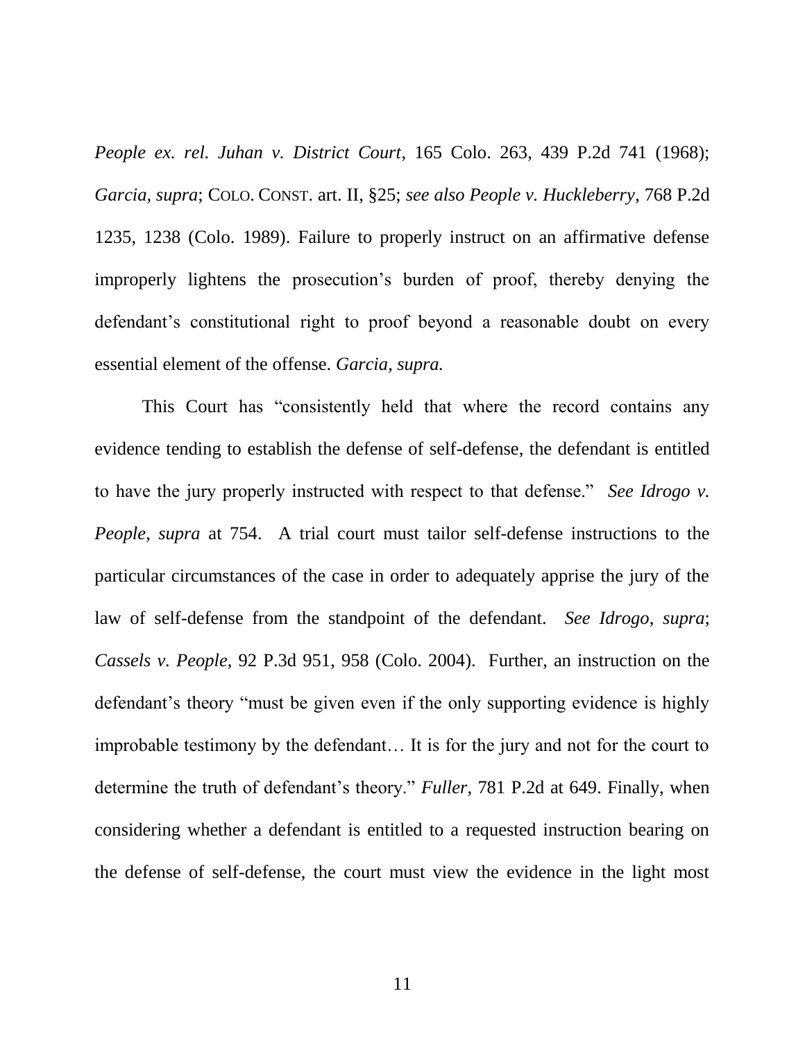*People ex. rel. Juhan v. District Court*, 165 Colo. 263, 439 P.2d 741 (1968); *Garcia, supra*; COLO. CONST. art. II, §25; *see also People v. Huckleberry*, 768 P.2d 1235, 1238 (Colo. 1989). Failure to properly instruct on an affirmative defense improperly lightens the prosecution's burden of proof, thereby denying the defendant's constitutional right to proof beyond a reasonable doubt on every essential element of the offense. *Garcia, supra.*

This Court has "consistently held that where the record contains any evidence tending to establish the defense of self-defense, the defendant is entitled to have the jury properly instructed with respect to that defense." *See Idrogo v. People*, *supra* at 754. A trial court must tailor self-defense instructions to the particular circumstances of the case in order to adequately apprise the jury of the law of self-defense from the standpoint of the defendant. *See Idrogo*, *supra*; *Cassels v. People*, 92 P.3d 951, 958 (Colo. 2004). Further, an instruction on the defendant's theory "must be given even if the only supporting evidence is highly improbable testimony by the defendant… It is for the jury and not for the court to determine the truth of defendant's theory." *Fuller*, 781 P.2d at 649. Finally, when considering whether a defendant is entitled to a requested instruction bearing on the defense of self-defense, the court must view the evidence in the light most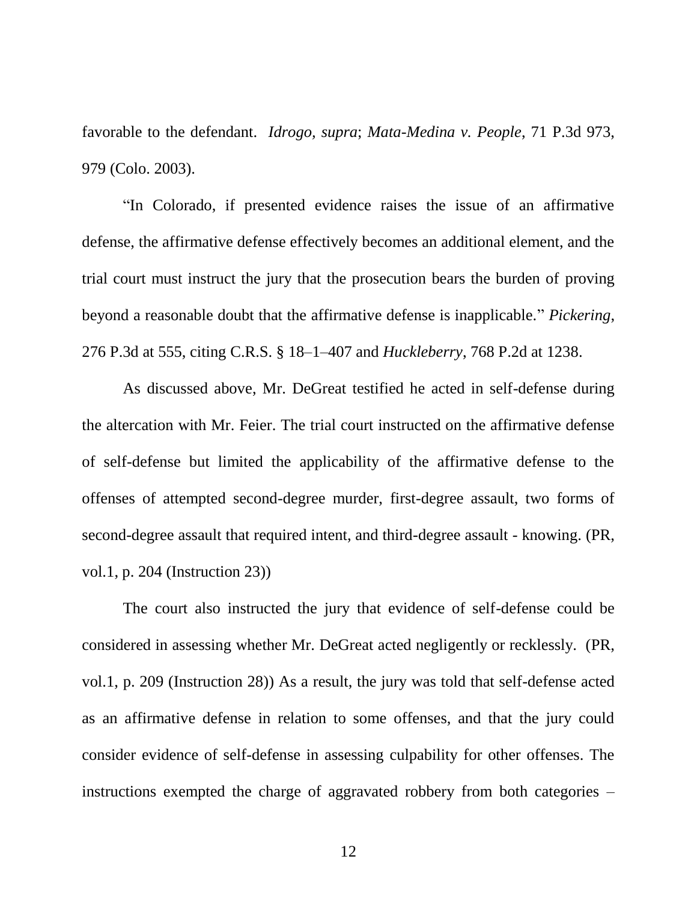favorable to the defendant. *Idrogo*, *supra*; *Mata-Medina v. People*, 71 P.3d 973, 979 (Colo. 2003).

"In Colorado, if presented evidence raises the issue of an affirmative defense, the affirmative defense effectively becomes an additional element, and the trial court must instruct the jury that the prosecution bears the burden of proving beyond a reasonable doubt that the affirmative defense is inapplicable." *Pickering*, 276 P.3d at 555, citing C.R.S. § 18–1–407 and *Huckleberry*, 768 P.2d at 1238.

As discussed above, Mr. DeGreat testified he acted in self-defense during the altercation with Mr. Feier. The trial court instructed on the affirmative defense of self-defense but limited the applicability of the affirmative defense to the offenses of attempted second-degree murder, first-degree assault, two forms of second-degree assault that required intent, and third-degree assault - knowing. (PR, vol.1, p. 204 (Instruction 23))

The court also instructed the jury that evidence of self-defense could be considered in assessing whether Mr. DeGreat acted negligently or recklessly. (PR, vol.1, p. 209 (Instruction 28)) As a result, the jury was told that self-defense acted as an affirmative defense in relation to some offenses, and that the jury could consider evidence of self-defense in assessing culpability for other offenses. The instructions exempted the charge of aggravated robbery from both categories –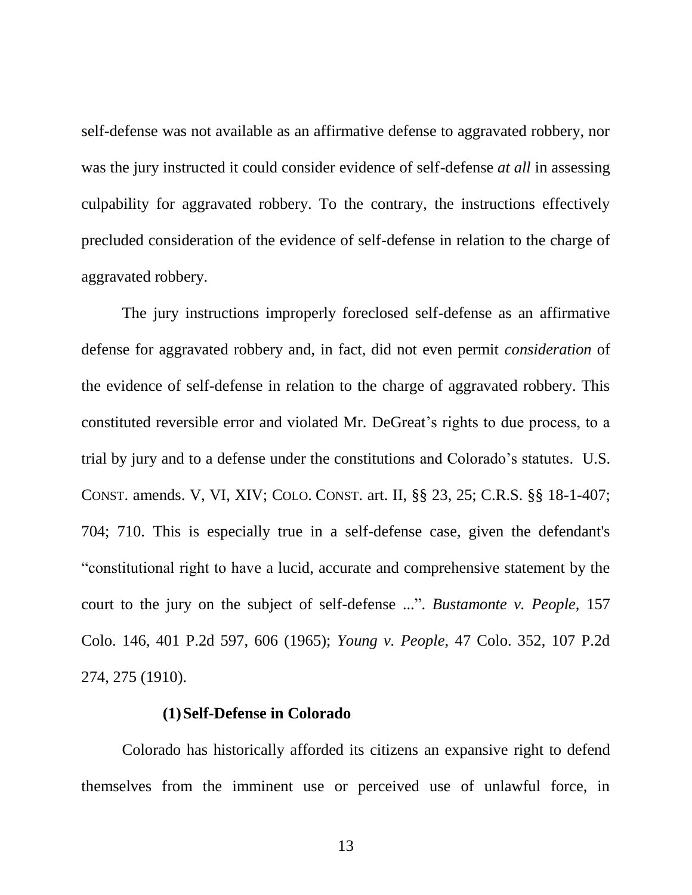self-defense was not available as an affirmative defense to aggravated robbery, nor was the jury instructed it could consider evidence of self-defense *at all* in assessing culpability for aggravated robbery. To the contrary, the instructions effectively precluded consideration of the evidence of self-defense in relation to the charge of aggravated robbery.

The jury instructions improperly foreclosed self-defense as an affirmative defense for aggravated robbery and, in fact, did not even permit *consideration* of the evidence of self-defense in relation to the charge of aggravated robbery. This constituted reversible error and violated Mr. DeGreat's rights to due process, to a trial by jury and to a defense under the constitutions and Colorado's statutes. U.S. CONST. amends. V, VI, XIV; COLO. CONST. art. II, §§ 23, 25; C.R.S. §§ 18-1-407; 704; 710. This is especially true in a self-defense case, given the defendant's "constitutional right to have a lucid, accurate and comprehensive statement by the court to the jury on the subject of self-defense ...". *Bustamonte v. People,* 157 Colo. 146, 401 P.2d 597, 606 (1965); *Young v. People,* 47 Colo. 352, 107 P.2d 274, 275 (1910).

#### (1) Self-Defense in Colorado

Colorado has historically afforded its citizens an expansive right to defend themselves from the imminent use or perceived use of unlawful force, in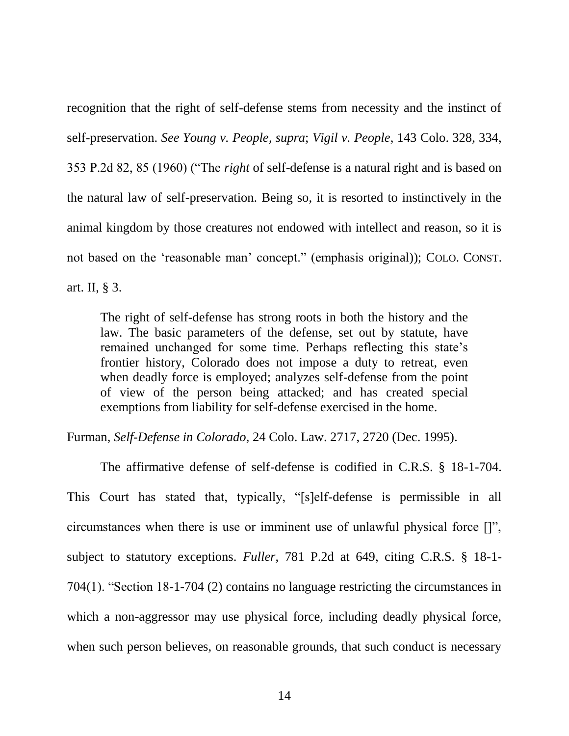recognition that the right of self-defense stems from necessity and the instinct of self-preservation. *See Young v. People*, *supra*; *Vigil v. People*, 143 Colo. 328, 334, 353 P.2d 82, 85 (1960) ("The *right* of self-defense is a natural right and is based on the natural law of self-preservation. Being so, it is resorted to instinctively in the animal kingdom by those creatures not endowed with intellect and reason, so it is not based on the 'reasonable man' concept." (emphasis original)); COLO. CONST. art. II, § 3.

> The right of self-defense has strong roots in both the history and the law. The basic parameters of the defense, set out by statute, have remained unchanged for some time. Perhaps reflecting this state's frontier history, Colorado does not impose a duty to retreat, even when deadly force is employed; analyzes self-defense from the point of view of the person being attacked; and has created special exemptions from liability for self-defense exercised in the home.

Furman, *Self-Defense in Colorado*, 24 Colo. Law. 2717, 2720 (Dec. 1995).

The affirmative defense of self-defense is codified in C.R.S. § 18-1-704. This Court has stated that, typically, "[s]elf-defense is permissible in all circumstances when there is use or imminent use of unlawful physical force []", subject to statutory exceptions. *Fuller*, 781 P.2d at 649, citing C.R.S. § 18-1-704(1). "Section 18-1-704 (2) contains no language restricting the circumstances in which a non-aggressor may use physical force, including deadly physical force, when such person believes, on reasonable grounds, that such conduct is necessary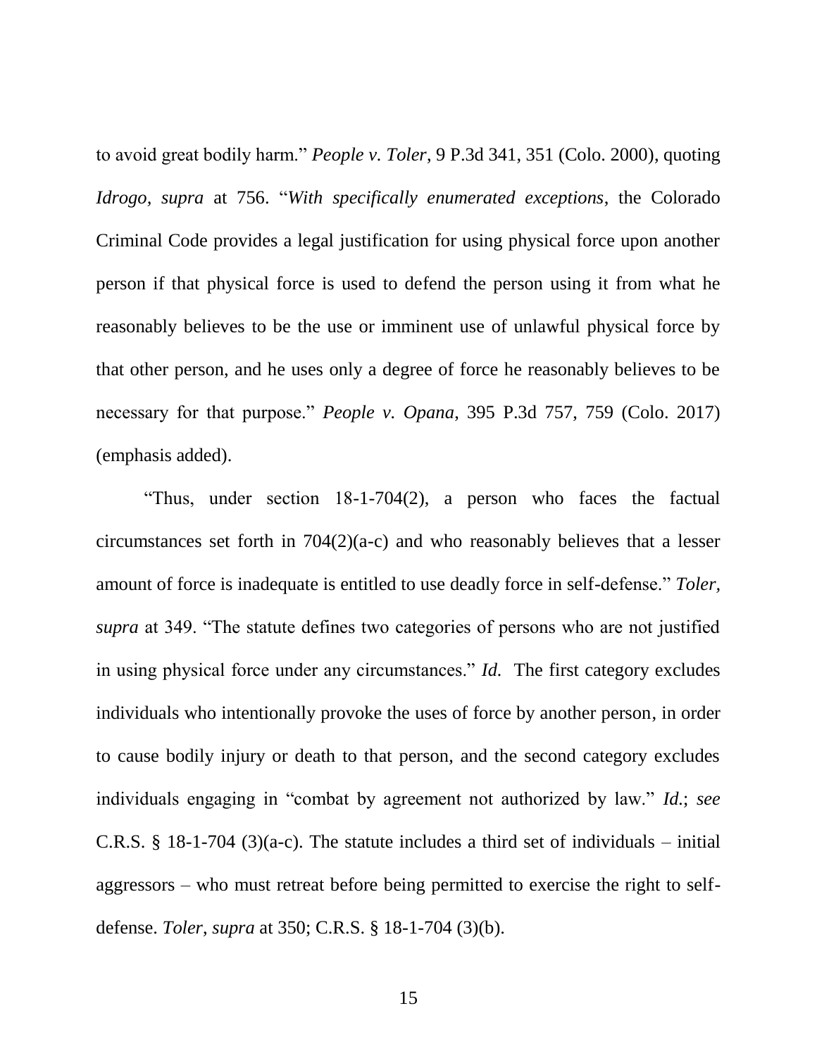to avoid great bodily harm." *People v. Toler*, 9 P.3d 341, 351 (Colo. 2000), quoting *Idrogo*, *supra* at 756. "*With specifically enumerated exceptions*, the Colorado Criminal Code provides a legal justification for using physical force upon another person if that physical force is used to defend the person using it from what he reasonably believes to be the use or imminent use of unlawful physical force by that other person, and he uses only a degree of force he reasonably believes to be necessary for that purpose." *People v. Opana*, 395 P.3d 757, 759 (Colo. 2017) (emphasis added).

"Thus, under section 18-1-704(2), a person who faces the factual circumstances set forth in 704(2)(a-c) and who reasonably believes that a lesser amount of force is inadequate is entitled to use deadly force in self-defense." *Toler*, *supra* at 349. "The statute defines two categories of persons who are not justified in using physical force under any circumstances." *Id.* The first category excludes individuals who intentionally provoke the uses of force by another person, in order to cause bodily injury or death to that person, and the second category excludes individuals engaging in "combat by agreement not authorized by law." *Id.*; *see* C.R.S. § 18-1-704 (3)(a-c). The statute includes a third set of individuals – initial aggressors – who must retreat before being permitted to exercise the right to self-defense. *Toler*, *supra* at 350; C.R.S. § 18-1-704 (3)(b).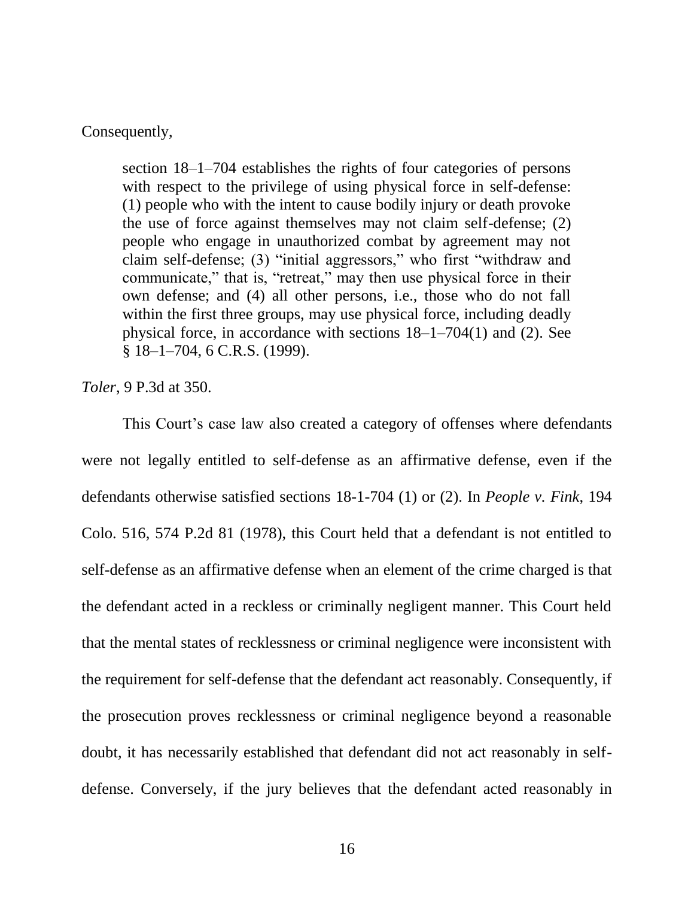Consequently,

> section 18–1–704 establishes the rights of four categories of persons with respect to the privilege of using physical force in self-defense: (1) people who with the intent to cause bodily injury or death provoke the use of force against themselves may not claim self-defense; (2) people who engage in unauthorized combat by agreement may not claim self-defense; (3) "initial aggressors," who first "withdraw and communicate," that is, "retreat," may then use physical force in their own defense; and (4) all other persons, i.e., those who do not fall within the first three groups, may use physical force, including deadly physical force, in accordance with sections 18–1–704(1) and (2). See § 18–1–704, 6 C.R.S. (1999).

*Toler*, 9 P.3d at 350.

This Court's case law also created a category of offenses where defendants were not legally entitled to self-defense as an affirmative defense, even if the defendants otherwise satisfied sections 18-1-704 (1) or (2). In *People v. Fink*, 194 Colo. 516, 574 P.2d 81 (1978), this Court held that a defendant is not entitled to self-defense as an affirmative defense when an element of the crime charged is that the defendant acted in a reckless or criminally negligent manner. This Court held that the mental states of recklessness or criminal negligence were inconsistent with the requirement for self-defense that the defendant act reasonably. Consequently, if the prosecution proves recklessness or criminal negligence beyond a reasonable doubt, it has necessarily established that defendant did not act reasonably in self-defense. Conversely, if the jury believes that the defendant acted reasonably in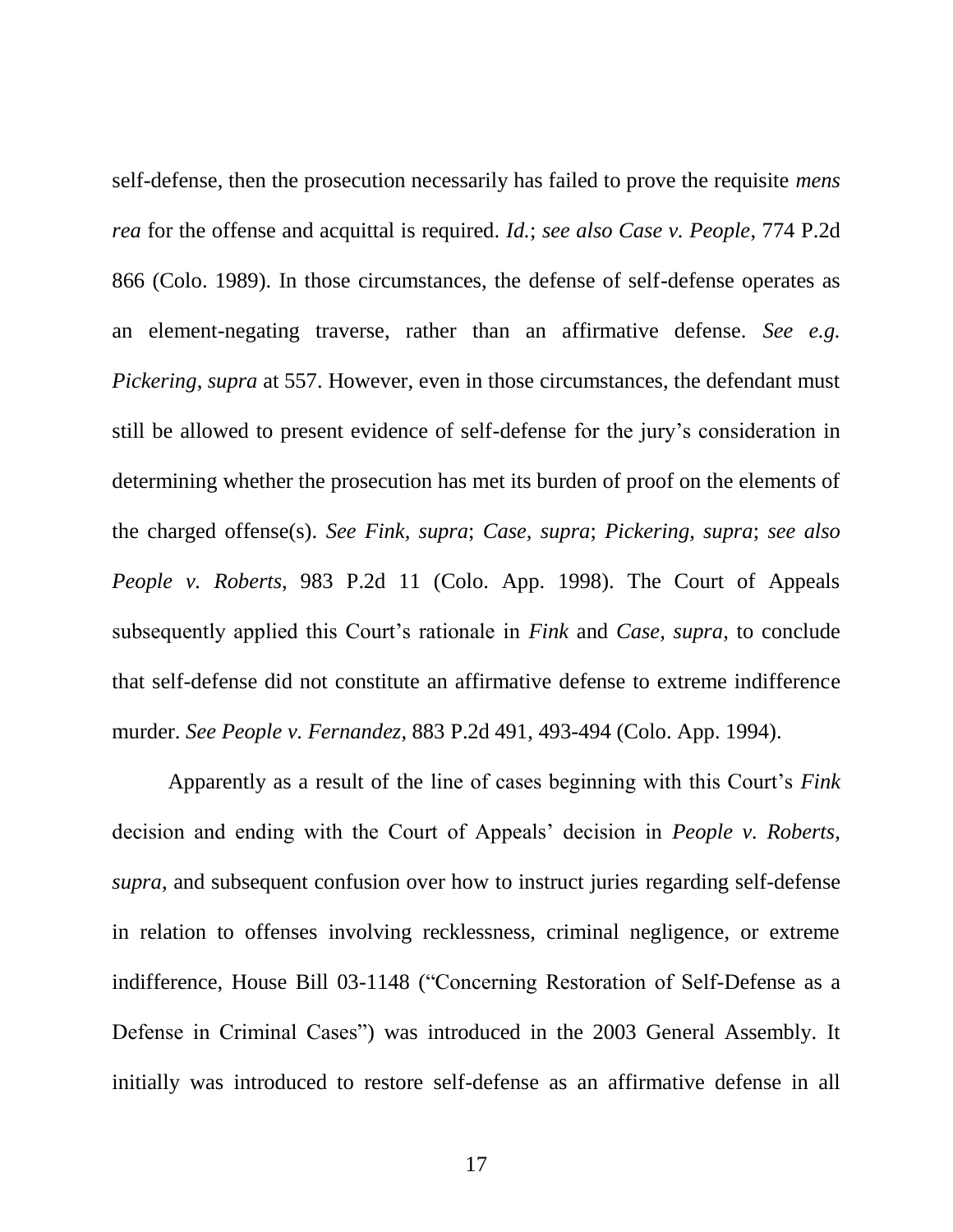self-defense, then the prosecution necessarily has failed to prove the requisite *mens rea* for the offense and acquittal is required. *Id.*; *see also Case v. People*, 774 P.2d 866 (Colo. 1989). In those circumstances, the defense of self-defense operates as an element-negating traverse, rather than an affirmative defense. *See e.g. Pickering*, *supra* at 557. However, even in those circumstances, the defendant must still be allowed to present evidence of self-defense for the jury's consideration in determining whether the prosecution has met its burden of proof on the elements of the charged offense(s). *See Fink, supra*; *Case, supra*; *Pickering, supra*; *see also People v. Roberts*, 983 P.2d 11 (Colo. App. 1998). The Court of Appeals subsequently applied this Court's rationale in *Fink* and *Case, supra*, to conclude that self-defense did not constitute an affirmative defense to extreme indifference murder. *See People v. Fernandez*, 883 P.2d 491, 493-494 (Colo. App. 1994).

Apparently as a result of the line of cases beginning with this Court's *Fink* decision and ending with the Court of Appeals' decision in *People v. Roberts, supra*, and subsequent confusion over how to instruct juries regarding self-defense in relation to offenses involving recklessness, criminal negligence, or extreme indifference, House Bill 03-1148 ("Concerning Restoration of Self-Defense as a Defense in Criminal Cases") was introduced in the 2003 General Assembly. It initially was introduced to restore self-defense as an affirmative defense in all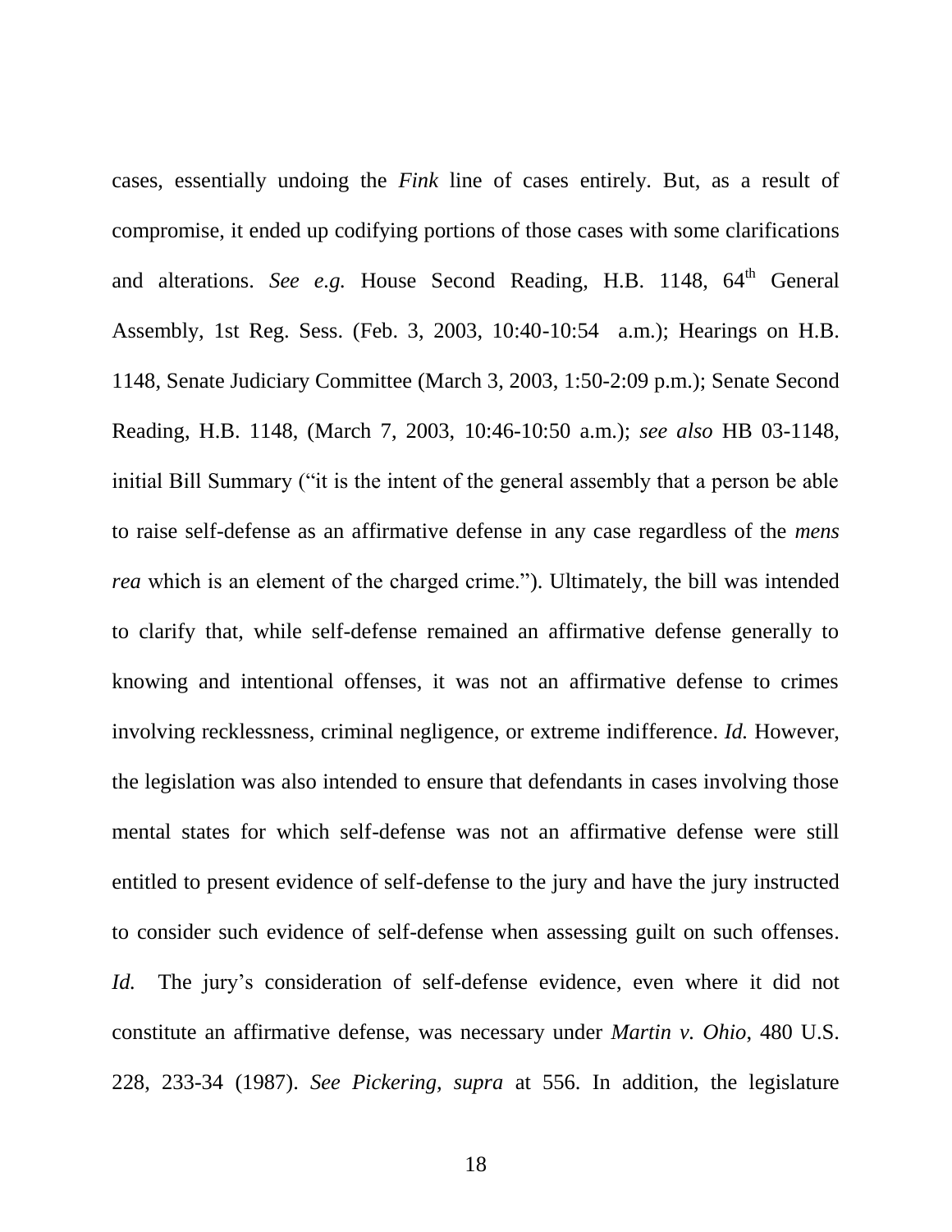cases, essentially undoing the *Fink* line of cases entirely. But, as a result of compromise, it ended up codifying portions of those cases with some clarifications and alterations. *See e.g.* House Second Reading, H.B. 1148, 64th General Assembly, 1st Reg. Sess. (Feb. 3, 2003, 10:40-10:54 a.m.); Hearings on H.B. 1148, Senate Judiciary Committee (March 3, 2003, 1:50-2:09 p.m.); Senate Second Reading, H.B. 1148, (March 7, 2003, 10:46-10:50 a.m.); *see also* HB 03-1148, initial Bill Summary ("it is the intent of the general assembly that a person be able to raise self-defense as an affirmative defense in any case regardless of the *mens rea* which is an element of the charged crime."). Ultimately, the bill was intended to clarify that, while self-defense remained an affirmative defense generally to knowing and intentional offenses, it was not an affirmative defense to crimes involving recklessness, criminal negligence, or extreme indifference. *Id.* However, the legislation was also intended to ensure that defendants in cases involving those mental states for which self-defense was not an affirmative defense were still entitled to present evidence of self-defense to the jury and have the jury instructed to consider such evidence of self-defense when assessing guilt on such offenses. *Id.* The jury's consideration of self-defense evidence, even where it did not constitute an affirmative defense, was necessary under *Martin v. Ohio*, 480 U.S. 228, 233-34 (1987). *See Pickering, supra* at 556. In addition, the legislature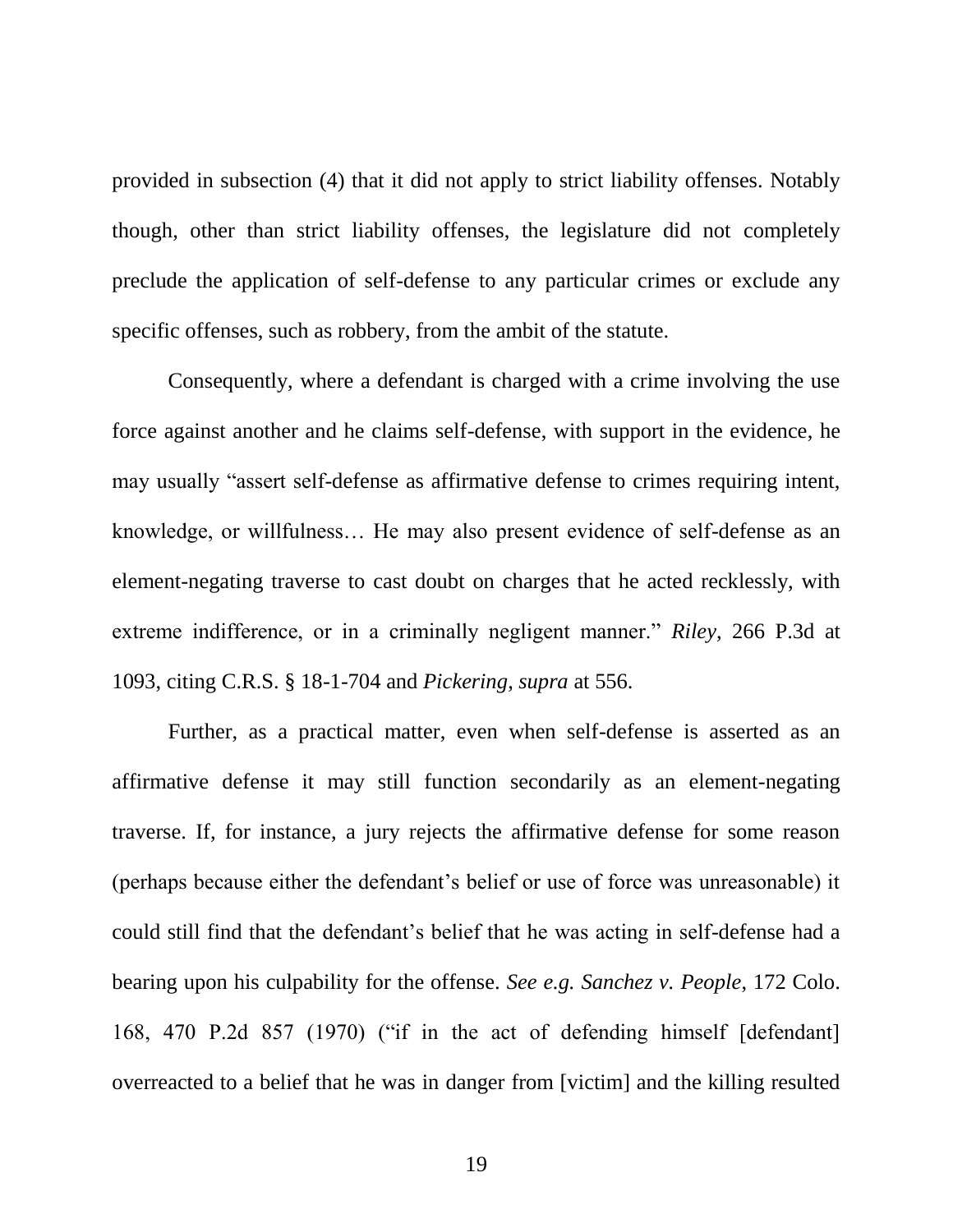provided in subsection (4) that it did not apply to strict liability offenses. Notably though, other than strict liability offenses, the legislature did not completely preclude the application of self-defense to any particular crimes or exclude any specific offenses, such as robbery, from the ambit of the statute.

Consequently, where a defendant is charged with a crime involving the use force against another and he claims self-defense, with support in the evidence, he may usually "assert self-defense as affirmative defense to crimes requiring intent, knowledge, or willfulness… He may also present evidence of self-defense as an element-negating traverse to cast doubt on charges that he acted recklessly, with extreme indifference, or in a criminally negligent manner." *Riley*, 266 P.3d at 1093, citing C.R.S. § 18-1-704 and *Pickering*, *supra* at 556.

Further, as a practical matter, even when self-defense is asserted as an affirmative defense it may still function secondarily as an element-negating traverse. If, for instance, a jury rejects the affirmative defense for some reason (perhaps because either the defendant's belief or use of force was unreasonable) it could still find that the defendant's belief that he was acting in self-defense had a bearing upon his culpability for the offense. *See e.g. Sanchez v. People*, 172 Colo. 168, 470 P.2d 857 (1970) ("if in the act of defending himself [defendant] overreacted to a belief that he was in danger from [victim] and the killing resulted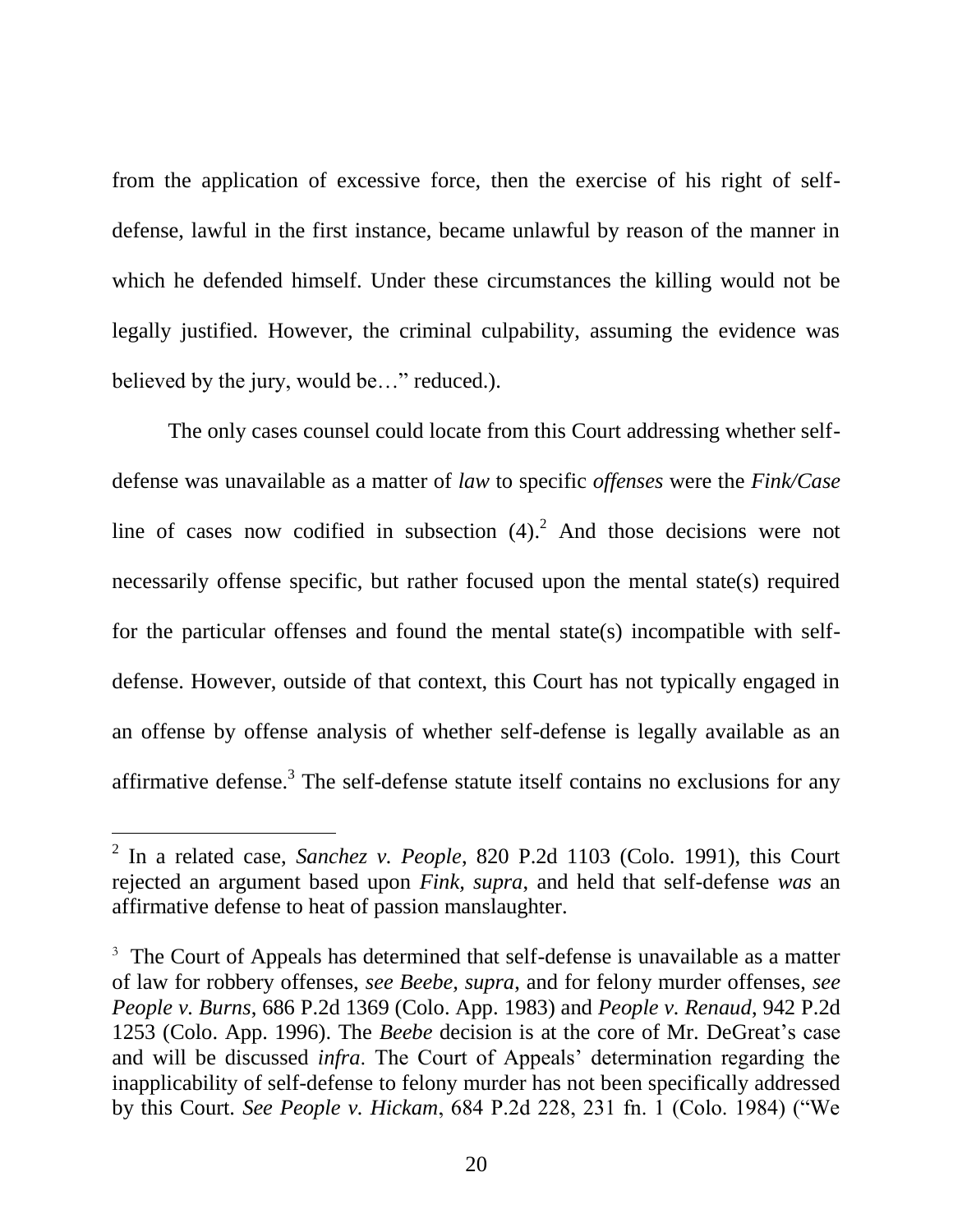from the application of excessive force, then the exercise of his right of self-defense, lawful in the first instance, became unlawful by reason of the manner in which he defended himself. Under these circumstances the killing would not be legally justified. However, the criminal culpability, assuming the evidence was believed by the jury, would be…" reduced.).

The only cases counsel could locate from this Court addressing whether self-defense was unavailable as a matter of *law* to specific *offenses* were the *Fink/Case* line of cases now codified in subsection (4).[2] And those decisions were not necessarily offense specific, but rather focused upon the mental state(s) required for the particular offenses and found the mental state(s) incompatible with self-defense. However, outside of that context, this Court has not typically engaged in an offense by offense analysis of whether self-defense is legally available as an affirmative defense.[3] The self-defense statute itself contains no exclusions for any

---

[2] In a related case, *Sanchez v. People*, 820 P.2d 1103 (Colo. 1991), this Court rejected an argument based upon *Fink, supra*, and held that self-defense *was* an affirmative defense to heat of passion manslaughter.

[3] The Court of Appeals has determined that self-defense is unavailable as a matter of law for robbery offenses, *see Beebe, supra*, and for felony murder offenses, *see People v. Burns*, 686 P.2d 1369 (Colo. App. 1983) and *People v. Renaud*, 942 P.2d 1253 (Colo. App. 1996). The *Beebe* decision is at the core of Mr. DeGreat's case and will be discussed *infra*. The Court of Appeals' determination regarding the inapplicability of self-defense to felony murder has not been specifically addressed by this Court. *See People v. Hickam*, 684 P.2d 228, 231 fn. 1 (Colo. 1984) ("We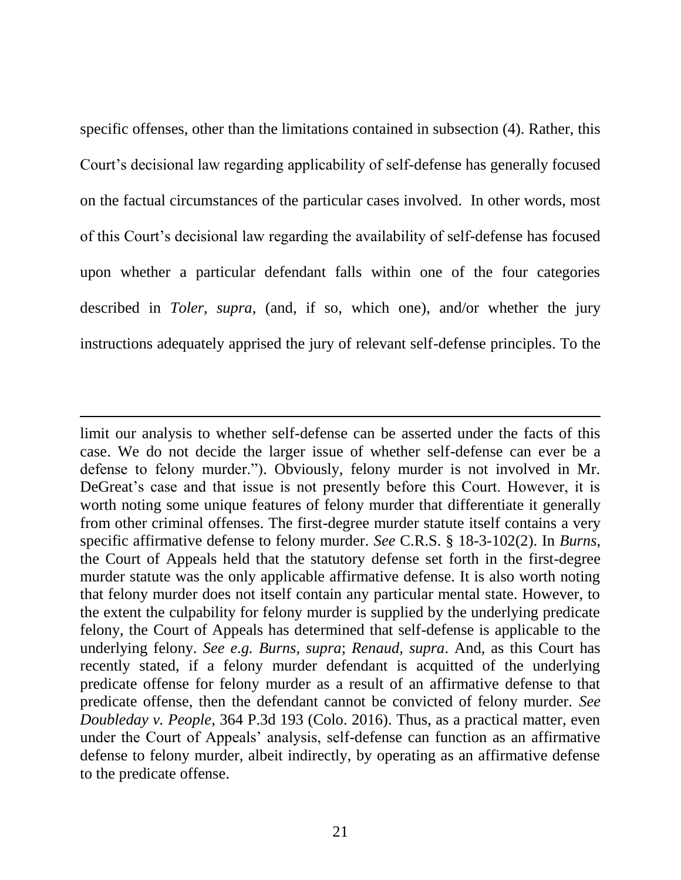specific offenses, other than the limitations contained in subsection (4). Rather, this Court's decisional law regarding applicability of self-defense has generally focused on the factual circumstances of the particular cases involved. In other words, most of this Court's decisional law regarding the availability of self-defense has focused upon whether a particular defendant falls within one of the four categories described in *Toler, supra*, (and, if so, which one), and/or whether the jury instructions adequately apprised the jury of relevant self-defense principles. To the

---

limit our analysis to whether self-defense can be asserted under the facts of this case. We do not decide the larger issue of whether self-defense can ever be a defense to felony murder."). Obviously, felony murder is not involved in Mr. DeGreat's case and that issue is not presently before this Court. However, it is worth noting some unique features of felony murder that differentiate it generally from other criminal offenses. The first-degree murder statute itself contains a very specific affirmative defense to felony murder. *See* C.R.S. § 18-3-102(2). In *Burns*, the Court of Appeals held that the statutory defense set forth in the first-degree murder statute was the only applicable affirmative defense. It is also worth noting that felony murder does not itself contain any particular mental state. However, to the extent the culpability for felony murder is supplied by the underlying predicate felony, the Court of Appeals has determined that self-defense is applicable to the underlying felony. *See e.g. Burns, supra*; *Renaud, supra*. And, as this Court has recently stated, if a felony murder defendant is acquitted of the underlying predicate offense for felony murder as a result of an affirmative defense to that predicate offense, then the defendant cannot be convicted of felony murder. *See Doubleday v. People*, 364 P.3d 193 (Colo. 2016). Thus, as a practical matter, even under the Court of Appeals' analysis, self-defense can function as an affirmative defense to felony murder, albeit indirectly, by operating as an affirmative defense to the predicate offense.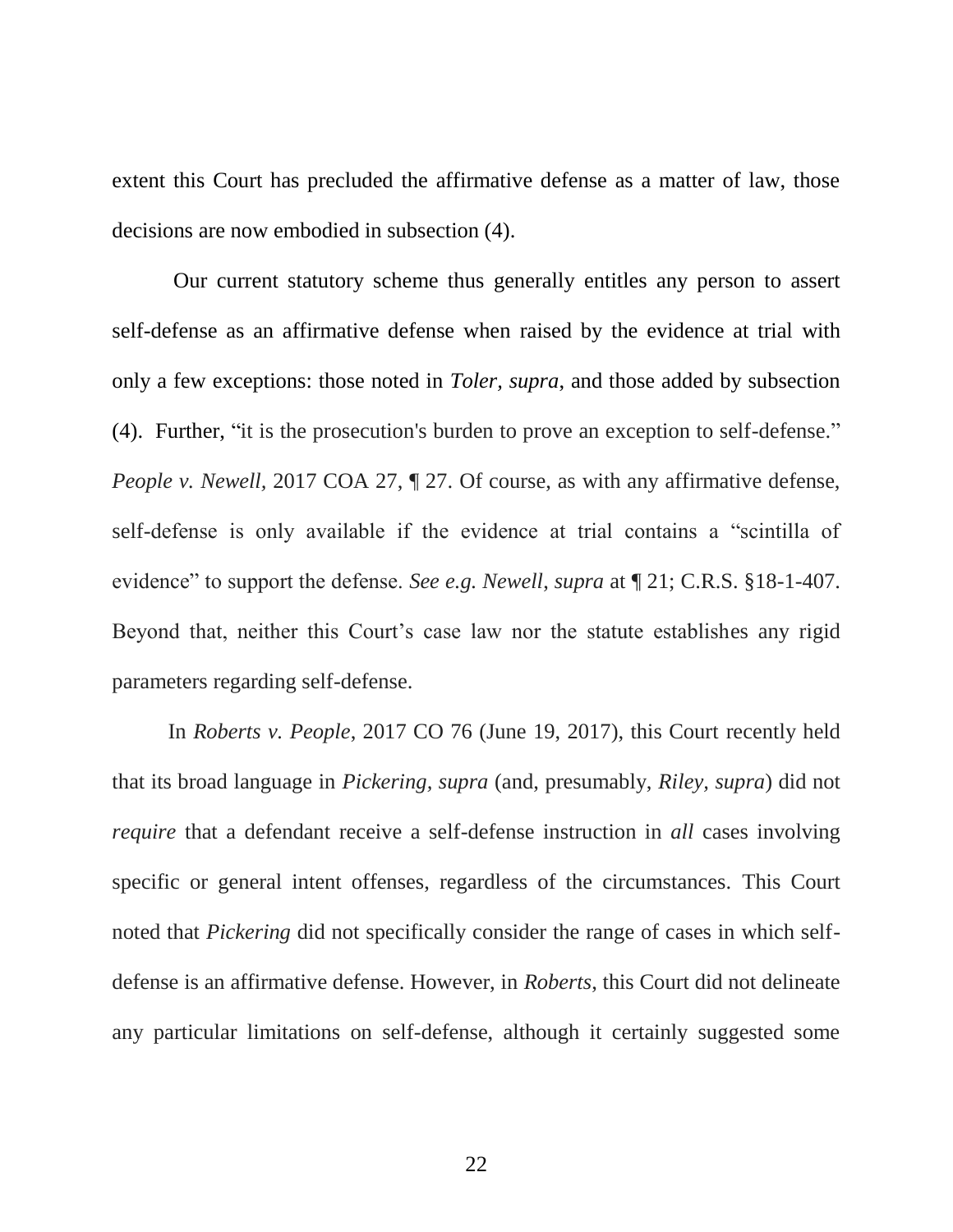extent this Court has precluded the affirmative defense as a matter of law, those decisions are now embodied in subsection (4).

Our current statutory scheme thus generally entitles any person to assert self-defense as an affirmative defense when raised by the evidence at trial with only a few exceptions: those noted in *Toler, supra,* and those added by subsection (4). Further, "it is the prosecution's burden to prove an exception to self-defense." *People v. Newell*, 2017 COA 27, ¶ 27. Of course, as with any affirmative defense, self-defense is only available if the evidence at trial contains a "scintilla of evidence" to support the defense. *See e.g. Newell*, *supra* at ¶ 21; C.R.S. §18-1-407. Beyond that, neither this Court's case law nor the statute establishes any rigid parameters regarding self-defense.

In *Roberts v. People*, 2017 CO 76 (June 19, 2017), this Court recently held that its broad language in *Pickering, supra* (and, presumably, *Riley, supra*) did not *require* that a defendant receive a self-defense instruction in *all* cases involving specific or general intent offenses, regardless of the circumstances. This Court noted that *Pickering* did not specifically consider the range of cases in which self-defense is an affirmative defense. However, in *Roberts,* this Court did not delineate any particular limitations on self-defense, although it certainly suggested some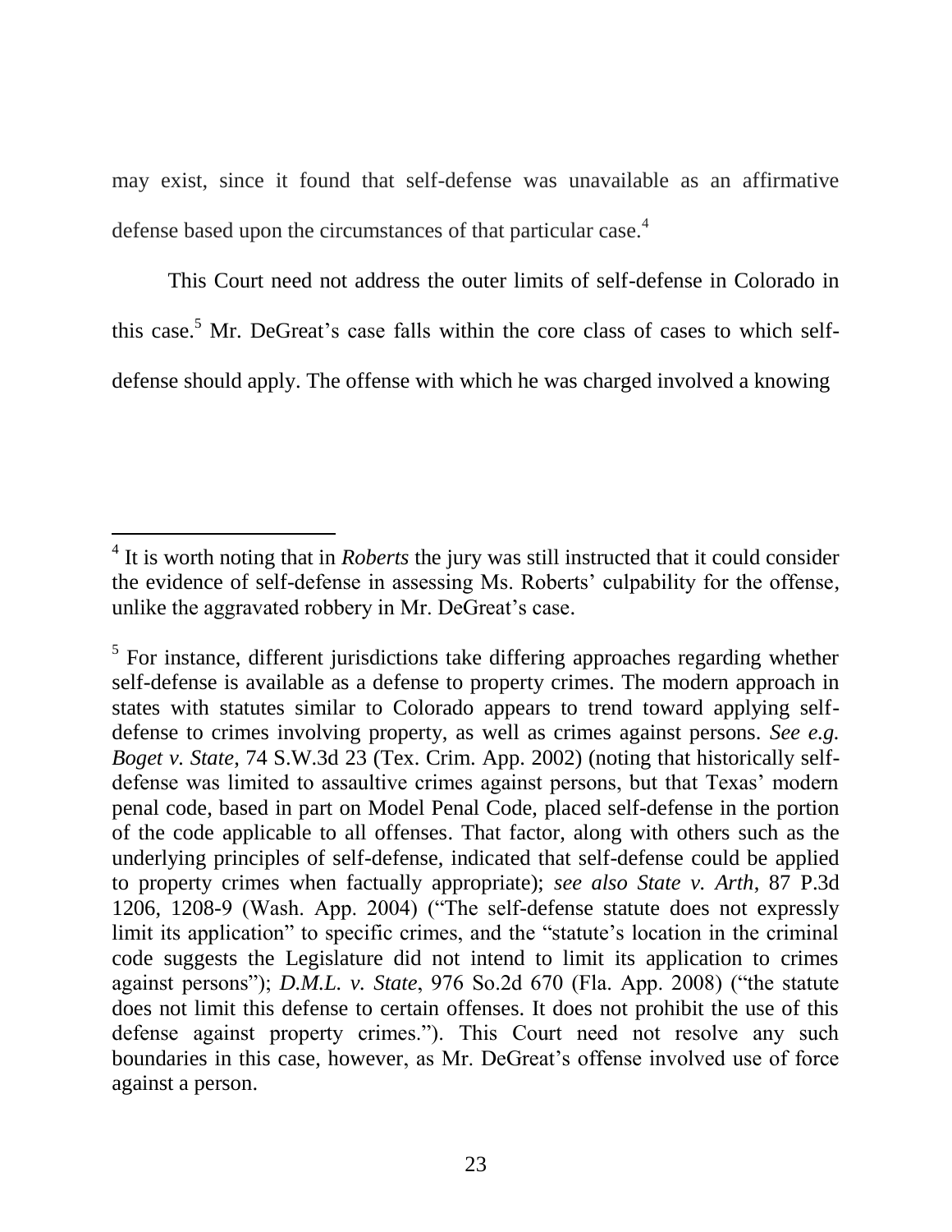may exist, since it found that self-defense was unavailable as an affirmative defense based upon the circumstances of that particular case.[4]

This Court need not address the outer limits of self-defense in Colorado in this case.[5] Mr. DeGreat's case falls within the core class of cases to which self-defense should apply. The offense with which he was charged involved a knowing

---

[4] It is worth noting that in *Roberts* the jury was still instructed that it could consider the evidence of self-defense in assessing Ms. Roberts' culpability for the offense, unlike the aggravated robbery in Mr. DeGreat's case.

[5] For instance, different jurisdictions take differing approaches regarding whether self-defense is available as a defense to property crimes. The modern approach in states with statutes similar to Colorado appears to trend toward applying self-defense to crimes involving property, as well as crimes against persons. *See e.g. Boget v. State*, 74 S.W.3d 23 (Tex. Crim. App. 2002) (noting that historically self-defense was limited to assaultive crimes against persons, but that Texas' modern penal code, based in part on Model Penal Code, placed self-defense in the portion of the code applicable to all offenses. That factor, along with others such as the underlying principles of self-defense, indicated that self-defense could be applied to property crimes when factually appropriate); *see also State v. Arth*, 87 P.3d 1206, 1208-9 (Wash. App. 2004) ("The self-defense statute does not expressly limit its application" to specific crimes, and the "statute's location in the criminal code suggests the Legislature did not intend to limit its application to crimes against persons"); *D.M.L. v. State*, 976 So.2d 670 (Fla. App. 2008) ("the statute does not limit this defense to certain offenses. It does not prohibit the use of this defense against property crimes."). This Court need not resolve any such boundaries in this case, however, as Mr. DeGreat's offense involved use of force against a person.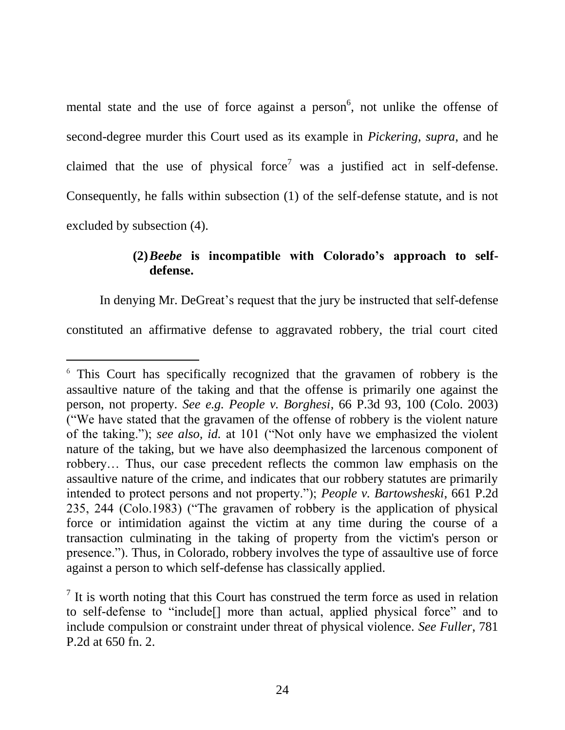mental state and the use of force against a person[6], not unlike the offense of second-degree murder this Court used as its example in *Pickering, supra,* and he claimed that the use of physical force[7] was a justified act in self-defense. Consequently, he falls within subsection (1) of the self-defense statute, and is not excluded by subsection (4).

**(2) *Beebe* is incompatible with Colorado's approach to self-defense.**

In denying Mr. DeGreat's request that the jury be instructed that self-defense constituted an affirmative defense to aggravated robbery, the trial court cited

---

[6] This Court has specifically recognized that the gravamen of robbery is the assaultive nature of the taking and that the offense is primarily one against the person, not property. *See e.g. People v. Borghesi*, 66 P.3d 93, 100 (Colo. 2003) ("We have stated that the gravamen of the offense of robbery is the violent nature of the taking."); *see also, id.* at 101 ("Not only have we emphasized the violent nature of the taking, but we have also deemphasized the larcenous component of robbery… Thus, our case precedent reflects the common law emphasis on the assaultive nature of the crime, and indicates that our robbery statutes are primarily intended to protect persons and not property."); *People v. Bartowsheski*, 661 P.2d 235, 244 (Colo.1983) ("The gravamen of robbery is the application of physical force or intimidation against the victim at any time during the course of a transaction culminating in the taking of property from the victim's person or presence."). Thus, in Colorado, robbery involves the type of assaultive use of force against a person to which self-defense has classically applied.

[7] It is worth noting that this Court has construed the term force as used in relation to self-defense to "include[] more than actual, applied physical force" and to include compulsion or constraint under threat of physical violence. *See Fuller*, 781 P.2d at 650 fn. 2.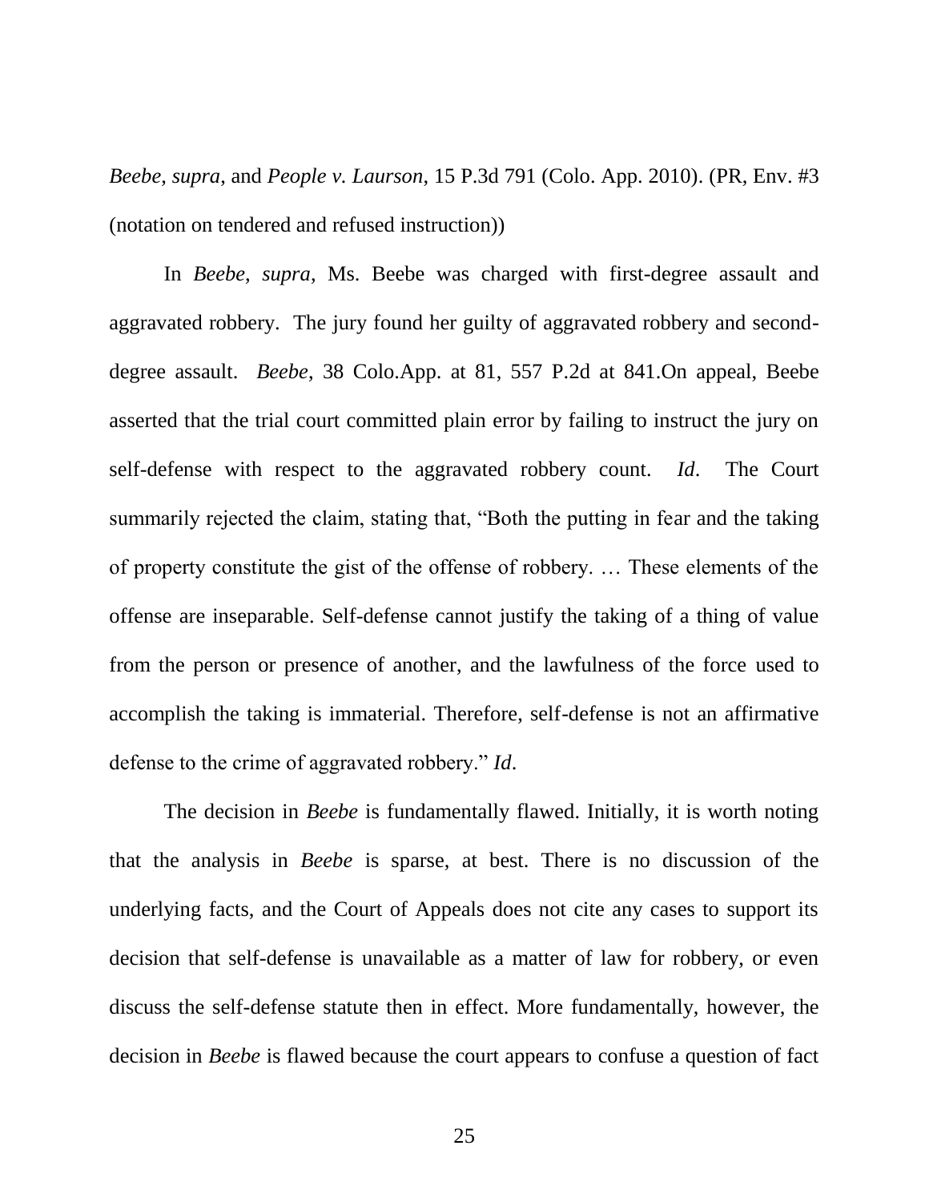*Beebe, supra*, and *People v. Laurson*, 15 P.3d 791 (Colo. App. 2010). (PR, Env. #3 (notation on tendered and refused instruction))

In *Beebe*, *supra*, Ms. Beebe was charged with first-degree assault and aggravated robbery. The jury found her guilty of aggravated robbery and second-degree assault. *Beebe*, 38 Colo.App. at 81, 557 P.2d at 841.On appeal, Beebe asserted that the trial court committed plain error by failing to instruct the jury on self-defense with respect to the aggravated robbery count. *Id*. The Court summarily rejected the claim, stating that, "Both the putting in fear and the taking of property constitute the gist of the offense of robbery. … These elements of the offense are inseparable. Self-defense cannot justify the taking of a thing of value from the person or presence of another, and the lawfulness of the force used to accomplish the taking is immaterial. Therefore, self-defense is not an affirmative defense to the crime of aggravated robbery." *Id*.

The decision in *Beebe* is fundamentally flawed. Initially, it is worth noting that the analysis in *Beebe* is sparse, at best. There is no discussion of the underlying facts, and the Court of Appeals does not cite any cases to support its decision that self-defense is unavailable as a matter of law for robbery, or even discuss the self-defense statute then in effect. More fundamentally, however, the decision in *Beebe* is flawed because the court appears to confuse a question of fact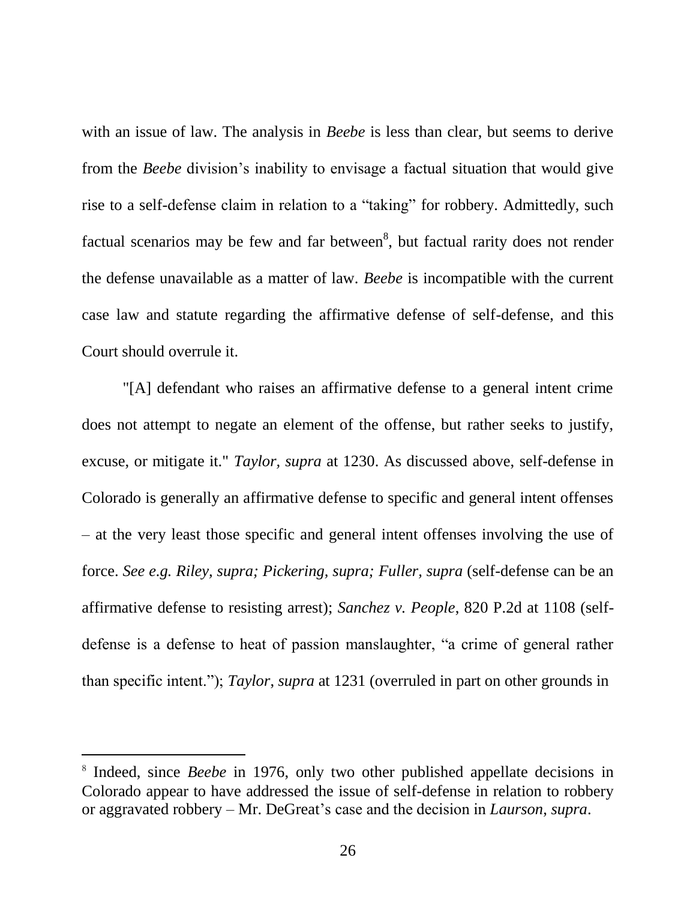with an issue of law. The analysis in *Beebe* is less than clear, but seems to derive from the *Beebe* division's inability to envisage a factual situation that would give rise to a self-defense claim in relation to a "taking" for robbery. Admittedly, such factual scenarios may be few and far between[8], but factual rarity does not render the defense unavailable as a matter of law. *Beebe* is incompatible with the current case law and statute regarding the affirmative defense of self-defense, and this Court should overrule it.

"[A] defendant who raises an affirmative defense to a general intent crime does not attempt to negate an element of the offense, but rather seeks to justify, excuse, or mitigate it." *Taylor, supra* at 1230. As discussed above, self-defense in Colorado is generally an affirmative defense to specific and general intent offenses – at the very least those specific and general intent offenses involving the use of force. *See e.g. Riley, supra; Pickering, supra; Fuller, supra* (self-defense can be an affirmative defense to resisting arrest); *Sanchez v. People*, 820 P.2d at 1108 (self-defense is a defense to heat of passion manslaughter, "a crime of general rather than specific intent."); *Taylor*, *supra* at 1231 (overruled in part on other grounds in

---

[8] Indeed, since *Beebe* in 1976, only two other published appellate decisions in Colorado appear to have addressed the issue of self-defense in relation to robbery or aggravated robbery – Mr. DeGreat's case and the decision in *Laurson, supra*.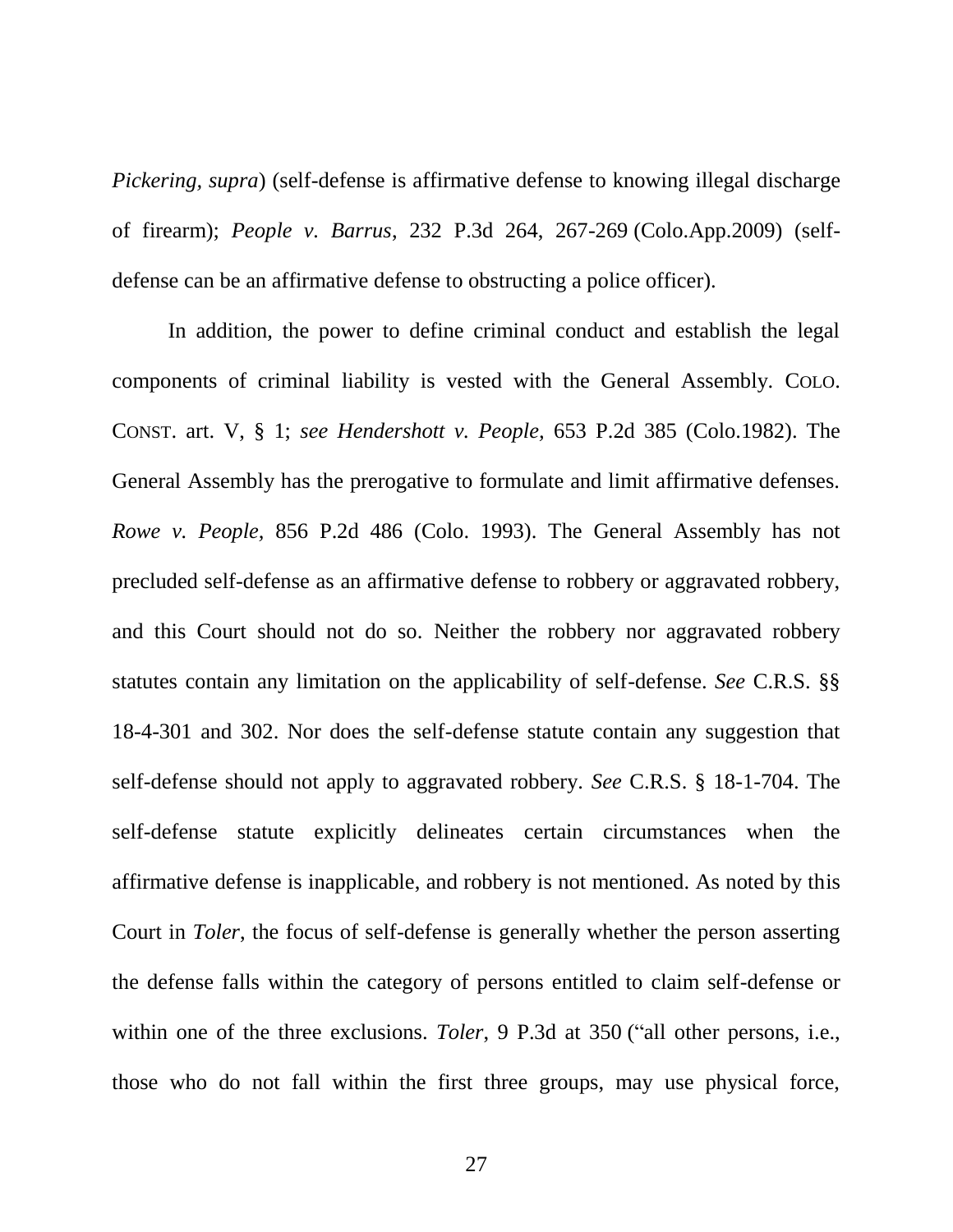*Pickering, supra*) (self-defense is affirmative defense to knowing illegal discharge of firearm); *People v. Barrus*, 232 P.3d 264, 267-269 (Colo.App.2009) (self-defense can be an affirmative defense to obstructing a police officer).

In addition, the power to define criminal conduct and establish the legal components of criminal liability is vested with the General Assembly. COLO. CONST. art. V, § 1; *see Hendershott v. People*, 653 P.2d 385 (Colo.1982). The General Assembly has the prerogative to formulate and limit affirmative defenses. *Rowe v. People*, 856 P.2d 486 (Colo. 1993). The General Assembly has not precluded self-defense as an affirmative defense to robbery or aggravated robbery, and this Court should not do so. Neither the robbery nor aggravated robbery statutes contain any limitation on the applicability of self-defense. *See* C.R.S. §§ 18-4-301 and 302. Nor does the self-defense statute contain any suggestion that self-defense should not apply to aggravated robbery. *See* C.R.S. § 18-1-704. The self-defense statute explicitly delineates certain circumstances when the affirmative defense is inapplicable, and robbery is not mentioned. As noted by this Court in *Toler*, the focus of self-defense is generally whether the person asserting the defense falls within the category of persons entitled to claim self-defense or within one of the three exclusions. *Toler*, 9 P.3d at 350 ("all other persons, i.e., those who do not fall within the first three groups, may use physical force,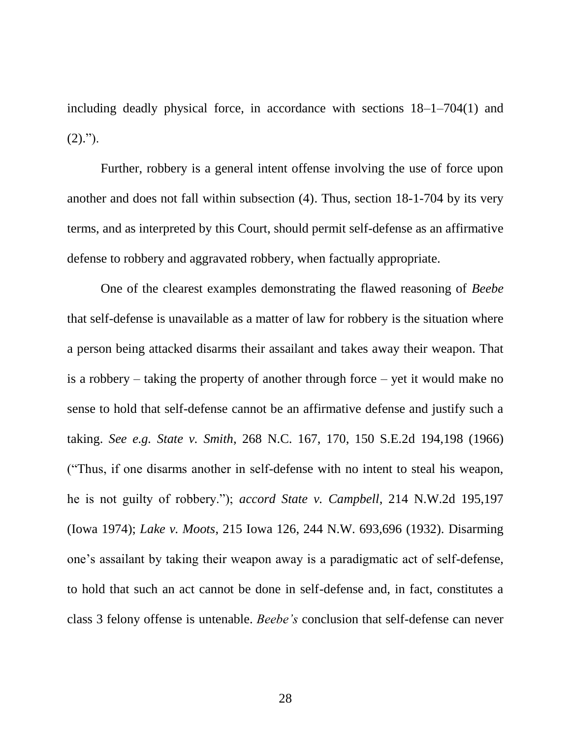including deadly physical force, in accordance with sections 18–1–704(1) and (2).").

Further, robbery is a general intent offense involving the use of force upon another and does not fall within subsection (4). Thus, section 18-1-704 by its very terms, and as interpreted by this Court, should permit self-defense as an affirmative defense to robbery and aggravated robbery, when factually appropriate.

One of the clearest examples demonstrating the flawed reasoning of *Beebe* that self-defense is unavailable as a matter of law for robbery is the situation where a person being attacked disarms their assailant and takes away their weapon. That is a robbery – taking the property of another through force – yet it would make no sense to hold that self-defense cannot be an affirmative defense and justify such a taking. *See e.g. State v. Smith*, 268 N.C. 167, 170, 150 S.E.2d 194,198 (1966) ("Thus, if one disarms another in self-defense with no intent to steal his weapon, he is not guilty of robbery."); *accord State v. Campbell*, 214 N.W.2d 195,197 (Iowa 1974); *Lake v. Moots*, 215 Iowa 126, 244 N.W. 693,696 (1932). Disarming one's assailant by taking their weapon away is a paradigmatic act of self-defense, to hold that such an act cannot be done in self-defense and, in fact, constitutes a class 3 felony offense is untenable. *Beebe's* conclusion that self-defense can never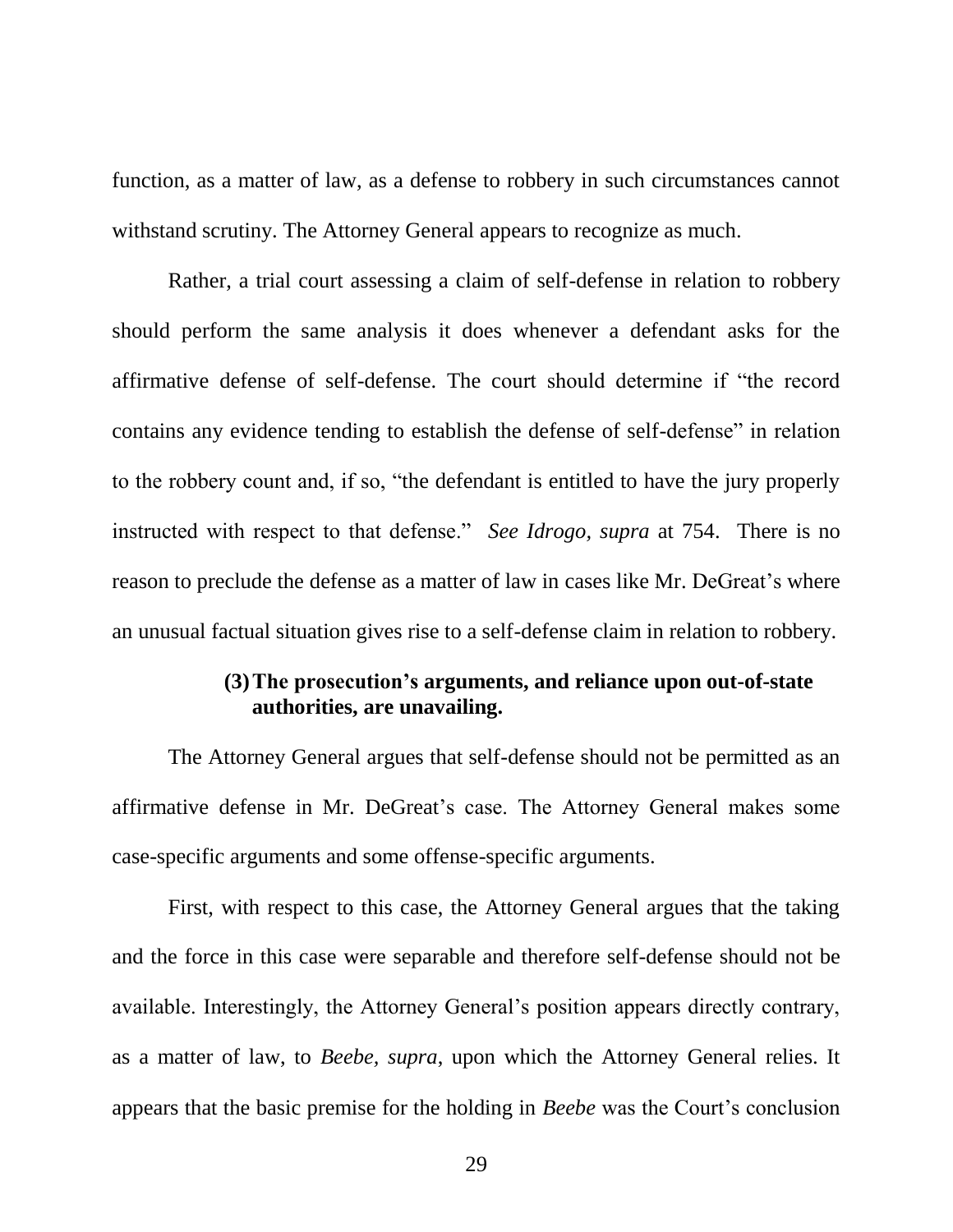function, as a matter of law, as a defense to robbery in such circumstances cannot withstand scrutiny. The Attorney General appears to recognize as much.

Rather, a trial court assessing a claim of self-defense in relation to robbery should perform the same analysis it does whenever a defendant asks for the affirmative defense of self-defense. The court should determine if "the record contains any evidence tending to establish the defense of self-defense" in relation to the robbery count and, if so, "the defendant is entitled to have the jury properly instructed with respect to that defense." *See Idrogo, supra* at 754. There is no reason to preclude the defense as a matter of law in cases like Mr. DeGreat's where an unusual factual situation gives rise to a self-defense claim in relation to robbery.

**(3) The prosecution's arguments, and reliance upon out-of-state authorities, are unavailing.**

The Attorney General argues that self-defense should not be permitted as an affirmative defense in Mr. DeGreat's case. The Attorney General makes some case-specific arguments and some offense-specific arguments.

First, with respect to this case, the Attorney General argues that the taking and the force in this case were separable and therefore self-defense should not be available. Interestingly, the Attorney General's position appears directly contrary, as a matter of law, to *Beebe, supra*, upon which the Attorney General relies. It appears that the basic premise for the holding in *Beebe* was the Court's conclusion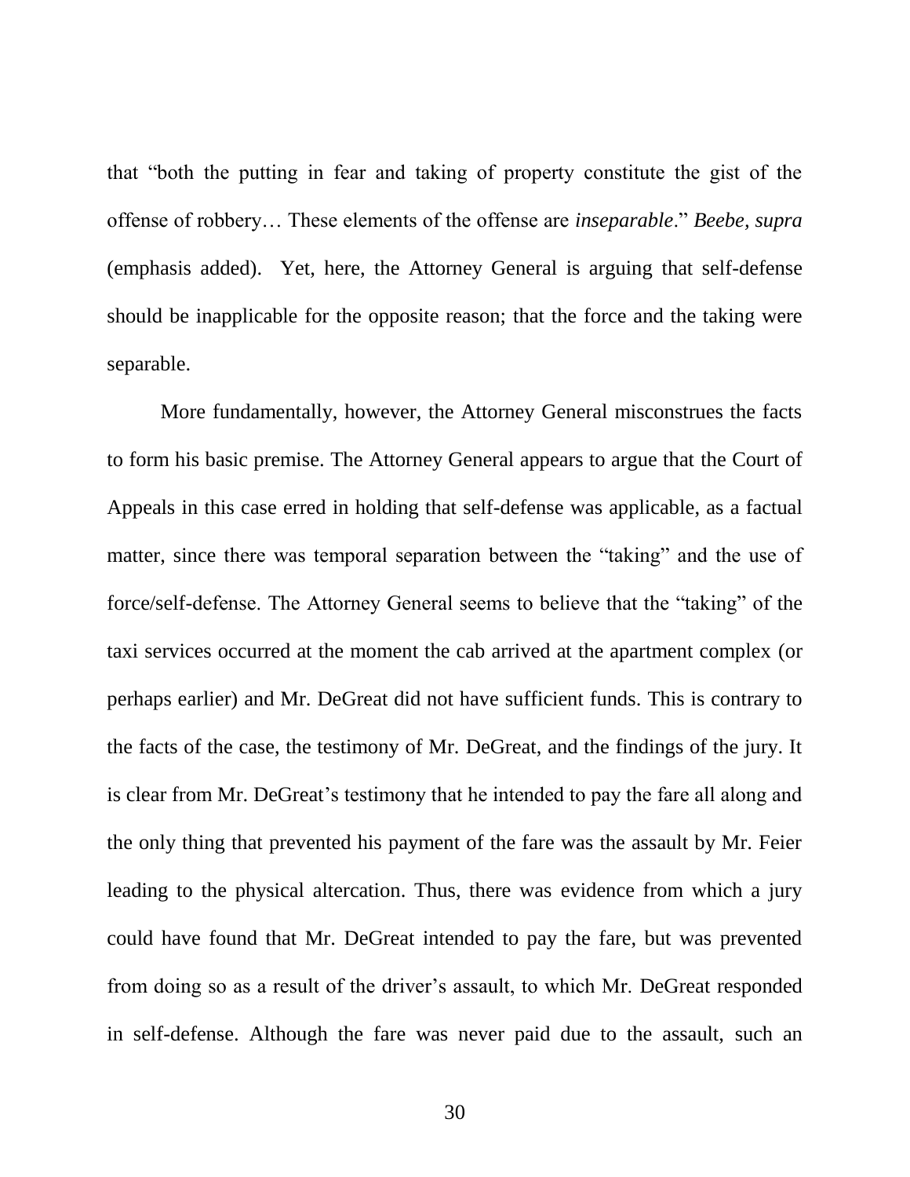that "both the putting in fear and taking of property constitute the gist of the offense of robbery… These elements of the offense are *inseparable*." *Beebe, supra* (emphasis added). Yet, here, the Attorney General is arguing that self-defense should be inapplicable for the opposite reason; that the force and the taking were separable.

More fundamentally, however, the Attorney General misconstrues the facts to form his basic premise. The Attorney General appears to argue that the Court of Appeals in this case erred in holding that self-defense was applicable, as a factual matter, since there was temporal separation between the "taking" and the use of force/self-defense. The Attorney General seems to believe that the "taking" of the taxi services occurred at the moment the cab arrived at the apartment complex (or perhaps earlier) and Mr. DeGreat did not have sufficient funds. This is contrary to the facts of the case, the testimony of Mr. DeGreat, and the findings of the jury. It is clear from Mr. DeGreat's testimony that he intended to pay the fare all along and the only thing that prevented his payment of the fare was the assault by Mr. Feier leading to the physical altercation. Thus, there was evidence from which a jury could have found that Mr. DeGreat intended to pay the fare, but was prevented from doing so as a result of the driver's assault, to which Mr. DeGreat responded in self-defense. Although the fare was never paid due to the assault, such an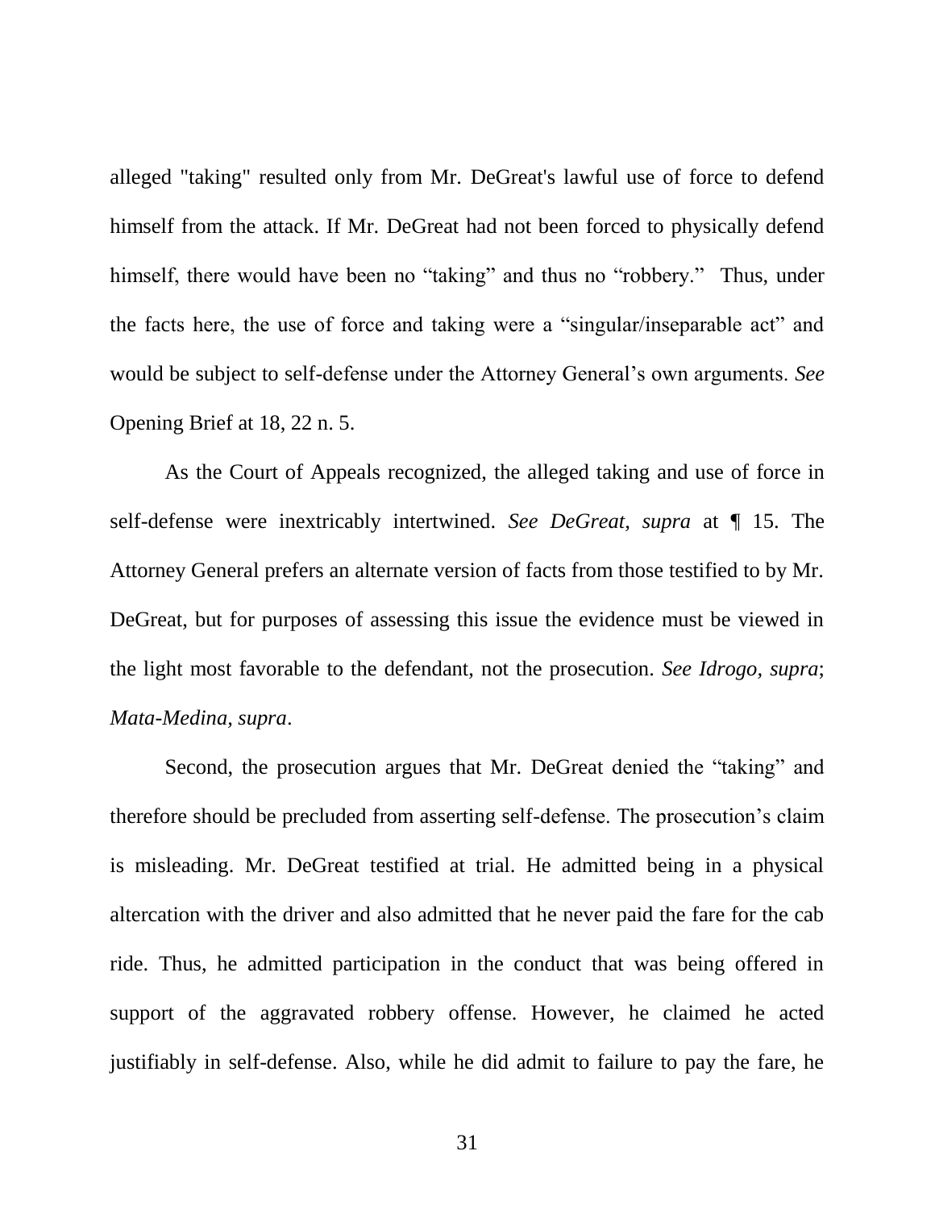alleged "taking" resulted only from Mr. DeGreat's lawful use of force to defend himself from the attack. If Mr. DeGreat had not been forced to physically defend himself, there would have been no “taking” and thus no “robbery.” Thus, under the facts here, the use of force and taking were a “singular/inseparable act” and would be subject to self-defense under the Attorney General’s own arguments. *See* Opening Brief at 18, 22 n. 5.

As the Court of Appeals recognized, the alleged taking and use of force in self-defense were inextricably intertwined. *See DeGreat, supra* at ¶ 15. The Attorney General prefers an alternate version of facts from those testified to by Mr. DeGreat, but for purposes of assessing this issue the evidence must be viewed in the light most favorable to the defendant, not the prosecution. *See Idrogo, supra*; *Mata-Medina, supra*.

Second, the prosecution argues that Mr. DeGreat denied the “taking” and therefore should be precluded from asserting self-defense. The prosecution’s claim is misleading. Mr. DeGreat testified at trial. He admitted being in a physical altercation with the driver and also admitted that he never paid the fare for the cab ride. Thus, he admitted participation in the conduct that was being offered in support of the aggravated robbery offense. However, he claimed he acted justifiably in self-defense. Also, while he did admit to failure to pay the fare, he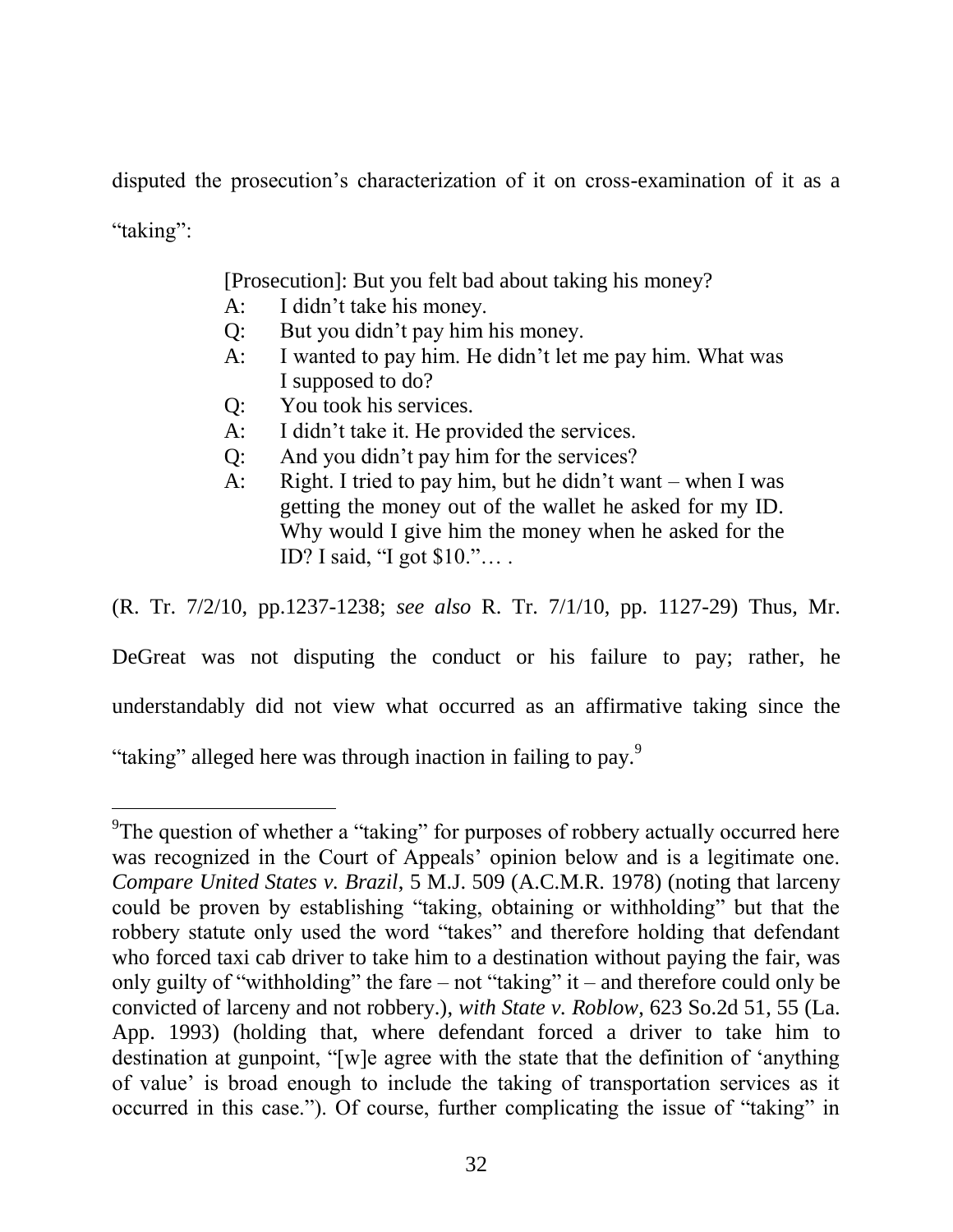disputed the prosecution's characterization of it on cross-examination of it as a "taking":

> [Prosecution]: But you felt bad about taking his money?
>
> A: I didn't take his money.
>
> Q: But you didn't pay him his money.
>
> A: I wanted to pay him. He didn't let me pay him. What was I supposed to do?
>
> Q: You took his services.
>
> A: I didn't take it. He provided the services.
>
> Q: And you didn't pay him for the services?
>
> A: Right. I tried to pay him, but he didn't want – when I was getting the money out of the wallet he asked for my ID. Why would I give him the money when he asked for the ID? I said, "I got $10."… .

(R. Tr. 7/2/10, pp.1237-1238; *see also* R. Tr. 7/1/10, pp. 1127-29) Thus, Mr. DeGreat was not disputing the conduct or his failure to pay; rather, he understandably did not view what occurred as an affirmative taking since the "taking" alleged here was through inaction in failing to pay.[9]

---

[9]The question of whether a "taking" for purposes of robbery actually occurred here was recognized in the Court of Appeals' opinion below and is a legitimate one. *Compare United States v. Brazil*, 5 M.J. 509 (A.C.M.R. 1978) (noting that larceny could be proven by establishing "taking, obtaining or withholding" but that the robbery statute only used the word "takes" and therefore holding that defendant who forced taxi cab driver to take him to a destination without paying the fair, was only guilty of "withholding" the fare – not "taking" it – and therefore could only be convicted of larceny and not robbery.), *with State v. Roblow*, 623 So.2d 51, 55 (La. App. 1993) (holding that, where defendant forced a driver to take him to destination at gunpoint, "[w]e agree with the state that the definition of 'anything of value' is broad enough to include the taking of transportation services as it occurred in this case."). Of course, further complicating the issue of "taking" in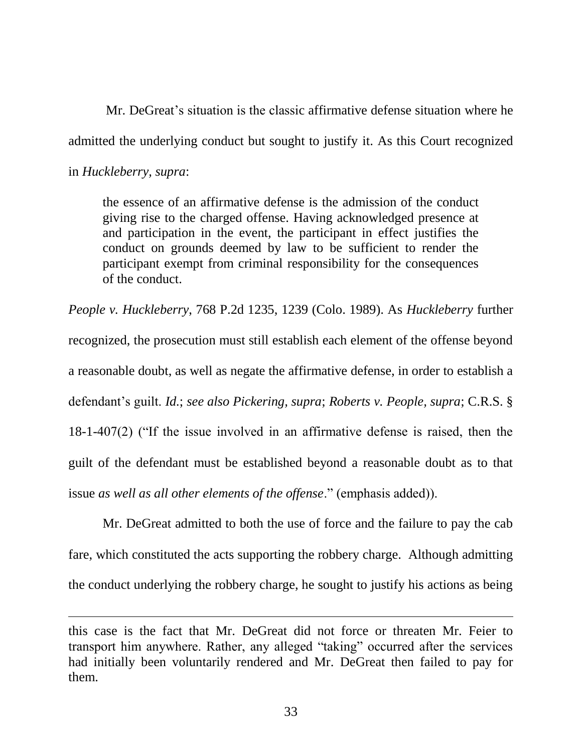Mr. DeGreat's situation is the classic affirmative defense situation where he admitted the underlying conduct but sought to justify it. As this Court recognized in *Huckleberry, supra*:

> the essence of an affirmative defense is the admission of the conduct giving rise to the charged offense. Having acknowledged presence at and participation in the event, the participant in effect justifies the conduct on grounds deemed by law to be sufficient to render the participant exempt from criminal responsibility for the consequences of the conduct.

*People v. Huckleberry*, 768 P.2d 1235, 1239 (Colo. 1989). As *Huckleberry* further recognized, the prosecution must still establish each element of the offense beyond a reasonable doubt, as well as negate the affirmative defense, in order to establish a defendant's guilt. *Id.*; *see also Pickering, supra*; *Roberts v. People, supra*; C.R.S. § 18-1-407(2) ("If the issue involved in an affirmative defense is raised, then the guilt of the defendant must be established beyond a reasonable doubt as to that issue *as well as all other elements of the offense*." (emphasis added)).

Mr. DeGreat admitted to both the use of force and the failure to pay the cab fare, which constituted the acts supporting the robbery charge. Although admitting the conduct underlying the robbery charge, he sought to justify his actions as being

---

this case is the fact that Mr. DeGreat did not force or threaten Mr. Feier to transport him anywhere. Rather, any alleged "taking" occurred after the services had initially been voluntarily rendered and Mr. DeGreat then failed to pay for them.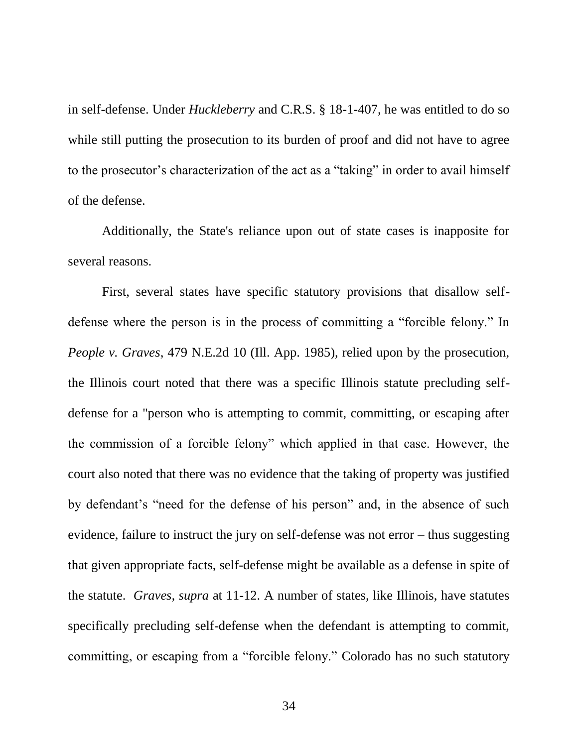in self-defense. Under *Huckleberry* and C.R.S. § 18-1-407, he was entitled to do so while still putting the prosecution to its burden of proof and did not have to agree to the prosecutor's characterization of the act as a "taking" in order to avail himself of the defense.

Additionally, the State's reliance upon out of state cases is inapposite for several reasons.

First, several states have specific statutory provisions that disallow self-defense where the person is in the process of committing a "forcible felony." In *People v. Graves*, 479 N.E.2d 10 (Ill. App. 1985), relied upon by the prosecution, the Illinois court noted that there was a specific Illinois statute precluding self-defense for a "person who is attempting to commit, committing, or escaping after the commission of a forcible felony" which applied in that case. However, the court also noted that there was no evidence that the taking of property was justified by defendant's "need for the defense of his person" and, in the absence of such evidence, failure to instruct the jury on self-defense was not error – thus suggesting that given appropriate facts, self-defense might be available as a defense in spite of the statute. *Graves, supra* at 11-12. A number of states, like Illinois, have statutes specifically precluding self-defense when the defendant is attempting to commit, committing, or escaping from a "forcible felony." Colorado has no such statutory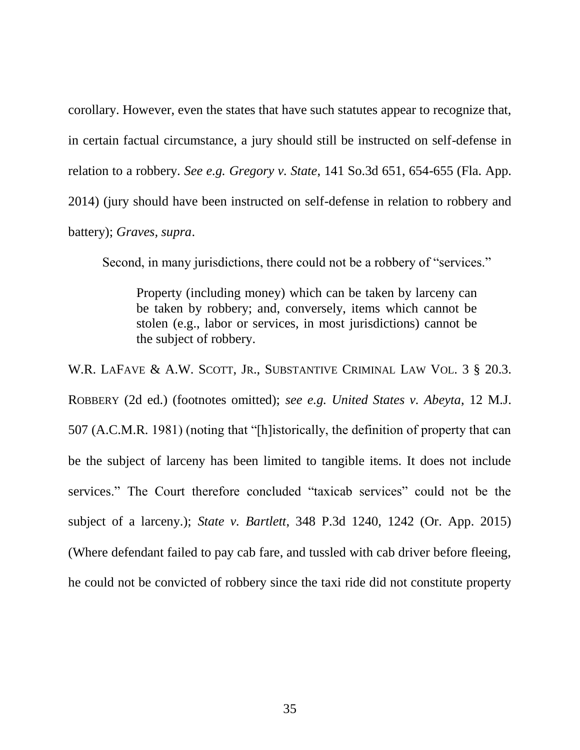corollary. However, even the states that have such statutes appear to recognize that, in certain factual circumstance, a jury should still be instructed on self-defense in relation to a robbery. *See e.g. Gregory v. State*, 141 So.3d 651, 654-655 (Fla. App. 2014) (jury should have been instructed on self-defense in relation to robbery and battery); *Graves*, *supra*.

Second, in many jurisdictions, there could not be a robbery of "services."

> Property (including money) which can be taken by larceny can be taken by robbery; and, conversely, items which cannot be stolen (e.g., labor or services, in most jurisdictions) cannot be the subject of robbery.

W.R. LAFAVE & A.W. SCOTT, JR., SUBSTANTIVE CRIMINAL LAW VOL. 3 § 20.3. ROBBERY (2d ed.) (footnotes omitted); *see e.g. United States v. Abeyta*, 12 M.J. 507 (A.C.M.R. 1981) (noting that "[h]istorically, the definition of property that can be the subject of larceny has been limited to tangible items. It does not include services." The Court therefore concluded "taxicab services" could not be the subject of a larceny.); *State v. Bartlett*, 348 P.3d 1240, 1242 (Or. App. 2015) (Where defendant failed to pay cab fare, and tussled with cab driver before fleeing, he could not be convicted of robbery since the taxi ride did not constitute property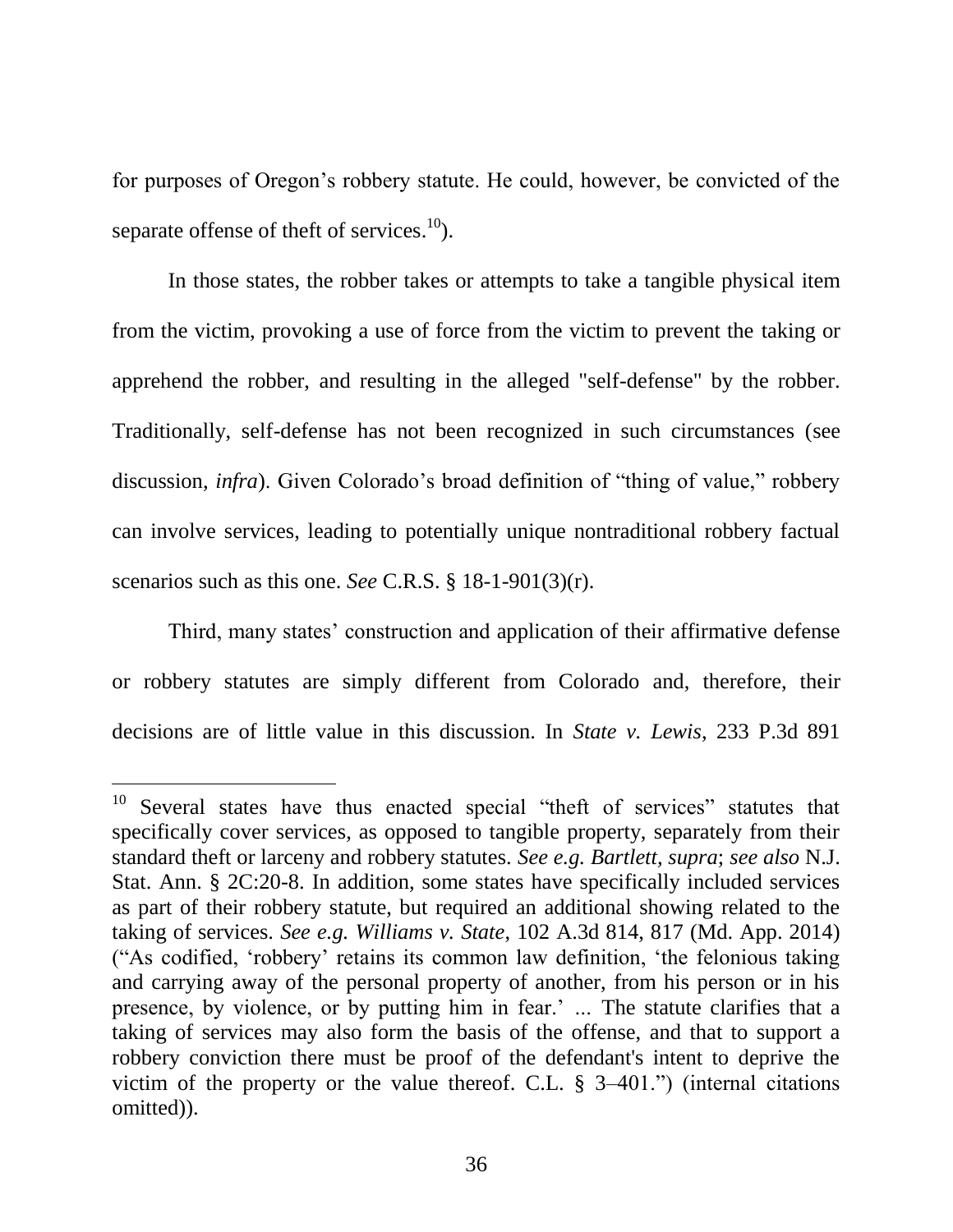for purposes of Oregon's robbery statute. He could, however, be convicted of the separate offense of theft of services.[10]).

In those states, the robber takes or attempts to take a tangible physical item from the victim, provoking a use of force from the victim to prevent the taking or apprehend the robber, and resulting in the alleged "self-defense" by the robber. Traditionally, self-defense has not been recognized in such circumstances (see discussion, *infra*). Given Colorado's broad definition of "thing of value," robbery can involve services, leading to potentially unique nontraditional robbery factual scenarios such as this one. *See* C.R.S. § 18-1-901(3)(r).

Third, many states' construction and application of their affirmative defense or robbery statutes are simply different from Colorado and, therefore, their decisions are of little value in this discussion. In *State v. Lewis*, 233 P.3d 891

---

[10] Several states have thus enacted special "theft of services" statutes that specifically cover services, as opposed to tangible property, separately from their standard theft or larceny and robbery statutes. *See e.g. Bartlett, supra*; *see also* N.J. Stat. Ann. § 2C:20-8. In addition, some states have specifically included services as part of their robbery statute, but required an additional showing related to the taking of services. *See e.g. Williams v. State*, 102 A.3d 814, 817 (Md. App. 2014) ("As codified, 'robbery' retains its common law definition, 'the felonious taking and carrying away of the personal property of another, from his person or in his presence, by violence, or by putting him in fear.' ... The statute clarifies that a taking of services may also form the basis of the offense, and that to support a robbery conviction there must be proof of the defendant's intent to deprive the victim of the property or the value thereof. C.L. § 3–401.") (internal citations omitted)).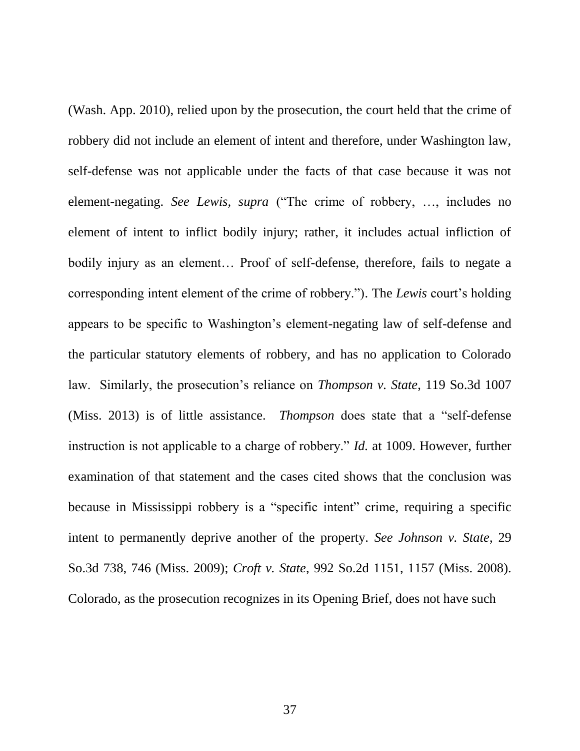(Wash. App. 2010), relied upon by the prosecution, the court held that the crime of robbery did not include an element of intent and therefore, under Washington law, self-defense was not applicable under the facts of that case because it was not element-negating. *See Lewis, supra* ("The crime of robbery, …, includes no element of intent to inflict bodily injury; rather, it includes actual infliction of bodily injury as an element… Proof of self-defense, therefore, fails to negate a corresponding intent element of the crime of robbery."). The *Lewis* court's holding appears to be specific to Washington's element-negating law of self-defense and the particular statutory elements of robbery, and has no application to Colorado law. Similarly, the prosecution's reliance on *Thompson v. State*, 119 So.3d 1007 (Miss. 2013) is of little assistance. *Thompson* does state that a "self-defense instruction is not applicable to a charge of robbery." *Id.* at 1009. However, further examination of that statement and the cases cited shows that the conclusion was because in Mississippi robbery is a "specific intent" crime, requiring a specific intent to permanently deprive another of the property. *See Johnson v. State*, 29 So.3d 738, 746 (Miss. 2009); *Croft v. State*, 992 So.2d 1151, 1157 (Miss. 2008). Colorado, as the prosecution recognizes in its Opening Brief, does not have such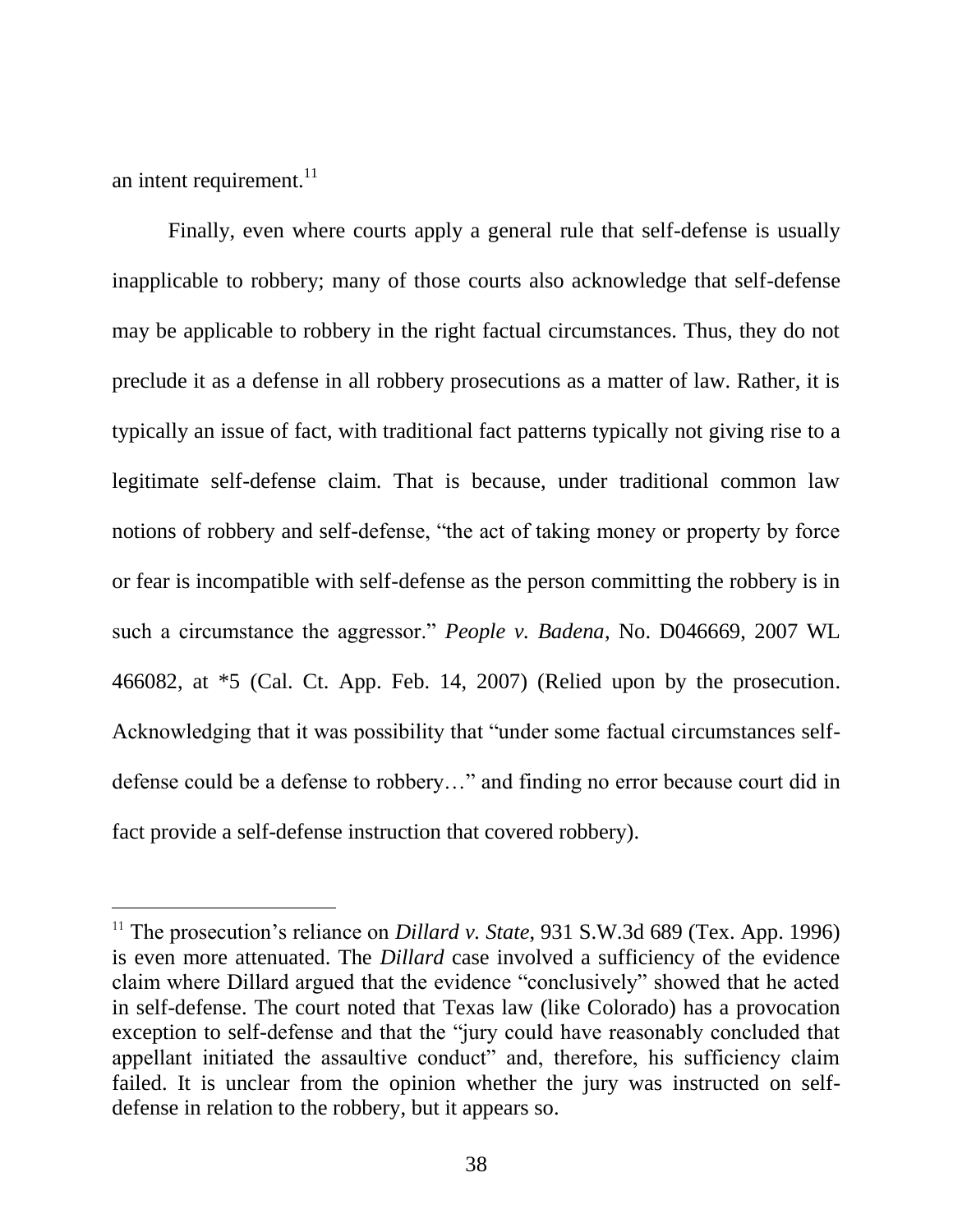an intent requirement.[11]

Finally, even where courts apply a general rule that self-defense is usually inapplicable to robbery; many of those courts also acknowledge that self-defense may be applicable to robbery in the right factual circumstances. Thus, they do not preclude it as a defense in all robbery prosecutions as a matter of law. Rather, it is typically an issue of fact, with traditional fact patterns typically not giving rise to a legitimate self-defense claim. That is because, under traditional common law notions of robbery and self-defense, "the act of taking money or property by force or fear is incompatible with self-defense as the person committing the robbery is in such a circumstance the aggressor." *People v. Badena*, No. D046669, 2007 WL 466082, at *5 (Cal. Ct. App. Feb. 14, 2007) (Relied upon by the prosecution. Acknowledging that it was possibility that "under some factual circumstances self-defense could be a defense to robbery…" and finding no error because court did in fact provide a self-defense instruction that covered robbery).

---

[11] The prosecution's reliance on *Dillard v. State*, 931 S.W.3d 689 (Tex. App. 1996) is even more attenuated. The *Dillard* case involved a sufficiency of the evidence claim where Dillard argued that the evidence "conclusively" showed that he acted in self-defense. The court noted that Texas law (like Colorado) has a provocation exception to self-defense and that the "jury could have reasonably concluded that appellant initiated the assaultive conduct" and, therefore, his sufficiency claim failed. It is unclear from the opinion whether the jury was instructed on self-defense in relation to the robbery, but it appears so.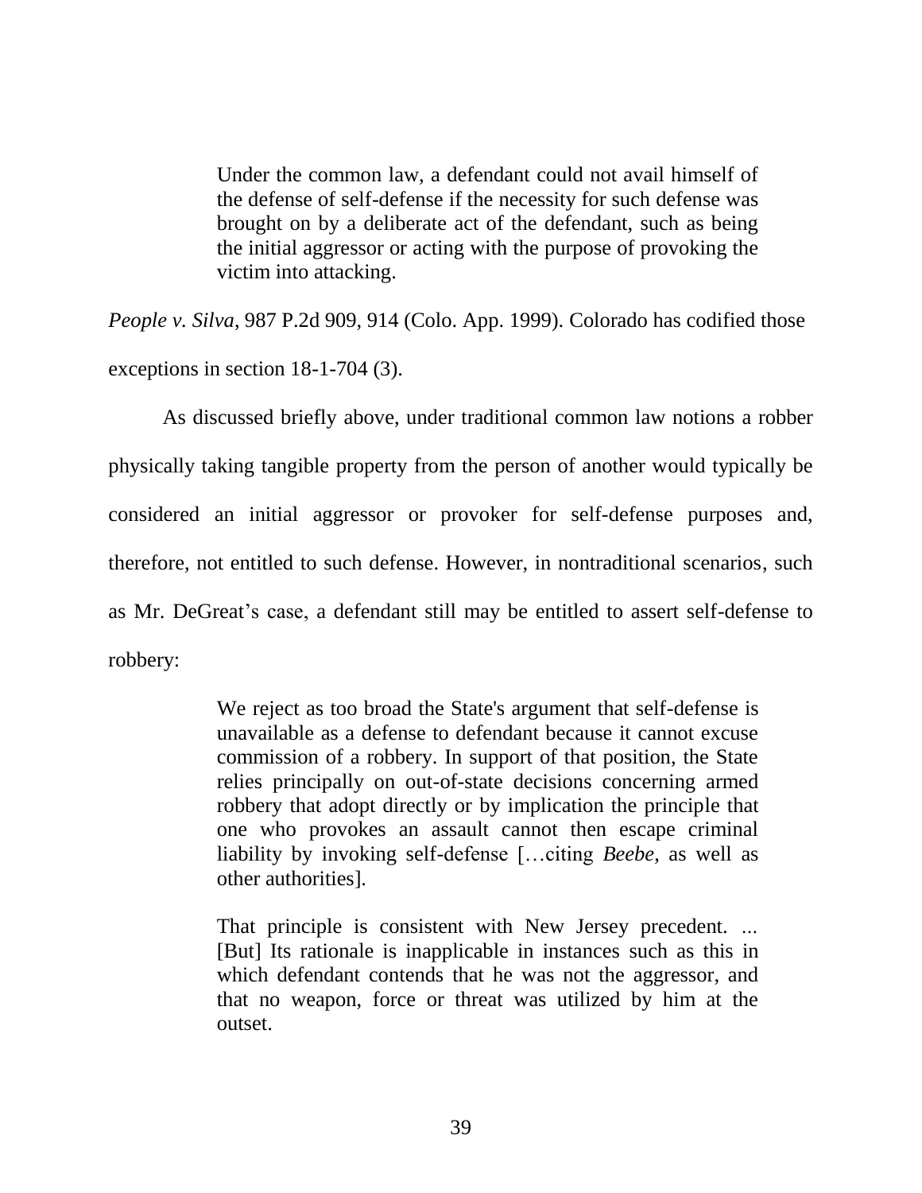> Under the common law, a defendant could not avail himself of the defense of self-defense if the necessity for such defense was brought on by a deliberate act of the defendant, such as being the initial aggressor or acting with the purpose of provoking the victim into attacking.

*People v. Silva*, 987 P.2d 909, 914 (Colo. App. 1999). Colorado has codified those exceptions in section 18-1-704 (3).

As discussed briefly above, under traditional common law notions a robber physically taking tangible property from the person of another would typically be considered an initial aggressor or provoker for self-defense purposes and, therefore, not entitled to such defense. However, in nontraditional scenarios, such as Mr. DeGreat's case, a defendant still may be entitled to assert self-defense to robbery:

> We reject as too broad the State's argument that self-defense is unavailable as a defense to defendant because it cannot excuse commission of a robbery. In support of that position, the State relies principally on out-of-state decisions concerning armed robbery that adopt directly or by implication the principle that one who provokes an assault cannot then escape criminal liability by invoking self-defense […citing *Beebe*, as well as other authorities].
>
> That principle is consistent with New Jersey precedent. ... [But] Its rationale is inapplicable in instances such as this in which defendant contends that he was not the aggressor, and that no weapon, force or threat was utilized by him at the outset.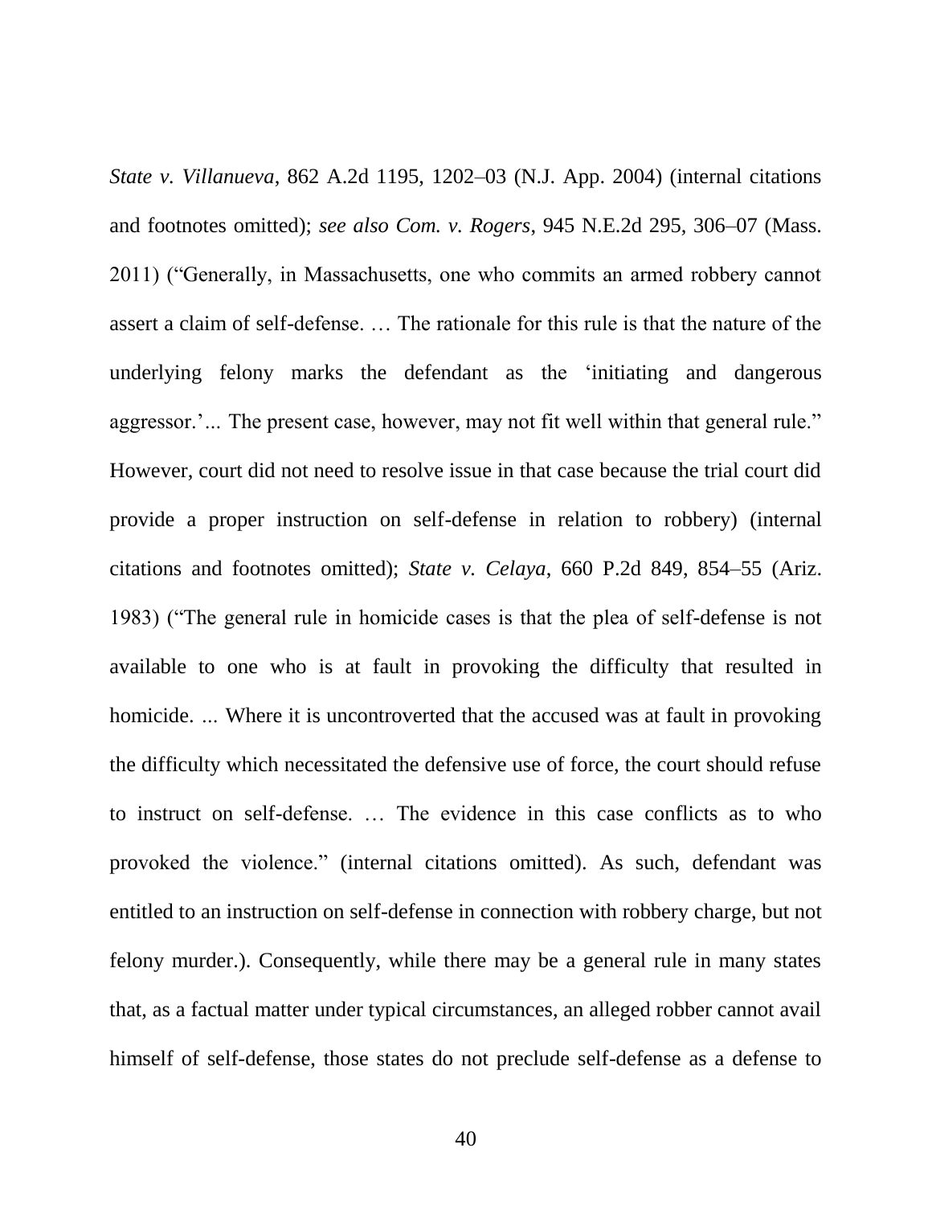*State v. Villanueva*, 862 A.2d 1195, 1202–03 (N.J. App. 2004) (internal citations and footnotes omitted); *see also Com. v. Rogers*, 945 N.E.2d 295, 306–07 (Mass. 2011) ("Generally, in Massachusetts, one who commits an armed robbery cannot assert a claim of self-defense. … The rationale for this rule is that the nature of the underlying felony marks the defendant as the 'initiating and dangerous aggressor.'... The present case, however, may not fit well within that general rule." However, court did not need to resolve issue in that case because the trial court did provide a proper instruction on self-defense in relation to robbery) (internal citations and footnotes omitted); *State v. Celaya*, 660 P.2d 849, 854–55 (Ariz. 1983) ("The general rule in homicide cases is that the plea of self-defense is not available to one who is at fault in provoking the difficulty that resulted in homicide. ... Where it is uncontroverted that the accused was at fault in provoking the difficulty which necessitated the defensive use of force, the court should refuse to instruct on self-defense. … The evidence in this case conflicts as to who provoked the violence." (internal citations omitted). As such, defendant was entitled to an instruction on self-defense in connection with robbery charge, but not felony murder.). Consequently, while there may be a general rule in many states that, as a factual matter under typical circumstances, an alleged robber cannot avail himself of self-defense, those states do not preclude self-defense as a defense to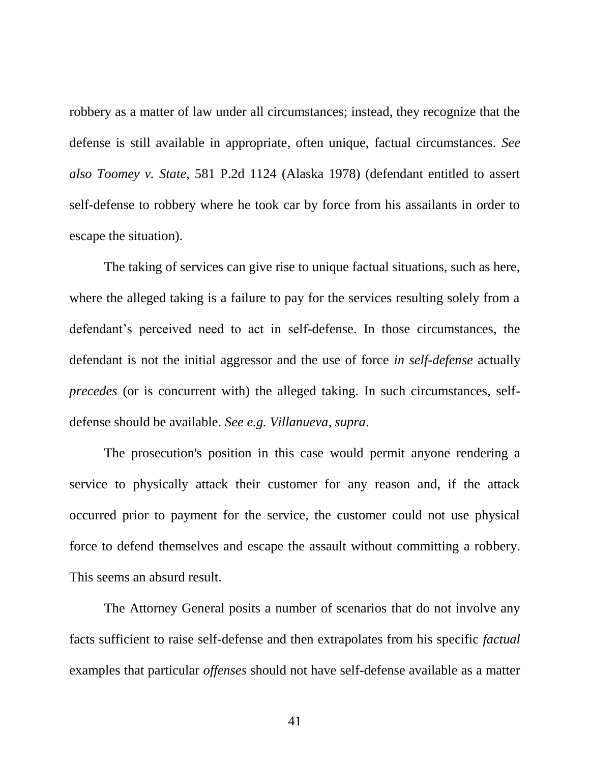robbery as a matter of law under all circumstances; instead, they recognize that the defense is still available in appropriate, often unique, factual circumstances. *See also Toomey v. State*, 581 P.2d 1124 (Alaska 1978) (defendant entitled to assert self-defense to robbery where he took car by force from his assailants in order to escape the situation).

The taking of services can give rise to unique factual situations, such as here, where the alleged taking is a failure to pay for the services resulting solely from a defendant's perceived need to act in self-defense. In those circumstances, the defendant is not the initial aggressor and the use of force *in self-defense* actually *precedes* (or is concurrent with) the alleged taking. In such circumstances, self-defense should be available. *See e.g. Villanueva, supra*.

The prosecution's position in this case would permit anyone rendering a service to physically attack their customer for any reason and, if the attack occurred prior to payment for the service, the customer could not use physical force to defend themselves and escape the assault without committing a robbery. This seems an absurd result.

The Attorney General posits a number of scenarios that do not involve any facts sufficient to raise self-defense and then extrapolates from his specific *factual* examples that particular *offenses* should not have self-defense available as a matter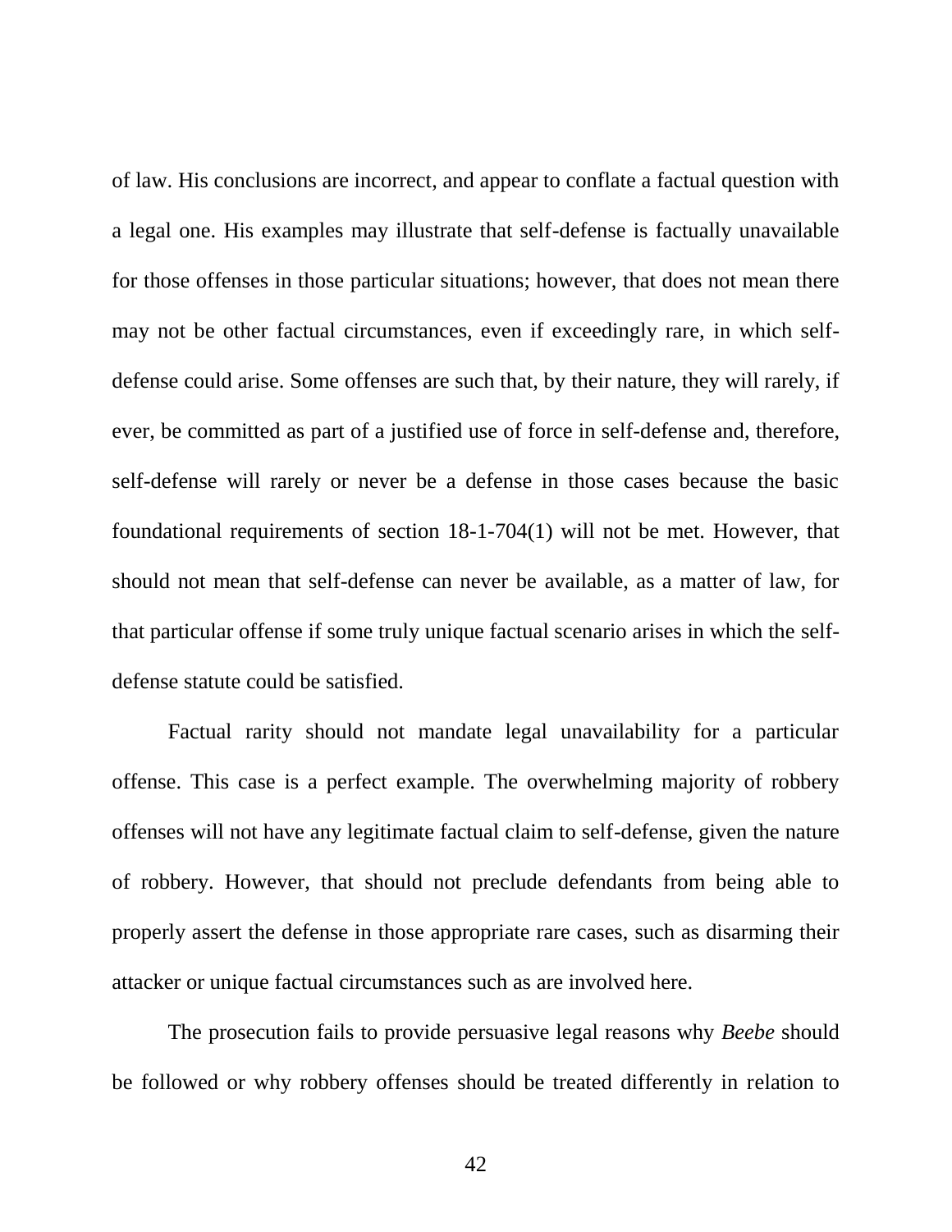of law. His conclusions are incorrect, and appear to conflate a factual question with a legal one. His examples may illustrate that self-defense is factually unavailable for those offenses in those particular situations; however, that does not mean there may not be other factual circumstances, even if exceedingly rare, in which self-defense could arise. Some offenses are such that, by their nature, they will rarely, if ever, be committed as part of a justified use of force in self-defense and, therefore, self-defense will rarely or never be a defense in those cases because the basic foundational requirements of section 18-1-704(1) will not be met. However, that should not mean that self-defense can never be available, as a matter of law, for that particular offense if some truly unique factual scenario arises in which the self-defense statute could be satisfied.

Factual rarity should not mandate legal unavailability for a particular offense. This case is a perfect example. The overwhelming majority of robbery offenses will not have any legitimate factual claim to self-defense, given the nature of robbery. However, that should not preclude defendants from being able to properly assert the defense in those appropriate rare cases, such as disarming their attacker or unique factual circumstances such as are involved here.

The prosecution fails to provide persuasive legal reasons why *Beebe* should be followed or why robbery offenses should be treated differently in relation to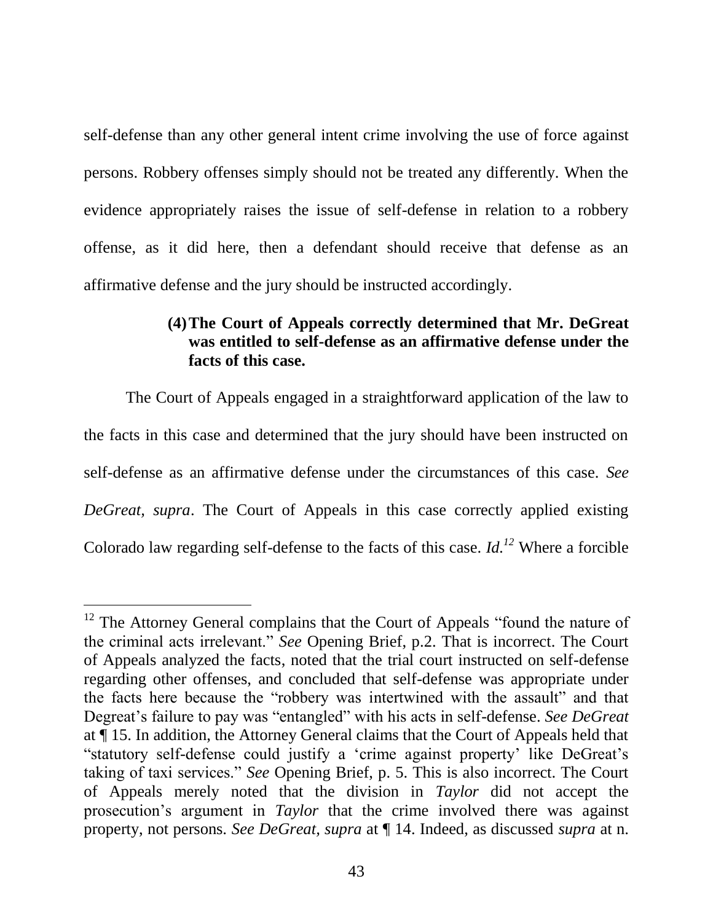self-defense than any other general intent crime involving the use of force against persons. Robbery offenses simply should not be treated any differently. When the evidence appropriately raises the issue of self-defense in relation to a robbery offense, as it did here, then a defendant should receive that defense as an affirmative defense and the jury should be instructed accordingly.

**(4) The Court of Appeals correctly determined that Mr. DeGreat was entitled to self-defense as an affirmative defense under the facts of this case.**

The Court of Appeals engaged in a straightforward application of the law to the facts in this case and determined that the jury should have been instructed on self-defense as an affirmative defense under the circumstances of this case. *See DeGreat, supra*. The Court of Appeals in this case correctly applied existing Colorado law regarding self-defense to the facts of this case. *Id.*[12] Where a forcible

---

[12] The Attorney General complains that the Court of Appeals "found the nature of the criminal acts irrelevant." *See* Opening Brief, p.2. That is incorrect. The Court of Appeals analyzed the facts, noted that the trial court instructed on self-defense regarding other offenses, and concluded that self-defense was appropriate under the facts here because the "robbery was intertwined with the assault" and that Degreat's failure to pay was "entangled" with his acts in self-defense. *See DeGreat* at ¶ 15. In addition, the Attorney General claims that the Court of Appeals held that "statutory self-defense could justify a 'crime against property' like DeGreat's taking of taxi services." *See* Opening Brief, p. 5. This is also incorrect. The Court of Appeals merely noted that the division in *Taylor* did not accept the prosecution's argument in *Taylor* that the crime involved there was against property, not persons. *See DeGreat, supra* at ¶ 14. Indeed, as discussed *supra* at n.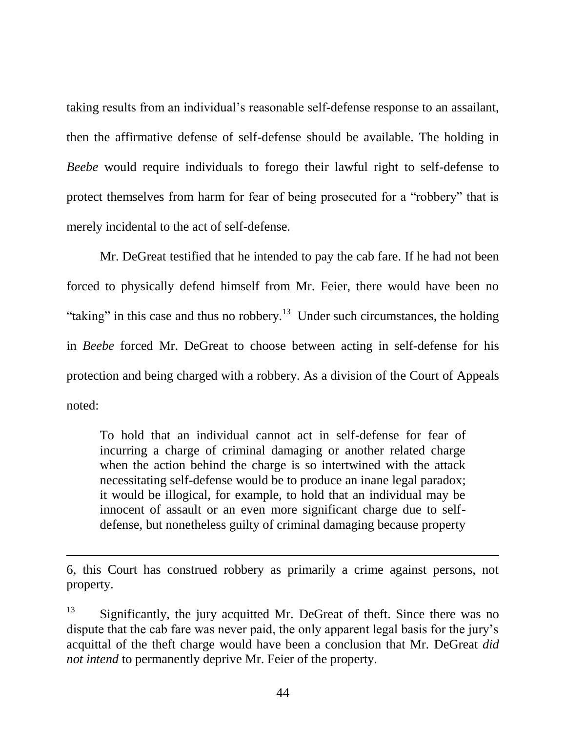taking results from an individual's reasonable self-defense response to an assailant, then the affirmative defense of self-defense should be available. The holding in *Beebe* would require individuals to forego their lawful right to self-defense to protect themselves from harm for fear of being prosecuted for a "robbery" that is merely incidental to the act of self-defense.

Mr. DeGreat testified that he intended to pay the cab fare. If he had not been forced to physically defend himself from Mr. Feier, there would have been no "taking" in this case and thus no robbery.[13] Under such circumstances, the holding in *Beebe* forced Mr. DeGreat to choose between acting in self-defense for his protection and being charged with a robbery. As a division of the Court of Appeals noted:

> To hold that an individual cannot act in self-defense for fear of incurring a charge of criminal damaging or another related charge when the action behind the charge is so intertwined with the attack necessitating self-defense would be to produce an inane legal paradox; it would be illogical, for example, to hold that an individual may be innocent of assault or an even more significant charge due to self-defense, but nonetheless guilty of criminal damaging because property

---

6, this Court has construed robbery as primarily a crime against persons, not property.

[13] Significantly, the jury acquitted Mr. DeGreat of theft. Since there was no dispute that the cab fare was never paid, the only apparent legal basis for the jury's acquittal of the theft charge would have been a conclusion that Mr. DeGreat *did not intend* to permanently deprive Mr. Feier of the property.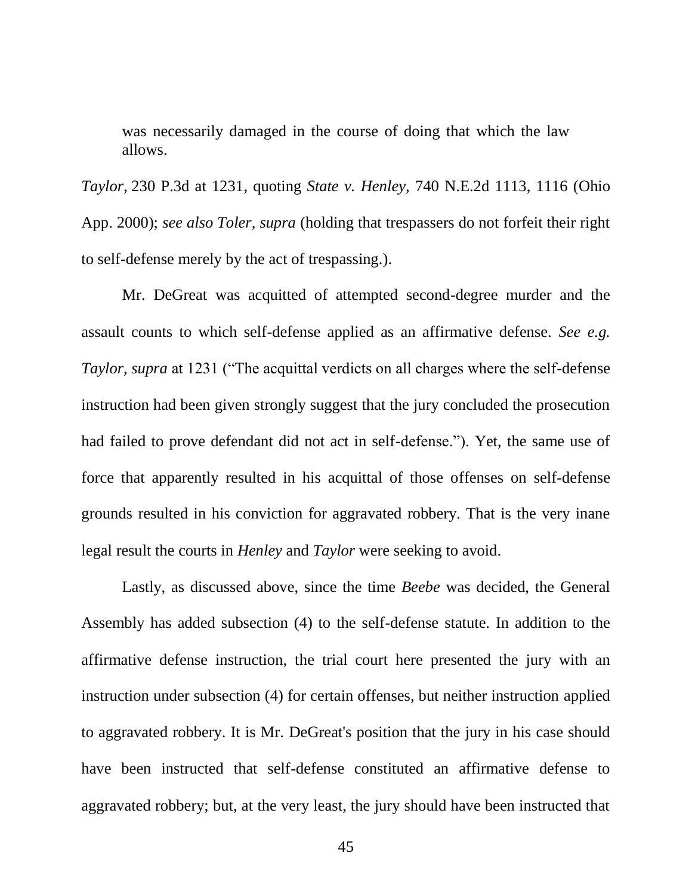> was necessarily damaged in the course of doing that which the law allows.

*Taylor*, 230 P.3d at 1231, quoting *State v. Henley,* 740 N.E.2d 1113, 1116 (Ohio App. 2000); *see also Toler, supra* (holding that trespassers do not forfeit their right to self-defense merely by the act of trespassing.).

Mr. DeGreat was acquitted of attempted second-degree murder and the assault counts to which self-defense applied as an affirmative defense. *See e.g. Taylor, supra* at 1231 ("The acquittal verdicts on all charges where the self-defense instruction had been given strongly suggest that the jury concluded the prosecution had failed to prove defendant did not act in self-defense."). Yet, the same use of force that apparently resulted in his acquittal of those offenses on self-defense grounds resulted in his conviction for aggravated robbery. That is the very inane legal result the courts in *Henley* and *Taylor* were seeking to avoid.

Lastly, as discussed above, since the time *Beebe* was decided, the General Assembly has added subsection (4) to the self-defense statute. In addition to the affirmative defense instruction, the trial court here presented the jury with an instruction under subsection (4) for certain offenses, but neither instruction applied to aggravated robbery. It is Mr. DeGreat's position that the jury in his case should have been instructed that self-defense constituted an affirmative defense to aggravated robbery; but, at the very least, the jury should have been instructed that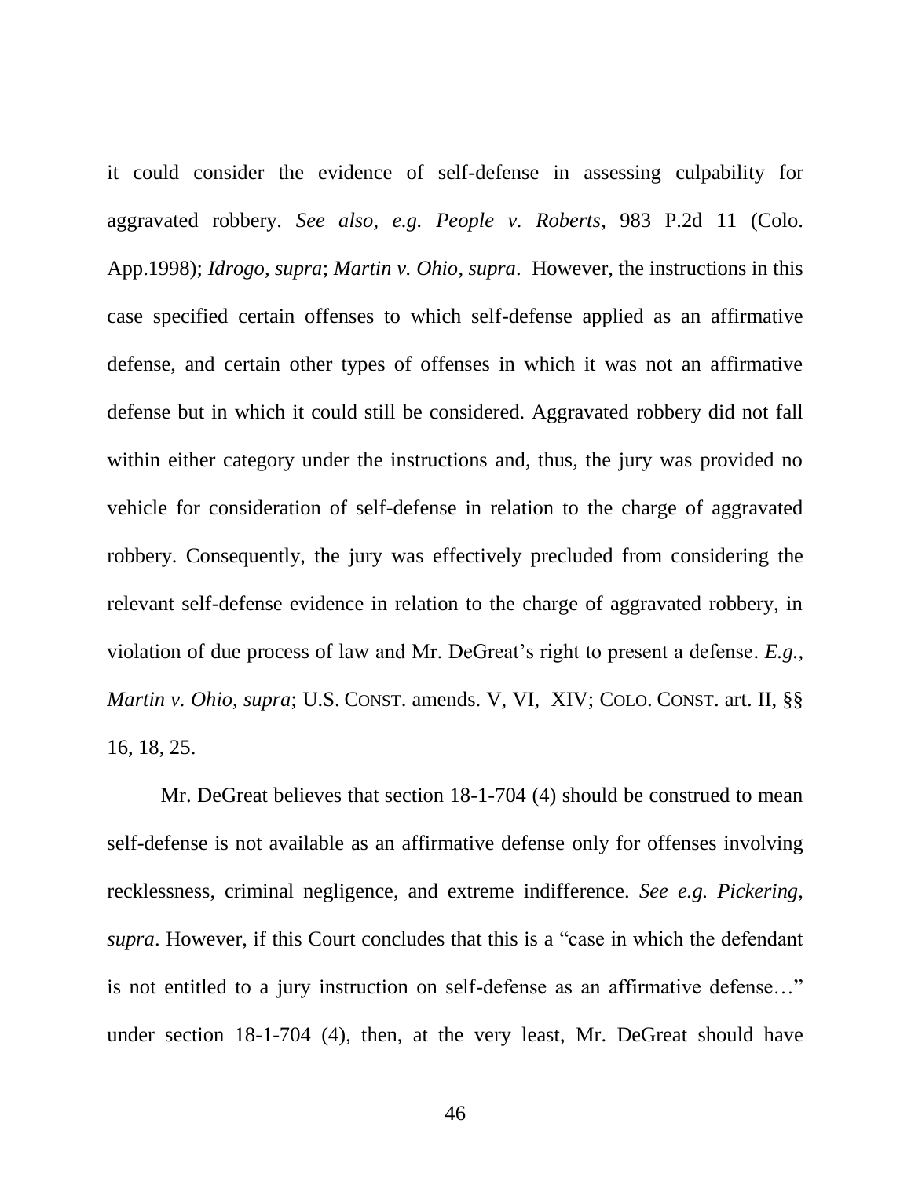it could consider the evidence of self-defense in assessing culpability for aggravated robbery. *See also, e.g. People v. Roberts*, 983 P.2d 11 (Colo. App.1998); *Idrogo, supra*; *Martin v. Ohio, supra*. However, the instructions in this case specified certain offenses to which self-defense applied as an affirmative defense, and certain other types of offenses in which it was not an affirmative defense but in which it could still be considered. Aggravated robbery did not fall within either category under the instructions and, thus, the jury was provided no vehicle for consideration of self-defense in relation to the charge of aggravated robbery. Consequently, the jury was effectively precluded from considering the relevant self-defense evidence in relation to the charge of aggravated robbery, in violation of due process of law and Mr. DeGreat's right to present a defense. *E.g., Martin v. Ohio, supra*; U.S. CONST. amends. V, VI, XIV; COLO. CONST. art. II, §§ 16, 18, 25.

Mr. DeGreat believes that section 18-1-704 (4) should be construed to mean self-defense is not available as an affirmative defense only for offenses involving recklessness, criminal negligence, and extreme indifference. *See e.g. Pickering, supra*. However, if this Court concludes that this is a "case in which the defendant is not entitled to a jury instruction on self-defense as an affirmative defense…" under section 18-1-704 (4), then, at the very least, Mr. DeGreat should have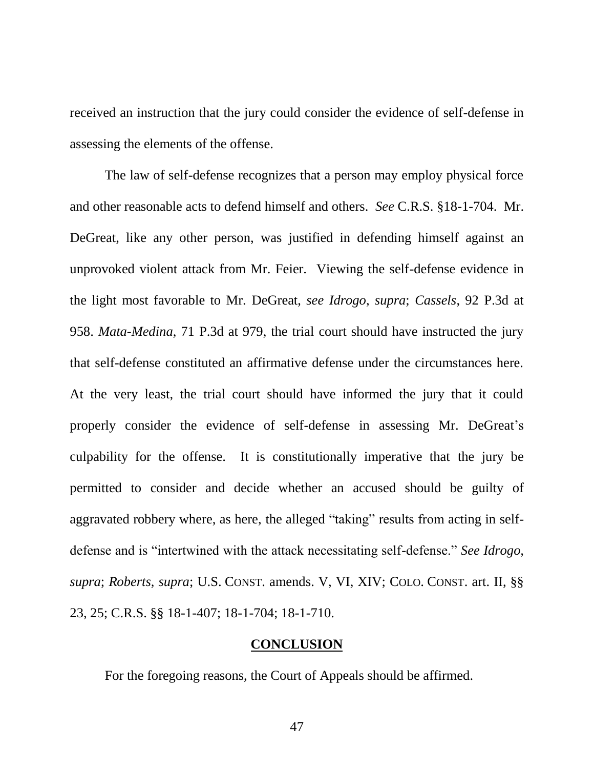received an instruction that the jury could consider the evidence of self-defense in assessing the elements of the offense.

The law of self-defense recognizes that a person may employ physical force and other reasonable acts to defend himself and others. *See* C.R.S. §18-1-704. Mr. DeGreat, like any other person, was justified in defending himself against an unprovoked violent attack from Mr. Feier. Viewing the self-defense evidence in the light most favorable to Mr. DeGreat, *see Idrogo*, *supra*; *Cassels*, 92 P.3d at 958. *Mata-Medina*, 71 P.3d at 979, the trial court should have instructed the jury that self-defense constituted an affirmative defense under the circumstances here. At the very least, the trial court should have informed the jury that it could properly consider the evidence of self-defense in assessing Mr. DeGreat's culpability for the offense. It is constitutionally imperative that the jury be permitted to consider and decide whether an accused should be guilty of aggravated robbery where, as here, the alleged "taking" results from acting in self-defense and is "intertwined with the attack necessitating self-defense." *See Idrogo, supra*; *Roberts, supra*; U.S. CONST. amends. V, VI, XIV; COLO. CONST. art. II, §§ 23, 25; C.R.S. §§ 18-1-407; 18-1-704; 18-1-710.

## CONCLUSION

For the foregoing reasons, the Court of Appeals should be affirmed.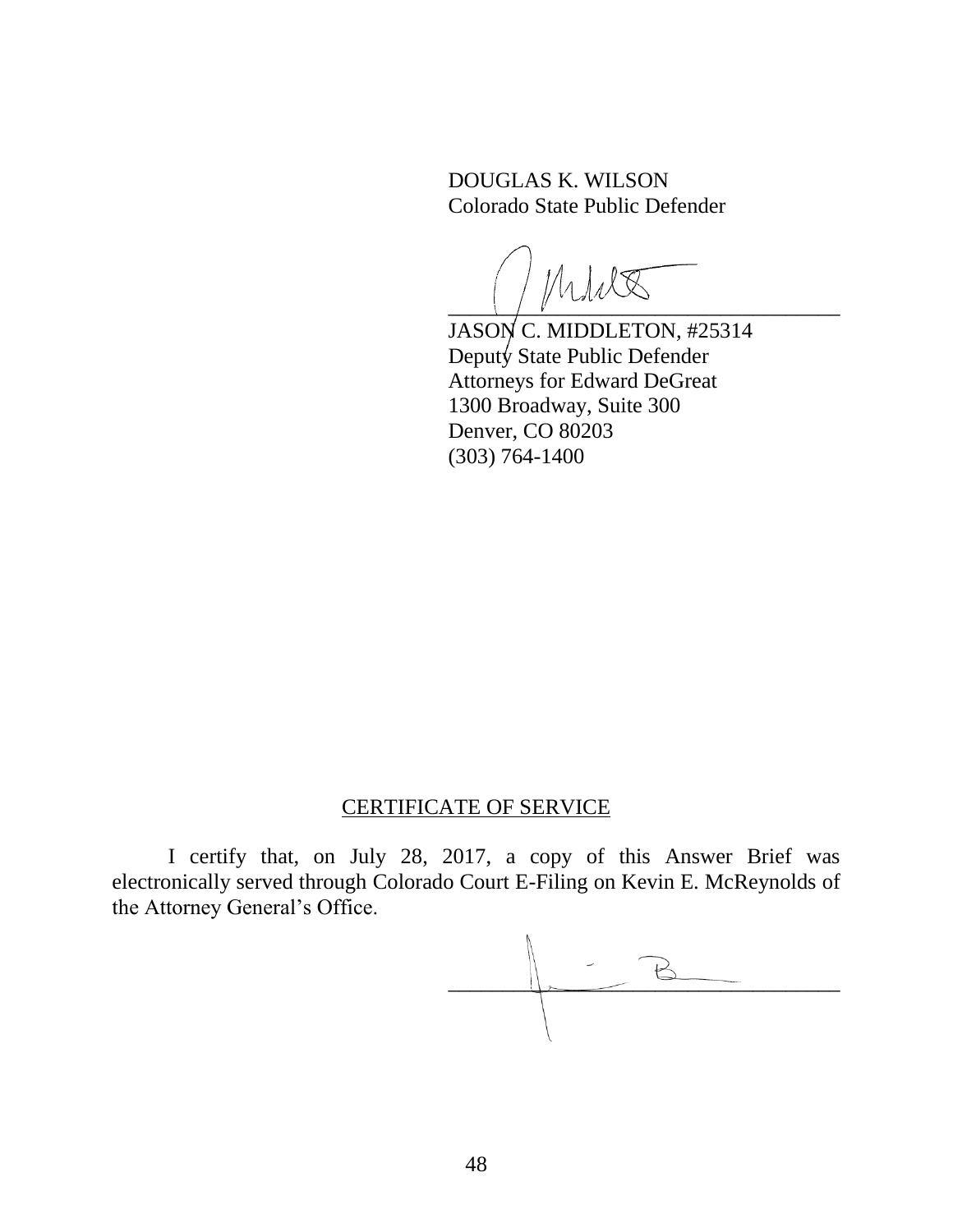DOUGLAS K. WILSON
Colorado State Public Defender

\_\_\_\_\_\_\_\_\_\_\_\_\_\_\_\_\_\_\_\_\_\_\_\_\_\_\_\_\_\_\_\_\_\_
JASON C. MIDDLETON, #25314
Deputy State Public Defender
Attorneys for Edward DeGreat
1300 Broadway, Suite 300
Denver, CO 80203
(303) 764-1400

## CERTIFICATE OF SERVICE

I certify that, on July 28, 2017, a copy of this Answer Brief was electronically served through Colorado Court E-Filing on Kevin E. McReynolds of the Attorney General's Office.

\_\_\_\_\_\_\_\_\_\_\_\_\_\_\_\_\_\_\_\_\_\_\_\_\_\_\_\_\_\_\_\_\_\_